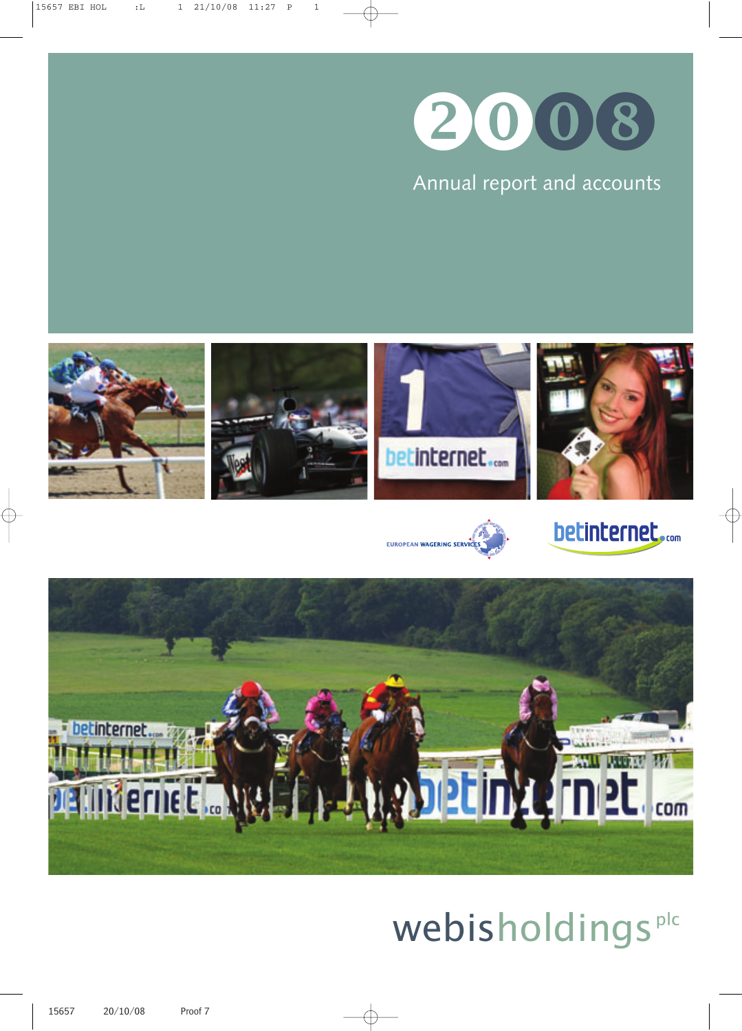# 2008

## Annual report and accounts

EUROPEAN WAGERING SERVICES

betinternet.com

webisholdings plc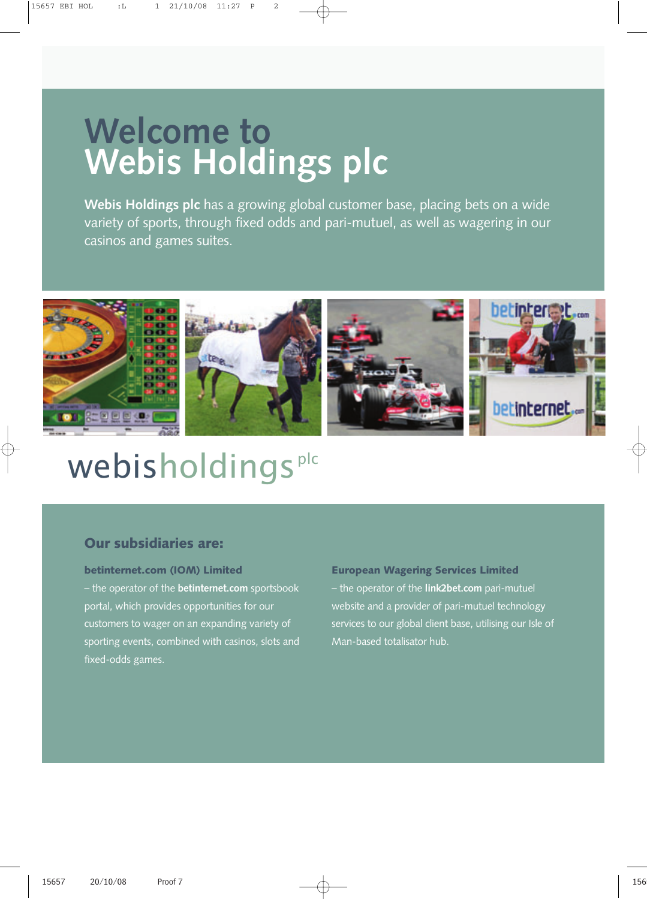# Welcome to Webis Holdings plc

**Webis Holdings plc** has a growing global customer base, placing bets on a wide variety of sports, through fixed odds and pari-mutuel, as well as wagering in our casinos and games suites.

webisholdings plc

## Our subsidiaries are:

**betinternet.com (IOM) Limited**

– the operator of the **betinternet.com** sportsbook portal, which provides opportunities for our customers to wager on an expanding variety of sporting events, combined with casinos, slots and fixed-odds games.

**European Wagering Services Limited**

– the operator of the **link2bet.com** pari-mutuel website and a provider of pari-mutuel technology services to our global client base, utilising our Isle of Man-based totalisator hub.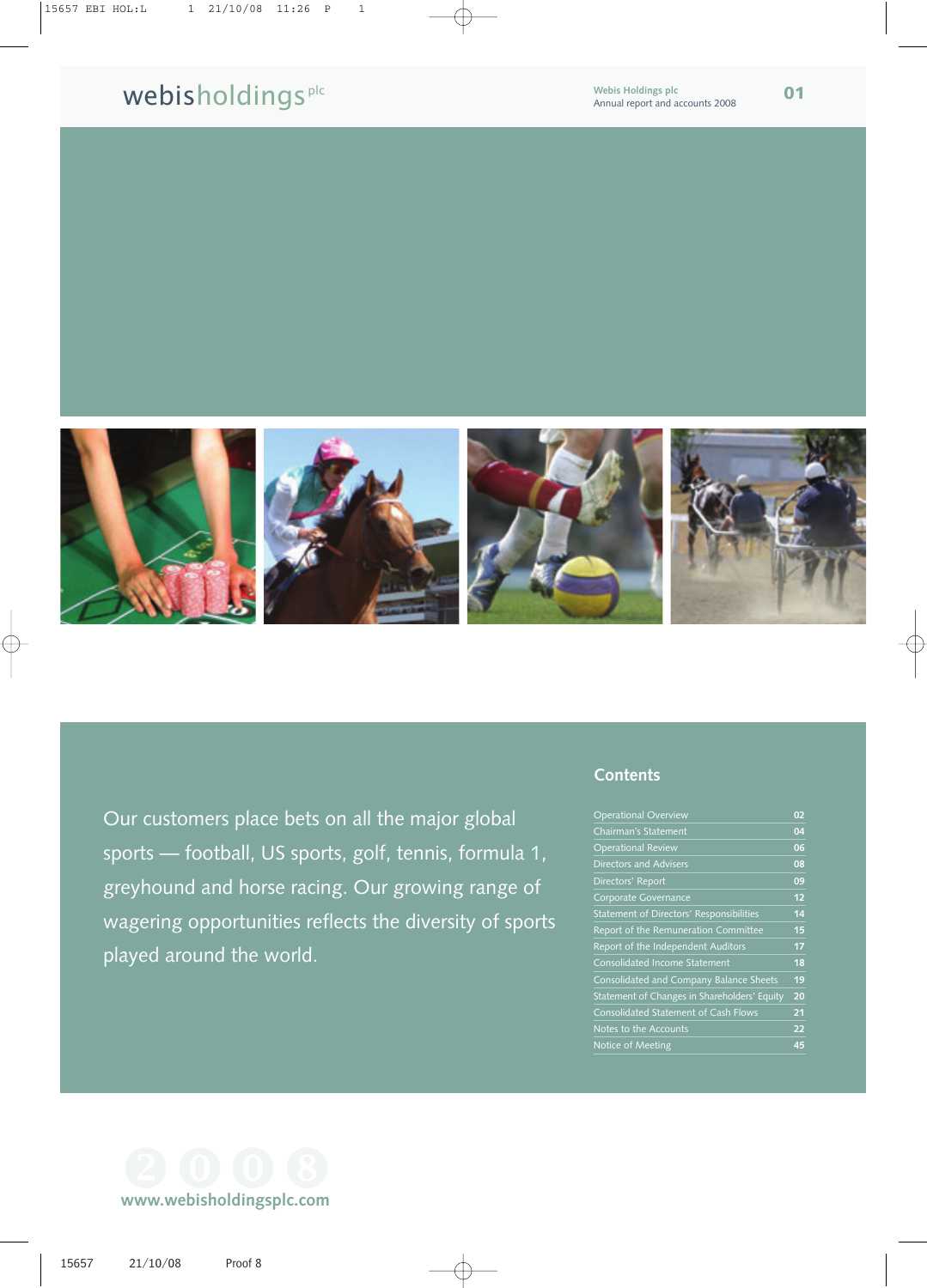# webisholdings plc

Our customers place bets on all the major global sports — football, US sports, golf, tennis, formula 1, greyhound and horse racing. Our growing range of wagering opportunities reflects the diversity of sports played around the world.

## Contents

| | |
|---|---|
| Operational Overview | 02 |
| Chairman's Statement | 04 |
| Operational Review | 06 |
| Directors and Advisers | 08 |
| Directors' Report | 09 |
| Corporate Governance | 12 |
| Statement of Directors' Responsibilities | 14 |
| Report of the Remuneration Committee | 15 |
| Report of the Independent Auditors | 17 |
| Consolidated Income Statement | 18 |
| Consolidated and Company Balance Sheets | 19 |
| Statement of Changes in Shareholders' Equity | 20 |
| Consolidated Statement of Cash Flows | 21 |
| Notes to the Accounts | 22 |
| Notice of Meeting | 45 |

2008

www.webisholdingsplc.com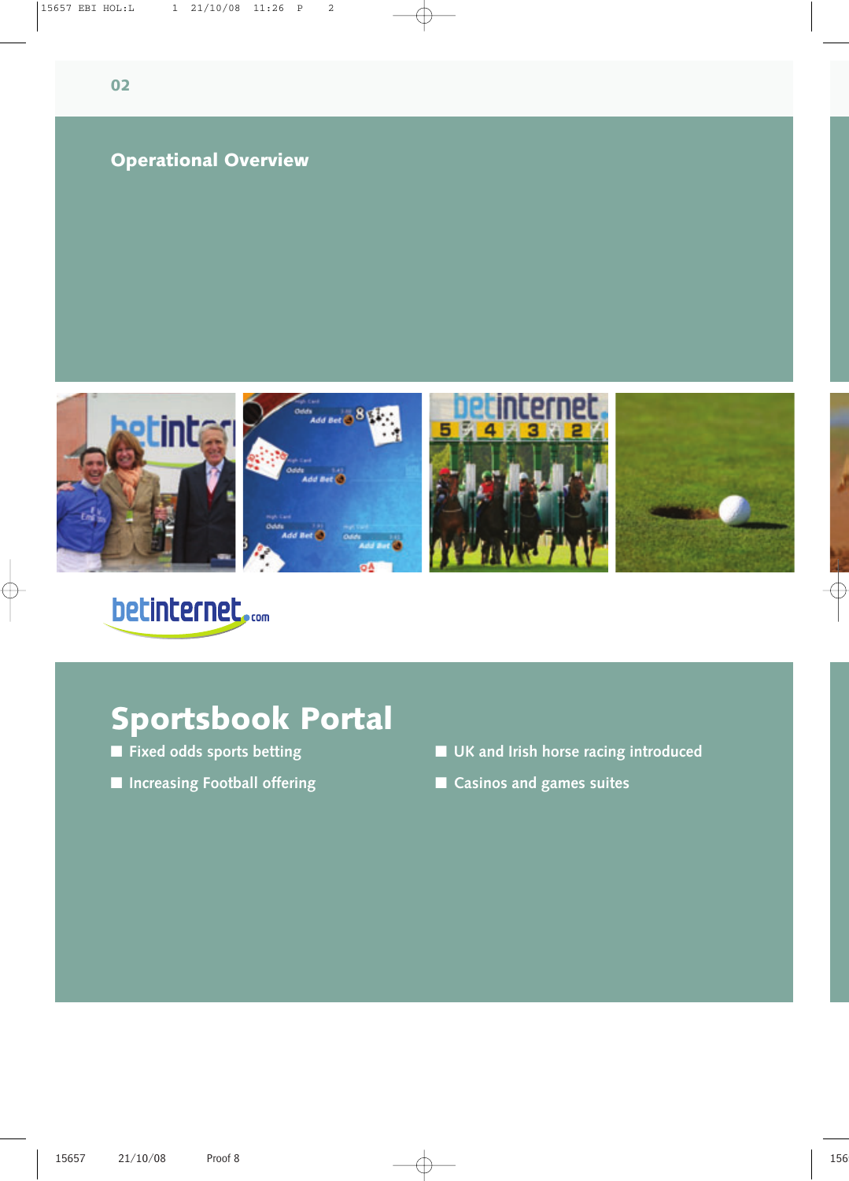## Operational Overview

betinternet.com

# Sportsbook Portal

- Fixed odds sports betting
- Increasing Football offering
- UK and Irish horse racing introduced
- Casinos and games suites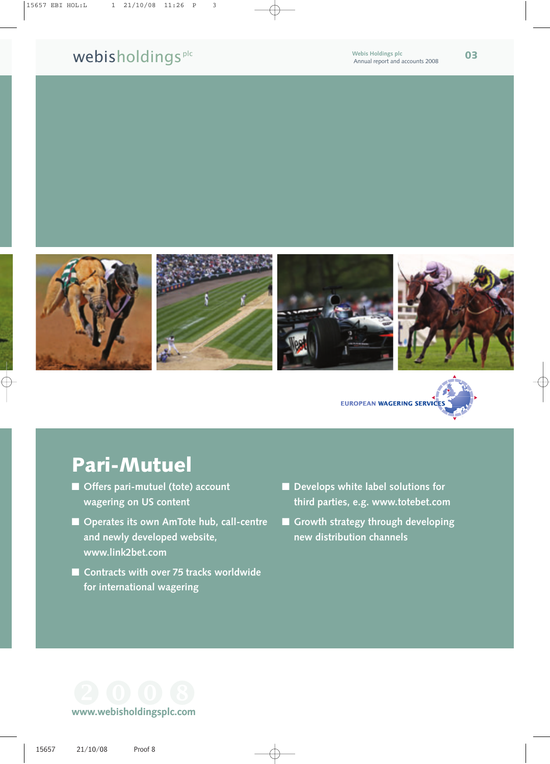EUROPEAN WAGERING SERVICES

# Pari-Mutuel

- Offers pari-mutuel (tote) account wagering on US content
- Operates its own AmTote hub, call-centre and newly developed website, www.link2bet.com
- Contracts with over 75 tracks worldwide for international wagering
- Develops white label solutions for third parties, e.g. www.totebet.com
- Growth strategy through developing new distribution channels

2008

www.webisholdingsplc.com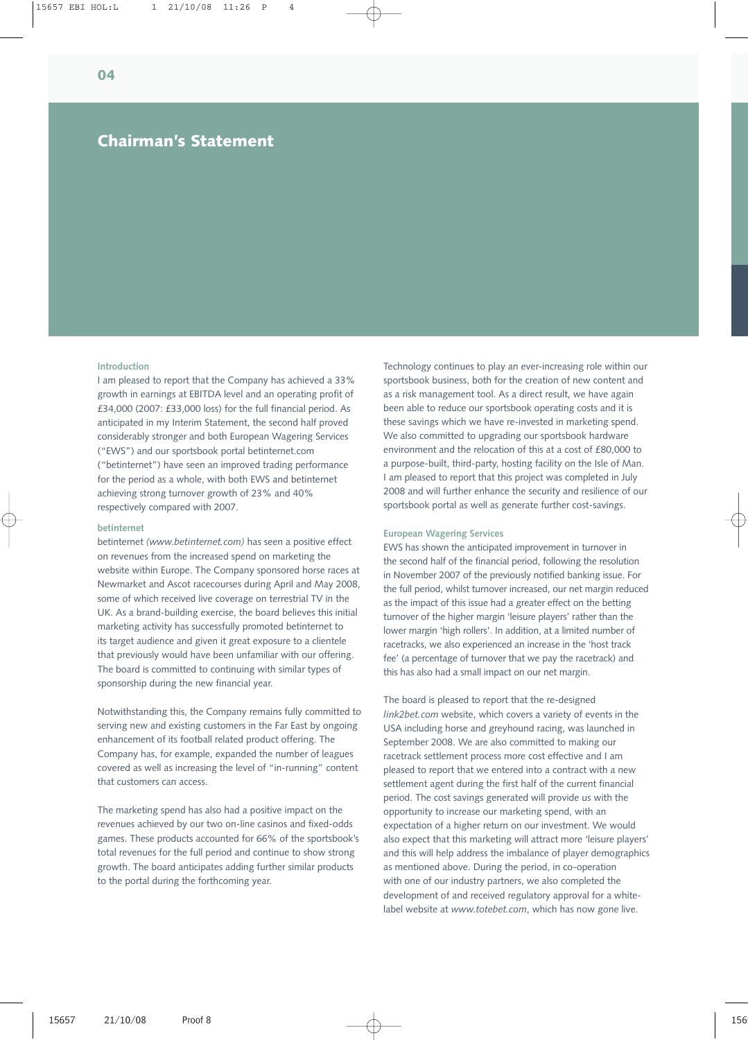# Chairman's Statement

### Introduction

I am pleased to report that the Company has achieved a 33% growth in earnings at EBITDA level and an operating profit of £34,000 (2007: £33,000 loss) for the full financial period. As anticipated in my Interim Statement, the second half proved considerably stronger and both European Wagering Services ("EWS") and our sportsbook portal betinternet.com ("betinternet") have seen an improved trading performance for the period as a whole, with both EWS and betinternet achieving strong turnover growth of 23% and 40% respectively compared with 2007.

### betinternet

betinternet *(www.betinternet.com)* has seen a positive effect on revenues from the increased spend on marketing the website within Europe. The Company sponsored horse races at Newmarket and Ascot racecourses during April and May 2008, some of which received live coverage on terrestrial TV in the UK. As a brand-building exercise, the board believes this initial marketing activity has successfully promoted betinternet to its target audience and given it great exposure to a clientele that previously would have been unfamiliar with our offering. The board is committed to continuing with similar types of sponsorship during the new financial year.

Notwithstanding this, the Company remains fully committed to serving new and existing customers in the Far East by ongoing enhancement of its football related product offering. The Company has, for example, expanded the number of leagues covered as well as increasing the level of "in-running" content that customers can access.

The marketing spend has also had a positive impact on the revenues achieved by our two on-line casinos and fixed-odds games. These products accounted for 66% of the sportsbook's total revenues for the full period and continue to show strong growth. The board anticipates adding further similar products to the portal during the forthcoming year.

Technology continues to play an ever-increasing role within our sportsbook business, both for the creation of new content and as a risk management tool. As a direct result, we have again been able to reduce our sportsbook operating costs and it is these savings which we have re-invested in marketing spend. We also committed to upgrading our sportsbook hardware environment and the relocation of this at a cost of £80,000 to a purpose-built, third-party, hosting facility on the Isle of Man. I am pleased to report that this project was completed in July 2008 and will further enhance the security and resilience of our sportsbook portal as well as generate further cost-savings.

### European Wagering Services

EWS has shown the anticipated improvement in turnover in the second half of the financial period, following the resolution in November 2007 of the previously notified banking issue. For the full period, whilst turnover increased, our net margin reduced as the impact of this issue had a greater effect on the betting turnover of the higher margin 'leisure players' rather than the lower margin 'high rollers'. In addition, at a limited number of racetracks, we also experienced an increase in the 'host track fee' (a percentage of turnover that we pay the racetrack) and this has also had a small impact on our net margin.

The board is pleased to report that the re-designed *link2bet.com* website, which covers a variety of events in the USA including horse and greyhound racing, was launched in September 2008. We are also committed to making our racetrack settlement process more cost effective and I am pleased to report that we entered into a contract with a new settlement agent during the first half of the current financial period. The cost savings generated will provide us with the opportunity to increase our marketing spend, with an expectation of a higher return on our investment. We would also expect that this marketing will attract more 'leisure players' and this will help address the imbalance of player demographics as mentioned above. During the period, in co-operation with one of our industry partners, we also completed the development of and received regulatory approval for a white-label website at *www.totebet.com*, which has now gone live.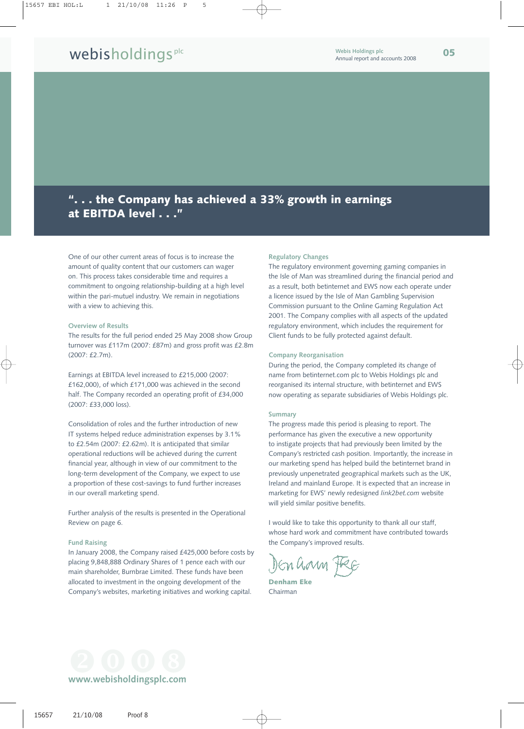**". . . the Company has achieved a 33% growth in earnings at EBITDA level . . ."**

One of our other current areas of focus is to increase the amount of quality content that our customers can wager on. This process takes considerable time and requires a commitment to ongoing relationship-building at a high level within the pari-mutuel industry. We remain in negotiations with a view to achieving this.

### Overview of Results

The results for the full period ended 25 May 2008 show Group turnover was £117m (2007: £87m) and gross profit was £2.8m (2007: £2.7m).

Earnings at EBITDA level increased to £215,000 (2007: £162,000), of which £171,000 was achieved in the second half. The Company recorded an operating profit of £34,000 (2007: £33,000 loss).

Consolidation of roles and the further introduction of new IT systems helped reduce administration expenses by 3.1% to £2.54m (2007: £2.62m). It is anticipated that similar operational reductions will be achieved during the current financial year, although in view of our commitment to the long-term development of the Company, we expect to use a proportion of these cost-savings to fund further increases in our overall marketing spend.

Further analysis of the results is presented in the Operational Review on page 6.

### Fund Raising

In January 2008, the Company raised £425,000 before costs by placing 9,848,888 Ordinary Shares of 1 pence each with our main shareholder, Burnbrae Limited. These funds have been allocated to investment in the ongoing development of the Company's websites, marketing initiatives and working capital.

### Regulatory Changes

The regulatory environment governing gaming companies in the Isle of Man was streamlined during the financial period and as a result, both betinternet and EWS now each operate under a licence issued by the Isle of Man Gambling Supervision Commission pursuant to the Online Gaming Regulation Act 2001. The Company complies with all aspects of the updated regulatory environment, which includes the requirement for Client funds to be fully protected against default.

### Company Reorganisation

During the period, the Company completed its change of name from betinternet.com plc to Webis Holdings plc and reorganised its internal structure, with betinternet and EWS now operating as separate subsidiaries of Webis Holdings plc.

### Summary

The progress made this period is pleasing to report. The performance has given the executive a new opportunity to instigate projects that had previously been limited by the Company's restricted cash position. Importantly, the increase in our marketing spend has helped build the betinternet brand in previously unpenetrated geographical markets such as the UK, Ireland and mainland Europe. It is expected that an increase in marketing for EWS' newly redesigned *link2bet.com* website will yield similar positive benefits.

I would like to take this opportunity to thank all our staff, whose hard work and commitment have contributed towards the Company's improved results.

**Denham Eke**
Chairman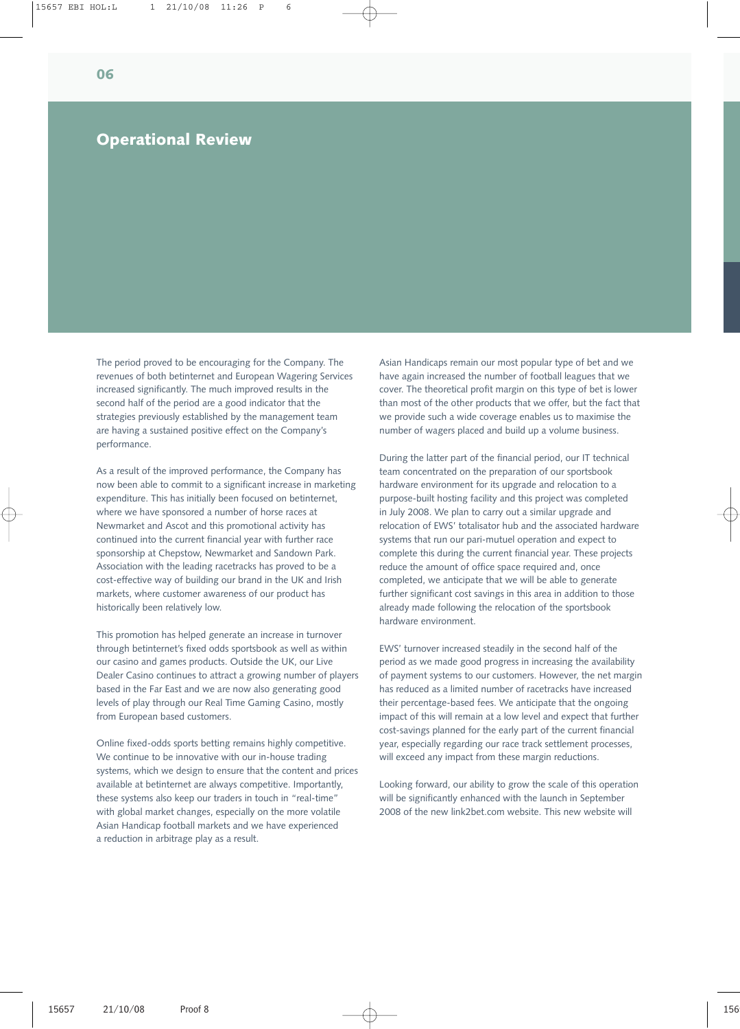# Operational Review

The period proved to be encouraging for the Company. The revenues of both betinternet and European Wagering Services increased significantly. The much improved results in the second half of the period are a good indicator that the strategies previously established by the management team are having a sustained positive effect on the Company's performance.

As a result of the improved performance, the Company has now been able to commit to a significant increase in marketing expenditure. This has initially been focused on betinternet, where we have sponsored a number of horse races at Newmarket and Ascot and this promotional activity has continued into the current financial year with further race sponsorship at Chepstow, Newmarket and Sandown Park. Association with the leading racetracks has proved to be a cost-effective way of building our brand in the UK and Irish markets, where customer awareness of our product has historically been relatively low.

This promotion has helped generate an increase in turnover through betinternet's fixed odds sportsbook as well as within our casino and games products. Outside the UK, our Live Dealer Casino continues to attract a growing number of players based in the Far East and we are now also generating good levels of play through our Real Time Gaming Casino, mostly from European based customers.

Online fixed-odds sports betting remains highly competitive. We continue to be innovative with our in-house trading systems, which we design to ensure that the content and prices available at betinternet are always competitive. Importantly, these systems also keep our traders in touch in "real-time" with global market changes, especially on the more volatile Asian Handicap football markets and we have experienced a reduction in arbitrage play as a result.

Asian Handicaps remain our most popular type of bet and we have again increased the number of football leagues that we cover. The theoretical profit margin on this type of bet is lower than most of the other products that we offer, but the fact that we provide such a wide coverage enables us to maximise the number of wagers placed and build up a volume business.

During the latter part of the financial period, our IT technical team concentrated on the preparation of our sportsbook hardware environment for its upgrade and relocation to a purpose-built hosting facility and this project was completed in July 2008. We plan to carry out a similar upgrade and relocation of EWS' totalisator hub and the associated hardware systems that run our pari-mutuel operation and expect to complete this during the current financial year. These projects reduce the amount of office space required and, once completed, we anticipate that we will be able to generate further significant cost savings in this area in addition to those already made following the relocation of the sportsbook hardware environment.

EWS' turnover increased steadily in the second half of the period as we made good progress in increasing the availability of payment systems to our customers. However, the net margin has reduced as a limited number of racetracks have increased their percentage-based fees. We anticipate that the ongoing impact of this will remain at a low level and expect that further cost-savings planned for the early part of the current financial year, especially regarding our race track settlement processes, will exceed any impact from these margin reductions.

Looking forward, our ability to grow the scale of this operation will be significantly enhanced with the launch in September 2008 of the new link2bet.com website. This new website will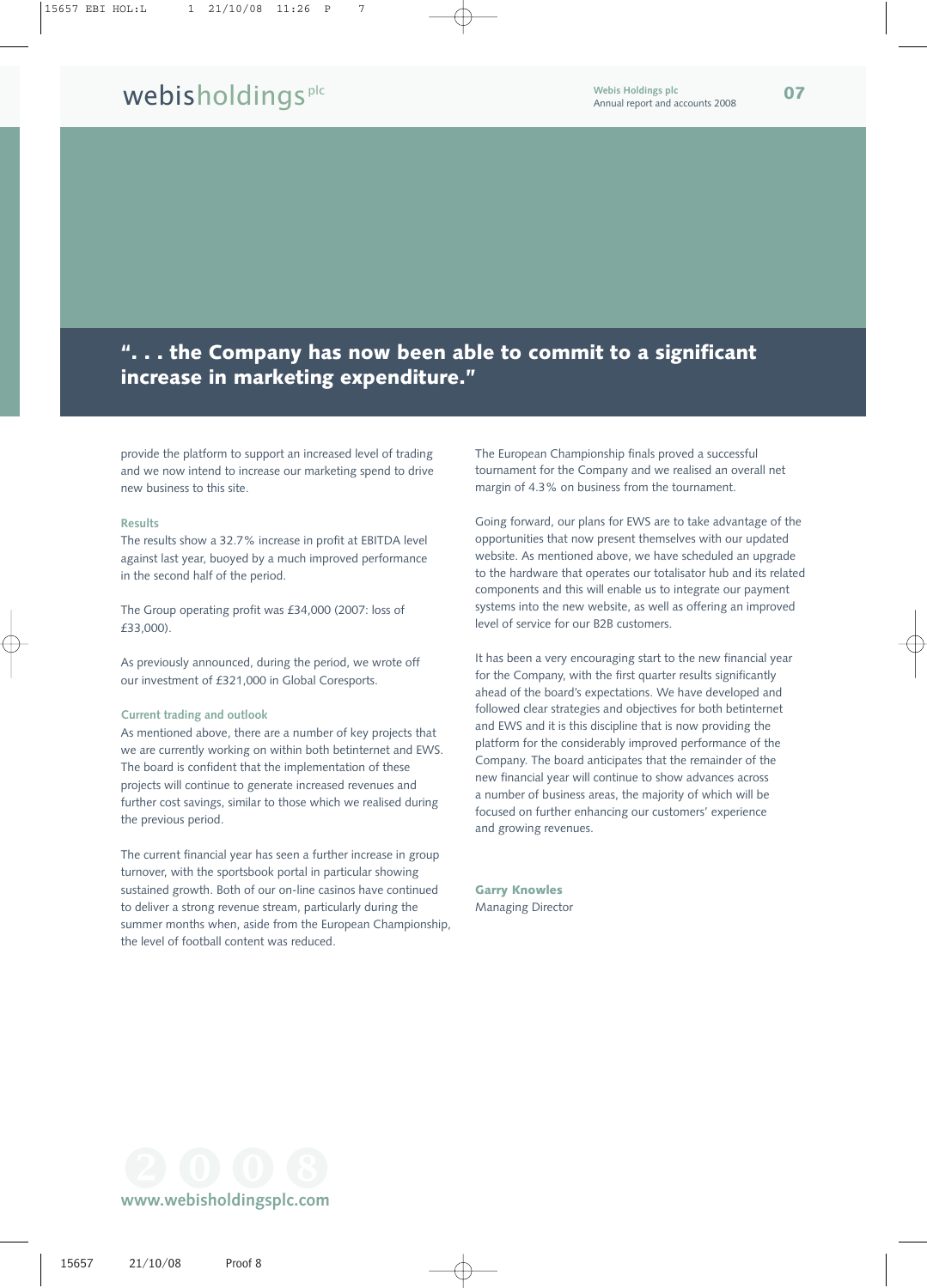**". . . the Company has now been able to commit to a significant increase in marketing expenditure."**

provide the platform to support an increased level of trading and we now intend to increase our marketing spend to drive new business to this site.

### Results

The results show a 32.7% increase in profit at EBITDA level against last year, buoyed by a much improved performance in the second half of the period.

The Group operating profit was £34,000 (2007: loss of £33,000).

As previously announced, during the period, we wrote off our investment of £321,000 in Global Coresports.

### Current trading and outlook

As mentioned above, there are a number of key projects that we are currently working on within both betinternet and EWS. The board is confident that the implementation of these projects will continue to generate increased revenues and further cost savings, similar to those which we realised during the previous period.

The current financial year has seen a further increase in group turnover, with the sportsbook portal in particular showing sustained growth. Both of our on-line casinos have continued to deliver a strong revenue stream, particularly during the summer months when, aside from the European Championship, the level of football content was reduced.

The European Championship finals proved a successful tournament for the Company and we realised an overall net margin of 4.3% on business from the tournament.

Going forward, our plans for EWS are to take advantage of the opportunities that now present themselves with our updated website. As mentioned above, we have scheduled an upgrade to the hardware that operates our totalisator hub and its related components and this will enable us to integrate our payment systems into the new website, as well as offering an improved level of service for our B2B customers.

It has been a very encouraging start to the new financial year for the Company, with the first quarter results significantly ahead of the board's expectations. We have developed and followed clear strategies and objectives for both betinternet and EWS and it is this discipline that is now providing the platform for the considerably improved performance of the Company. The board anticipates that the remainder of the new financial year will continue to show advances across a number of business areas, the majority of which will be focused on further enhancing our customers' experience and growing revenues.

**Garry Knowles**
Managing Director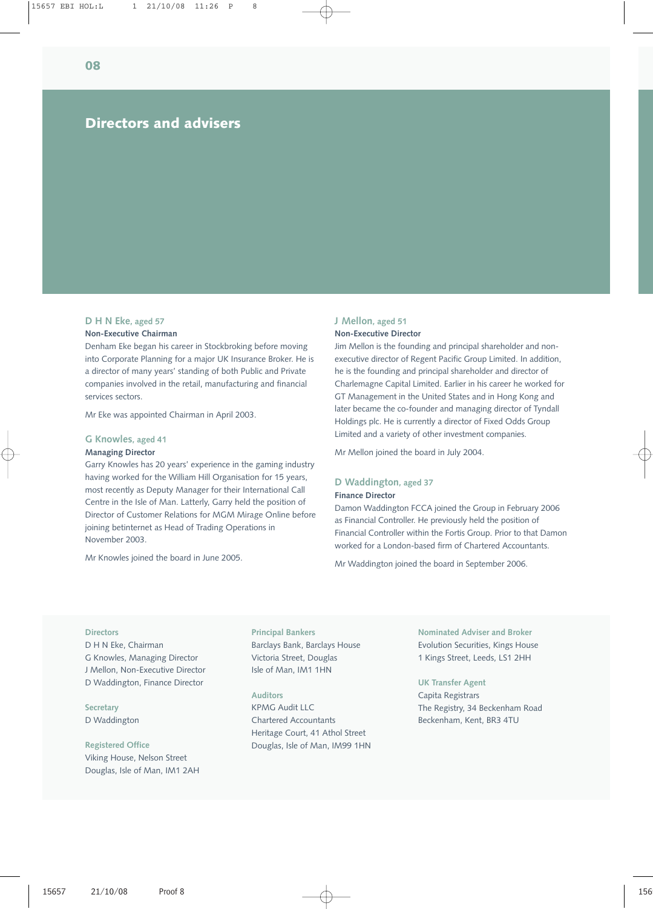# Directors and advisers

### D H N Eke, aged 57

**Non-Executive Chairman**

Denham Eke began his career in Stockbroking before moving into Corporate Planning for a major UK Insurance Broker. He is a director of many years' standing of both Public and Private companies involved in the retail, manufacturing and financial services sectors.

Mr Eke was appointed Chairman in April 2003.

### G Knowles, aged 41

**Managing Director**

Garry Knowles has 20 years' experience in the gaming industry having worked for the William Hill Organisation for 15 years, most recently as Deputy Manager for their International Call Centre in the Isle of Man. Latterly, Garry held the position of Director of Customer Relations for MGM Mirage Online before joining betinternet as Head of Trading Operations in November 2003.

Mr Knowles joined the board in June 2005.

### J Mellon, aged 51

**Non-Executive Director**

Jim Mellon is the founding and principal shareholder and non-executive director of Regent Pacific Group Limited. In addition, he is the founding and principal shareholder and director of Charlemagne Capital Limited. Earlier in his career he worked for GT Management in the United States and in Hong Kong and later became the co-founder and managing director of Tyndall Holdings plc. He is currently a director of Fixed Odds Group Limited and a variety of other investment companies.

Mr Mellon joined the board in July 2004.

### D Waddington, aged 37

**Finance Director**

Damon Waddington FCCA joined the Group in February 2006 as Financial Controller. He previously held the position of Financial Controller within the Fortis Group. Prior to that Damon worked for a London-based firm of Chartered Accountants.

Mr Waddington joined the board in September 2006.

**Directors**
D H N Eke, Chairman
G Knowles, Managing Director
J Mellon, Non-Executive Director
D Waddington, Finance Director

**Secretary**
D Waddington

**Registered Office**
Viking House, Nelson Street
Douglas, Isle of Man, IM1 2AH

**Principal Bankers**
Barclays Bank, Barclays House
Victoria Street, Douglas
Isle of Man, IM1 1HN

**Auditors**
KPMG Audit LLC
Chartered Accountants
Heritage Court, 41 Athol Street
Douglas, Isle of Man, IM99 1HN

**Nominated Adviser and Broker**
Evolution Securities, Kings House
1 Kings Street, Leeds, LS1 2HH

**UK Transfer Agent**
Capita Registrars
The Registry, 34 Beckenham Road
Beckenham, Kent, BR3 4TU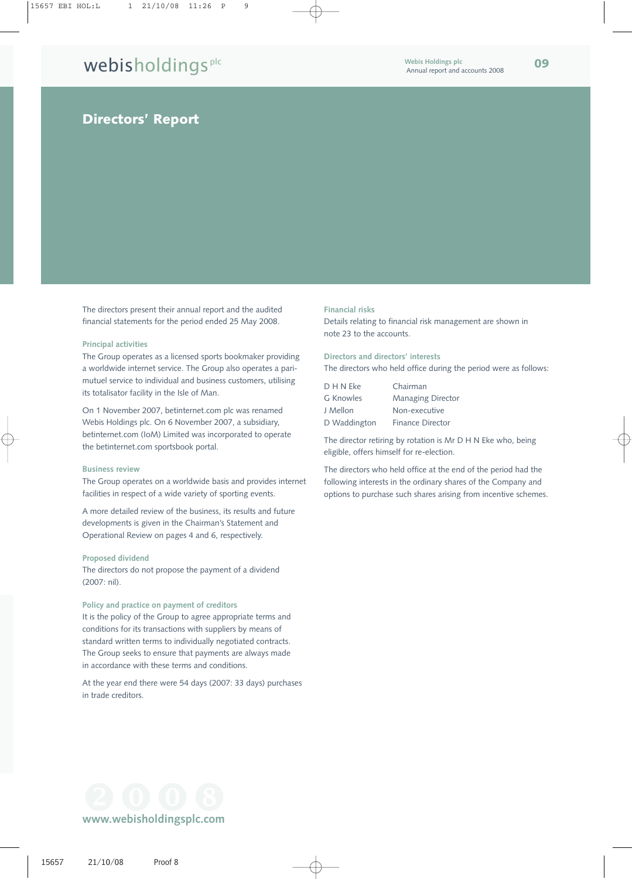# Directors' Report

The directors present their annual report and the audited financial statements for the period ended 25 May 2008.

### Principal activities

The Group operates as a licensed sports bookmaker providing a worldwide internet service. The Group also operates a pari-mutuel service to individual and business customers, utilising its totalisator facility in the Isle of Man.

On 1 November 2007, betinternet.com plc was renamed Webis Holdings plc. On 6 November 2007, a subsidiary, betinternet.com (IoM) Limited was incorporated to operate the betinternet.com sportsbook portal.

### Business review

The Group operates on a worldwide basis and provides internet facilities in respect of a wide variety of sporting events.

A more detailed review of the business, its results and future developments is given in the Chairman's Statement and Operational Review on pages 4 and 6, respectively.

### Proposed dividend

The directors do not propose the payment of a dividend (2007: nil).

### Policy and practice on payment of creditors

It is the policy of the Group to agree appropriate terms and conditions for its transactions with suppliers by means of standard written terms to individually negotiated contracts. The Group seeks to ensure that payments are always made in accordance with these terms and conditions.

At the year end there were 54 days (2007: 33 days) purchases in trade creditors.

### Financial risks

Details relating to financial risk management are shown in note 23 to the accounts.

### Directors and directors' interests

The directors who held office during the period were as follows:

| | |
|---|---|
| D H N Eke | Chairman |
| G Knowles | Managing Director |
| J Mellon | Non-executive |
| D Waddington | Finance Director |

The director retiring by rotation is Mr D H N Eke who, being eligible, offers himself for re-election.

The directors who held office at the end of the period had the following interests in the ordinary shares of the Company and options to purchase such shares arising from incentive schemes.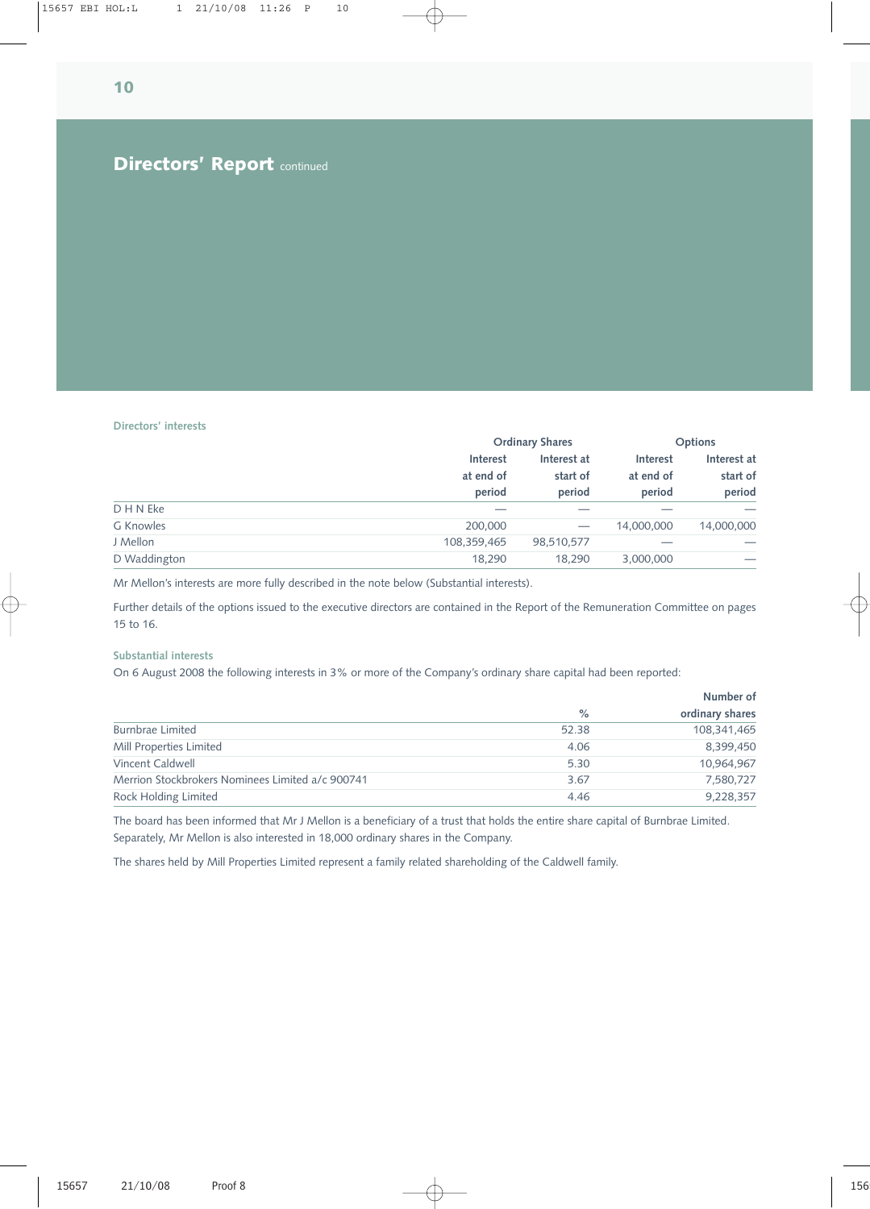## Directors' Report continued

### Directors' interests

| | Ordinary Shares | | Options | |
|---|---|---|---|---|
| | Interest at end of period | Interest at start of period | Interest at end of period | Interest at start of period |
| D H N Eke | — | — | — | — |
| G Knowles | 200,000 | — | 14,000,000 | 14,000,000 |
| J Mellon | 108,359,465 | 98,510,577 | — | — |
| D Waddington | 18,290 | 18,290 | 3,000,000 | — |

Mr Mellon's interests are more fully described in the note below (Substantial interests).

Further details of the options issued to the executive directors are contained in the Report of the Remuneration Committee on pages 15 to 16.

### Substantial interests

On 6 August 2008 the following interests in 3% or more of the Company's ordinary share capital had been reported:

| | % | Number of ordinary shares |
|---|---|---|
| Burnbrae Limited | 52.38 | 108,341,465 |
| Mill Properties Limited | 4.06 | 8,399,450 |
| Vincent Caldwell | 5.30 | 10,964,967 |
| Merrion Stockbrokers Nominees Limited a/c 900741 | 3.67 | 7,580,727 |
| Rock Holding Limited | 4.46 | 9,228,357 |

The board has been informed that Mr J Mellon is a beneficiary of a trust that holds the entire share capital of Burnbrae Limited. Separately, Mr Mellon is also interested in 18,000 ordinary shares in the Company.

The shares held by Mill Properties Limited represent a family related shareholding of the Caldwell family.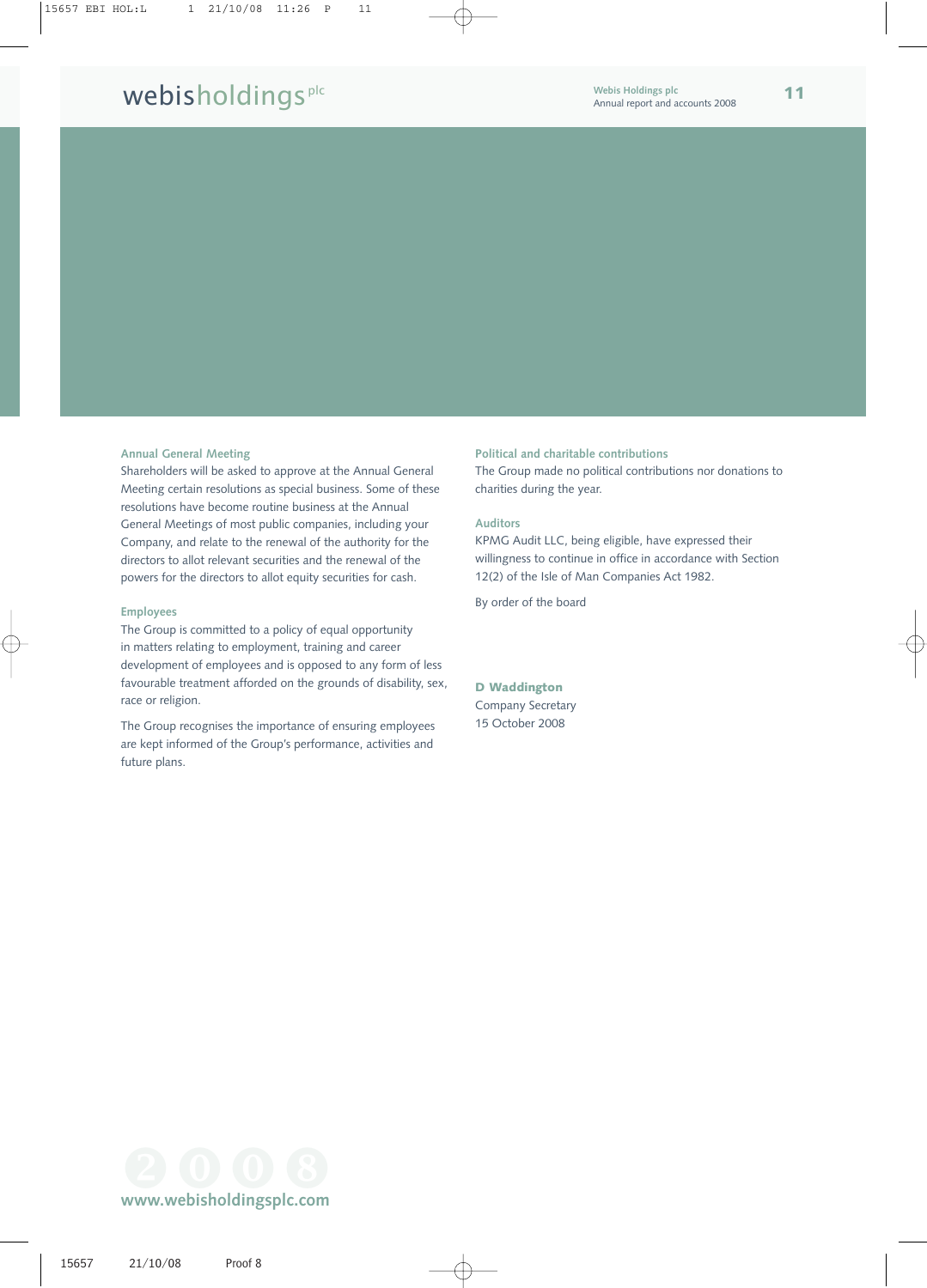### Annual General Meeting

Shareholders will be asked to approve at the Annual General Meeting certain resolutions as special business. Some of these resolutions have become routine business at the Annual General Meetings of most public companies, including your Company, and relate to the renewal of the authority for the directors to allot relevant securities and the renewal of the powers for the directors to allot equity securities for cash.

### Employees

The Group is committed to a policy of equal opportunity in matters relating to employment, training and career development of employees and is opposed to any form of less favourable treatment afforded on the grounds of disability, sex, race or religion.

The Group recognises the importance of ensuring employees are kept informed of the Group's performance, activities and future plans.

### Political and charitable contributions

The Group made no political contributions nor donations to charities during the year.

### Auditors

KPMG Audit LLC, being eligible, have expressed their willingness to continue in office in accordance with Section 12(2) of the Isle of Man Companies Act 1982.

By order of the board

**D Waddington**
Company Secretary
15 October 2008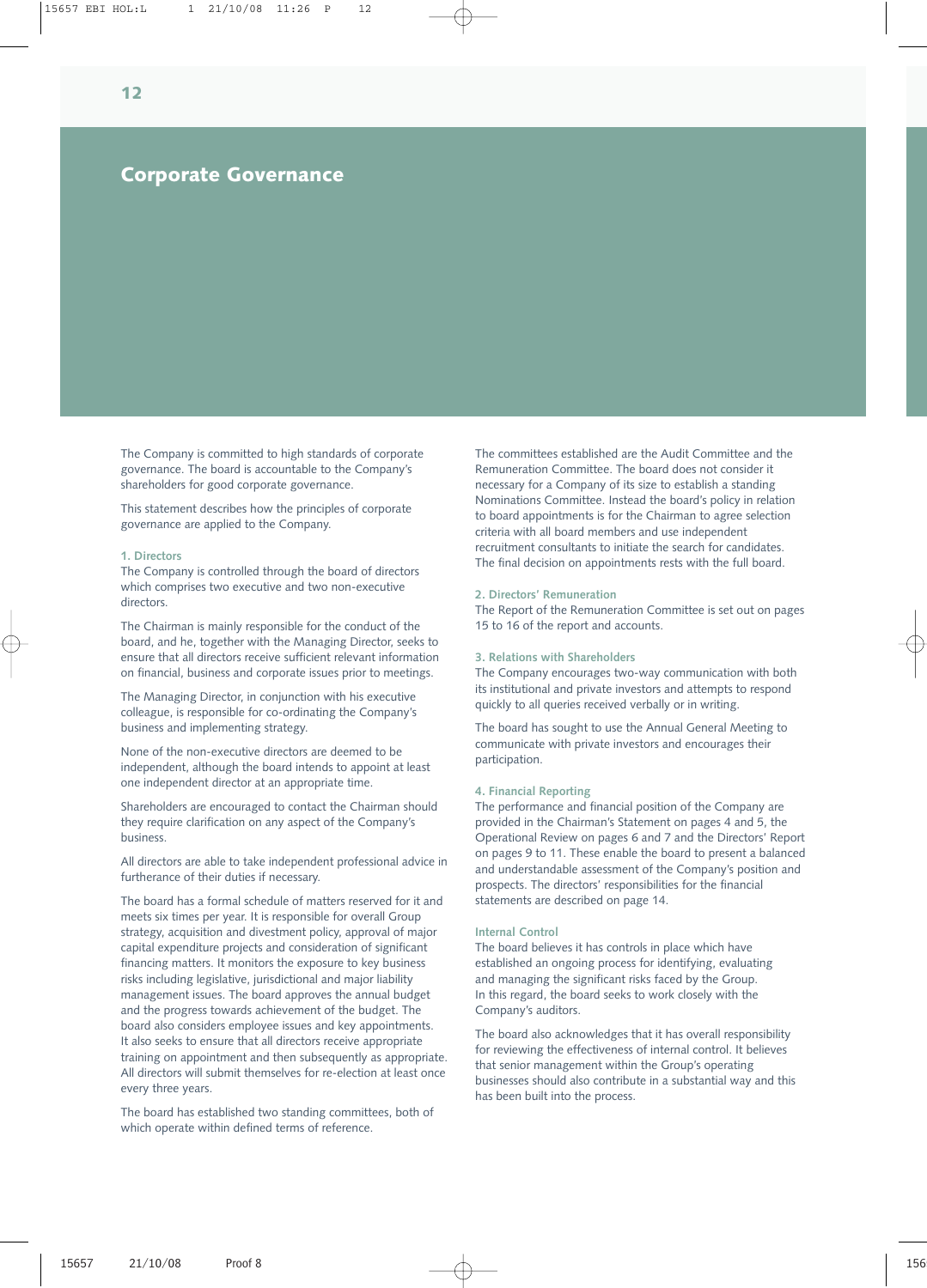# Corporate Governance

The Company is committed to high standards of corporate governance. The board is accountable to the Company's shareholders for good corporate governance.

This statement describes how the principles of corporate governance are applied to the Company.

## 1. Directors

The Company is controlled through the board of directors which comprises two executive and two non-executive directors.

The Chairman is mainly responsible for the conduct of the board, and he, together with the Managing Director, seeks to ensure that all directors receive sufficient relevant information on financial, business and corporate issues prior to meetings.

The Managing Director, in conjunction with his executive colleague, is responsible for co-ordinating the Company's business and implementing strategy.

None of the non-executive directors are deemed to be independent, although the board intends to appoint at least one independent director at an appropriate time.

Shareholders are encouraged to contact the Chairman should they require clarification on any aspect of the Company's business.

All directors are able to take independent professional advice in furtherance of their duties if necessary.

The board has a formal schedule of matters reserved for it and meets six times per year. It is responsible for overall Group strategy, acquisition and divestment policy, approval of major capital expenditure projects and consideration of significant financing matters. It monitors the exposure to key business risks including legislative, jurisdictional and major liability management issues. The board approves the annual budget and the progress towards achievement of the budget. The board also considers employee issues and key appointments. It also seeks to ensure that all directors receive appropriate training on appointment and then subsequently as appropriate. All directors will submit themselves for re-election at least once every three years.

The board has established two standing committees, both of which operate within defined terms of reference.

The committees established are the Audit Committee and the Remuneration Committee. The board does not consider it necessary for a Company of its size to establish a standing Nominations Committee. Instead the board's policy in relation to board appointments is for the Chairman to agree selection criteria with all board members and use independent recruitment consultants to initiate the search for candidates. The final decision on appointments rests with the full board.

## 2. Directors' Remuneration

The Report of the Remuneration Committee is set out on pages 15 to 16 of the report and accounts.

## 3. Relations with Shareholders

The Company encourages two-way communication with both its institutional and private investors and attempts to respond quickly to all queries received verbally or in writing.

The board has sought to use the Annual General Meeting to communicate with private investors and encourages their participation.

## 4. Financial Reporting

The performance and financial position of the Company are provided in the Chairman's Statement on pages 4 and 5, the Operational Review on pages 6 and 7 and the Directors' Report on pages 9 to 11. These enable the board to present a balanced and understandable assessment of the Company's position and prospects. The directors' responsibilities for the financial statements are described on page 14.

### Internal Control

The board believes it has controls in place which have established an ongoing process for identifying, evaluating and managing the significant risks faced by the Group. In this regard, the board seeks to work closely with the Company's auditors.

The board also acknowledges that it has overall responsibility for reviewing the effectiveness of internal control. It believes that senior management within the Group's operating businesses should also contribute in a substantial way and this has been built into the process.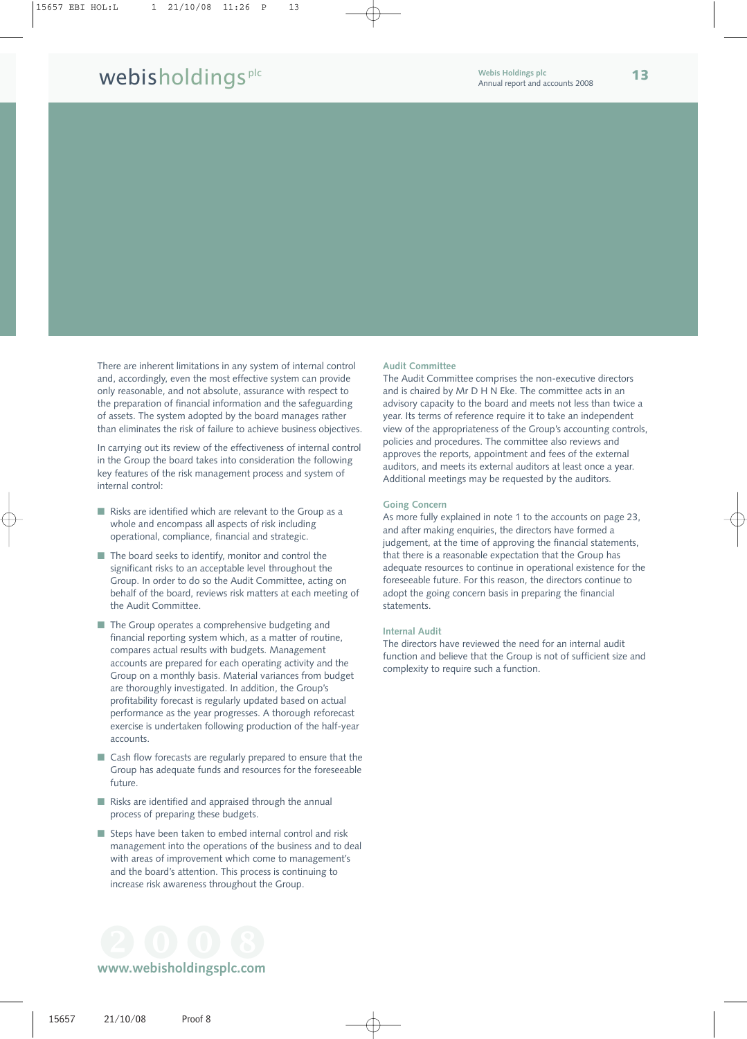There are inherent limitations in any system of internal control and, accordingly, even the most effective system can provide only reasonable, and not absolute, assurance with respect to the preparation of financial information and the safeguarding of assets. The system adopted by the board manages rather than eliminates the risk of failure to achieve business objectives.

In carrying out its review of the effectiveness of internal control in the Group the board takes into consideration the following key features of the risk management process and system of internal control:

- Risks are identified which are relevant to the Group as a whole and encompass all aspects of risk including operational, compliance, financial and strategic.
- The board seeks to identify, monitor and control the significant risks to an acceptable level throughout the Group. In order to do so the Audit Committee, acting on behalf of the board, reviews risk matters at each meeting of the Audit Committee.
- The Group operates a comprehensive budgeting and financial reporting system which, as a matter of routine, compares actual results with budgets. Management accounts are prepared for each operating activity and the Group on a monthly basis. Material variances from budget are thoroughly investigated. In addition, the Group's profitability forecast is regularly updated based on actual performance as the year progresses. A thorough reforecast exercise is undertaken following production of the half-year accounts.
- Cash flow forecasts are regularly prepared to ensure that the Group has adequate funds and resources for the foreseeable future.
- Risks are identified and appraised through the annual process of preparing these budgets.
- Steps have been taken to embed internal control and risk management into the operations of the business and to deal with areas of improvement which come to management's and the board's attention. This process is continuing to increase risk awareness throughout the Group.

### Audit Committee

The Audit Committee comprises the non-executive directors and is chaired by Mr D H N Eke. The committee acts in an advisory capacity to the board and meets not less than twice a year. Its terms of reference require it to take an independent view of the appropriateness of the Group's accounting controls, policies and procedures. The committee also reviews and approves the reports, appointment and fees of the external auditors, and meets its external auditors at least once a year. Additional meetings may be requested by the auditors.

### Going Concern

As more fully explained in note 1 to the accounts on page 23, and after making enquiries, the directors have formed a judgement, at the time of approving the financial statements, that there is a reasonable expectation that the Group has adequate resources to continue in operational existence for the foreseeable future. For this reason, the directors continue to adopt the going concern basis in preparing the financial statements.

### Internal Audit

The directors have reviewed the need for an internal audit function and believe that the Group is not of sufficient size and complexity to require such a function.

www.webisholdingsplc.com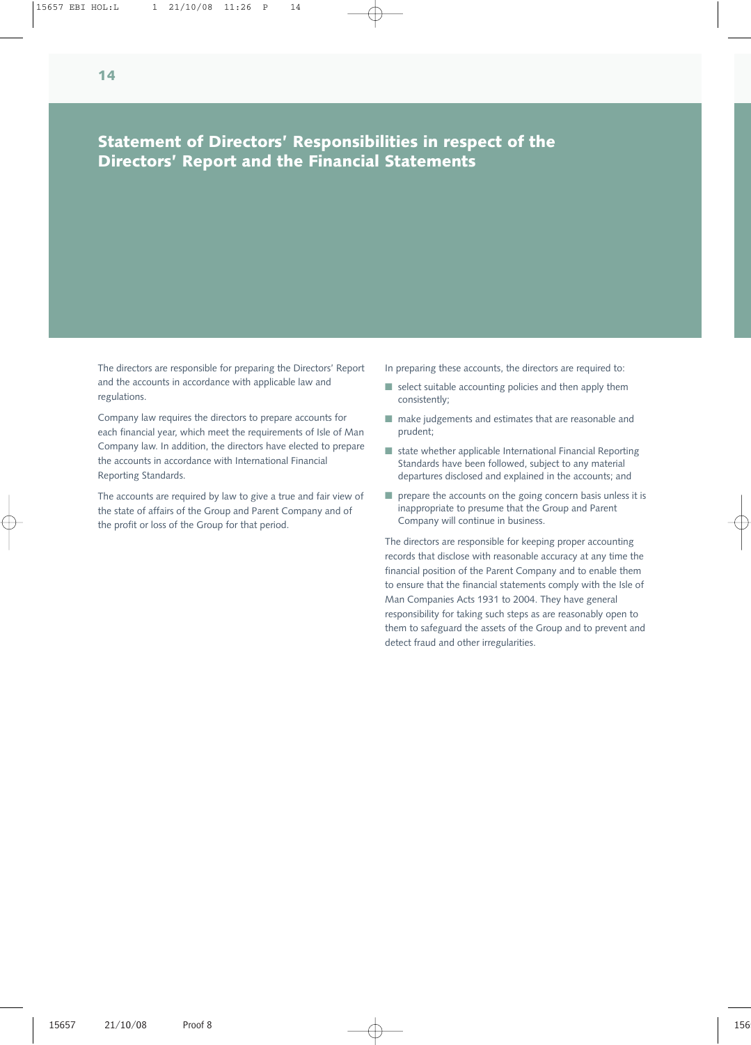# Statement of Directors' Responsibilities in respect of the Directors' Report and the Financial Statements

The directors are responsible for preparing the Directors' Report and the accounts in accordance with applicable law and regulations.

Company law requires the directors to prepare accounts for each financial year, which meet the requirements of Isle of Man Company law. In addition, the directors have elected to prepare the accounts in accordance with International Financial Reporting Standards.

The accounts are required by law to give a true and fair view of the state of affairs of the Group and Parent Company and of the profit or loss of the Group for that period.

In preparing these accounts, the directors are required to:

- select suitable accounting policies and then apply them consistently;
- make judgements and estimates that are reasonable and prudent;
- state whether applicable International Financial Reporting Standards have been followed, subject to any material departures disclosed and explained in the accounts; and
- prepare the accounts on the going concern basis unless it is inappropriate to presume that the Group and Parent Company will continue in business.

The directors are responsible for keeping proper accounting records that disclose with reasonable accuracy at any time the financial position of the Parent Company and to enable them to ensure that the financial statements comply with the Isle of Man Companies Acts 1931 to 2004. They have general responsibility for taking such steps as are reasonably open to them to safeguard the assets of the Group and to prevent and detect fraud and other irregularities.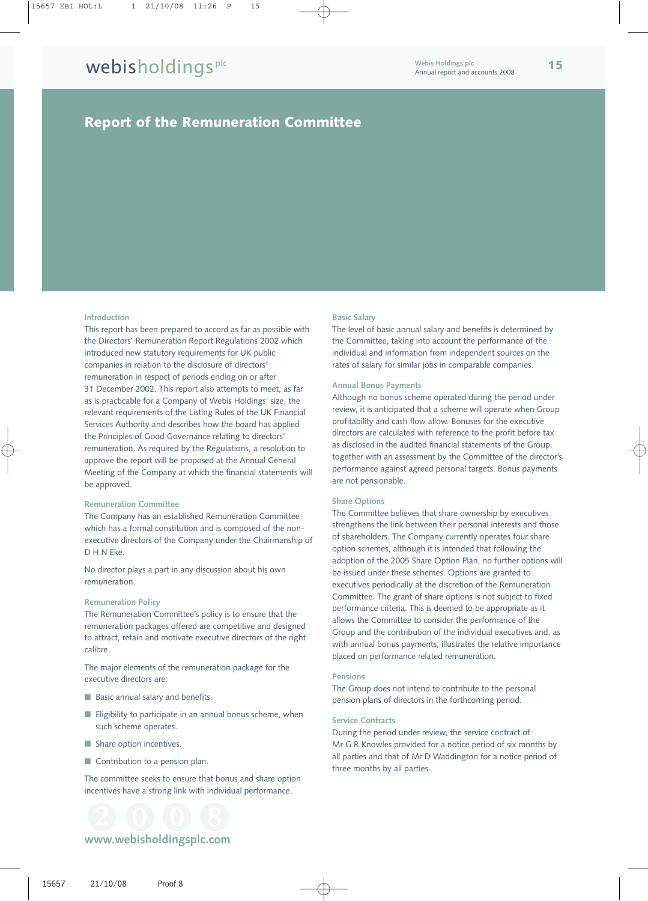# Report of the Remuneration Committee

### Introduction

This report has been prepared to accord as far as possible with the Directors' Remuneration Report Regulations 2002 which introduced new statutory requirements for UK public companies in relation to the disclosure of directors' remuneration in respect of periods ending on or after 31 December 2002. This report also attempts to meet, as far as is practicable for a Company of Webis Holdings' size, the relevant requirements of the Listing Rules of the UK Financial Services Authority and describes how the board has applied the Principles of Good Governance relating to directors' remuneration. As required by the Regulations, a resolution to approve the report will be proposed at the Annual General Meeting of the Company at which the financial statements will be approved.

### Remuneration Committee

The Company has an established Remuneration Committee which has a formal constitution and is composed of the non-executive directors of the Company under the Chairmanship of D H N Eke.

No director plays a part in any discussion about his own remuneration.

### Remuneration Policy

The Remuneration Committee's policy is to ensure that the remuneration packages offered are competitive and designed to attract, retain and motivate executive directors of the right calibre.

The major elements of the remuneration package for the executive directors are:

- Basic annual salary and benefits.
- Eligibility to participate in an annual bonus scheme, when such scheme operates.
- Share option incentives.
- Contribution to a pension plan.

The committee seeks to ensure that bonus and share option incentives have a strong link with individual performance.

### Basic Salary

The level of basic annual salary and benefits is determined by the Committee, taking into account the performance of the individual and information from independent sources on the rates of salary for similar jobs in comparable companies.

### Annual Bonus Payments

Although no bonus scheme operated during the period under review, it is anticipated that a scheme will operate when Group profitability and cash flow allow. Bonuses for the executive directors are calculated with reference to the profit before tax as disclosed in the audited financial statements of the Group, together with an assessment by the Committee of the director's performance against agreed personal targets. Bonus payments are not pensionable.

### Share Options

The Committee believes that share ownership by executives strengthens the link between their personal interests and those of shareholders. The Company currently operates four share option schemes, although it is intended that following the adoption of the 2005 Share Option Plan, no further options will be issued under these schemes. Options are granted to executives periodically at the discretion of the Remuneration Committee. The grant of share options is not subject to fixed performance criteria. This is deemed to be appropriate as it allows the Committee to consider the performance of the Group and the contribution of the individual executives and, as with annual bonus payments, illustrates the relative importance placed on performance related remuneration.

### Pensions

The Group does not intend to contribute to the personal pension plans of directors in the forthcoming period.

### Service Contracts

During the period under review, the service contract of Mr G R Knowles provided for a notice period of six months by all parties and that of Mr D Waddington for a notice period of three months by all parties.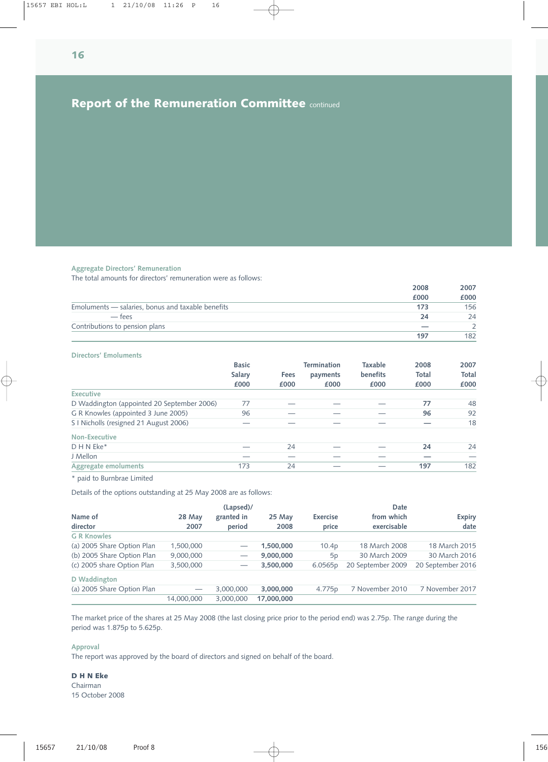## Report of the Remuneration Committee continued

### Aggregate Directors' Remuneration

The total amounts for directors' remuneration were as follows:

| | 2008 £000 | 2007 £000 |
|---|---|---|
| Emoluments — salaries, bonus and taxable benefits | **173** | 156 |
| — fees | **24** | 24 |
| Contributions to pension plans | — | 2 |
| | **197** | 182 |

### Directors' Emoluments

| | Basic Salary £000 | Fees £000 | Termination payments £000 | Taxable benefits £000 | 2008 Total £000 | 2007 Total £000 |
|---|---|---|---|---|---|---|
| **Executive** | | | | | | |
| D Waddington (appointed 20 September 2006) | 77 | — | — | — | **77** | 48 |
| G R Knowles (appointed 3 June 2005) | 96 | — | — | — | **96** | 92 |
| S I Nicholls (resigned 21 August 2006) | — | — | — | — | **—** | 18 |
| **Non-Executive** | | | | | | |
| D H N Eke* | — | 24 | — | — | **24** | 24 |
| J Mellon | — | — | — | — | **—** | — |
| **Aggregate emoluments** | 173 | 24 | — | — | **197** | 182 |

\* paid to Burnbrae Limited

Details of the options outstanding at 25 May 2008 are as follows:

| Name of director | 28 May 2007 | (Lapsed)/ granted in period | 25 May 2008 | Exercise price | Date from which exercisable | Expiry date |
|---|---|---|---|---|---|---|
| **G R Knowles** | | | | | | |
| (a) 2005 Share Option Plan | 1,500,000 | — | **1,500,000** | 10.4p | 18 March 2008 | 18 March 2015 |
| (b) 2005 Share Option Plan | 9,000,000 | — | **9,000,000** | 5p | 30 March 2009 | 30 March 2016 |
| (c) 2005 share Option Plan | 3,500,000 | — | **3,500,000** | 6.0565p | 20 September 2009 | 20 September 2016 |
| **D Waddington** | | | | | | |
| (a) 2005 Share Option Plan | — | 3,000,000 | **3,000,000** | 4.775p | 7 November 2010 | 7 November 2017 |
| | 14,000,000 | 3,000,000 | **17,000,000** | | | |

The market price of the shares at 25 May 2008 (the last closing price prior to the period end) was 2.75p. The range during the period was 1.875p to 5.625p.

### Approval

The report was approved by the board of directors and signed on behalf of the board.

**D H N Eke**
Chairman
15 October 2008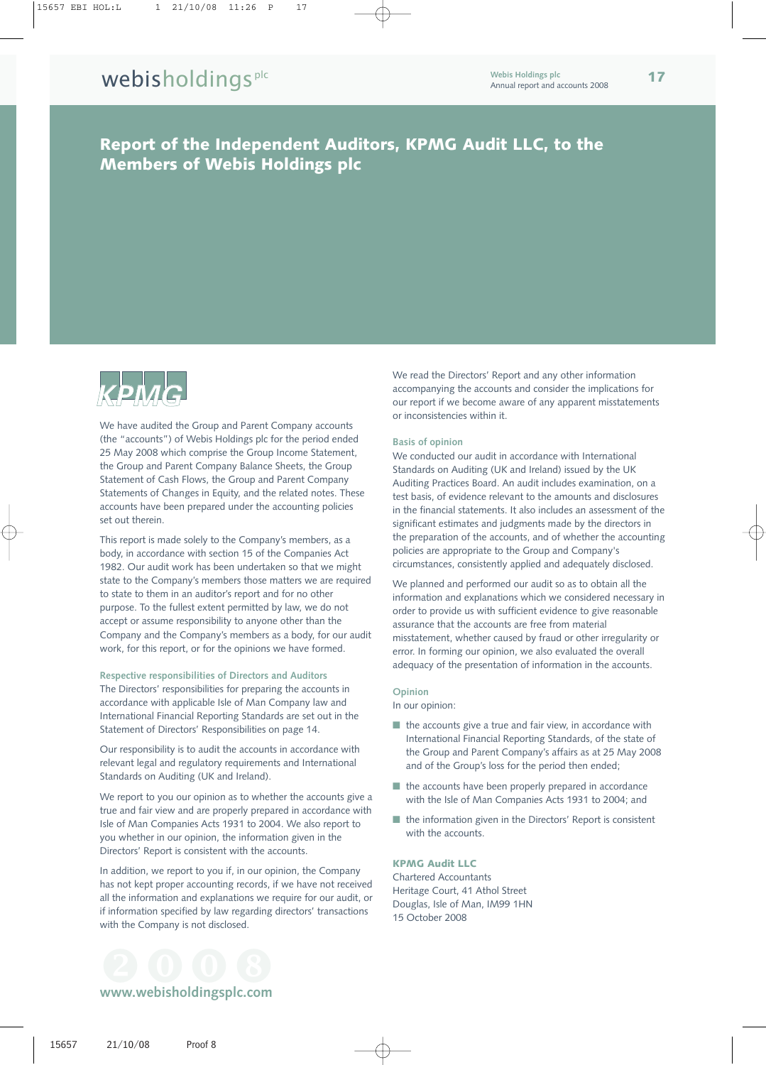# Report of the Independent Auditors, KPMG Audit LLC, to the Members of Webis Holdings plc

KPMG

We have audited the Group and Parent Company accounts (the "accounts") of Webis Holdings plc for the period ended 25 May 2008 which comprise the Group Income Statement, the Group and Parent Company Balance Sheets, the Group Statement of Cash Flows, the Group and Parent Company Statements of Changes in Equity, and the related notes. These accounts have been prepared under the accounting policies set out therein.

This report is made solely to the Company's members, as a body, in accordance with section 15 of the Companies Act 1982. Our audit work has been undertaken so that we might state to the Company's members those matters we are required to state to them in an auditor's report and for no other purpose. To the fullest extent permitted by law, we do not accept or assume responsibility to anyone other than the Company and the Company's members as a body, for our audit work, for this report, or for the opinions we have formed.

### Respective responsibilities of Directors and Auditors

The Directors' responsibilities for preparing the accounts in accordance with applicable Isle of Man Company law and International Financial Reporting Standards are set out in the Statement of Directors' Responsibilities on page 14.

Our responsibility is to audit the accounts in accordance with relevant legal and regulatory requirements and International Standards on Auditing (UK and Ireland).

We report to you our opinion as to whether the accounts give a true and fair view and are properly prepared in accordance with Isle of Man Companies Acts 1931 to 2004. We also report to you whether in our opinion, the information given in the Directors' Report is consistent with the accounts.

In addition, we report to you if, in our opinion, the Company has not kept proper accounting records, if we have not received all the information and explanations we require for our audit, or if information specified by law regarding directors' transactions with the Company is not disclosed.

We read the Directors' Report and any other information accompanying the accounts and consider the implications for our report if we become aware of any apparent misstatements or inconsistencies within it.

### Basis of opinion

We conducted our audit in accordance with International Standards on Auditing (UK and Ireland) issued by the UK Auditing Practices Board. An audit includes examination, on a test basis, of evidence relevant to the amounts and disclosures in the financial statements. It also includes an assessment of the significant estimates and judgments made by the directors in the preparation of the accounts, and of whether the accounting policies are appropriate to the Group and Company's circumstances, consistently applied and adequately disclosed.

We planned and performed our audit so as to obtain all the information and explanations which we considered necessary in order to provide us with sufficient evidence to give reasonable assurance that the accounts are free from material misstatement, whether caused by fraud or other irregularity or error. In forming our opinion, we also evaluated the overall adequacy of the presentation of information in the accounts.

### Opinion

In our opinion:

- the accounts give a true and fair view, in accordance with International Financial Reporting Standards, of the state of the Group and Parent Company's affairs as at 25 May 2008 and of the Group's loss for the period then ended;
- the accounts have been properly prepared in accordance with the Isle of Man Companies Acts 1931 to 2004; and
- the information given in the Directors' Report is consistent with the accounts.

**KPMG Audit LLC**
Chartered Accountants
Heritage Court, 41 Athol Street
Douglas, Isle of Man, IM99 1HN
15 October 2008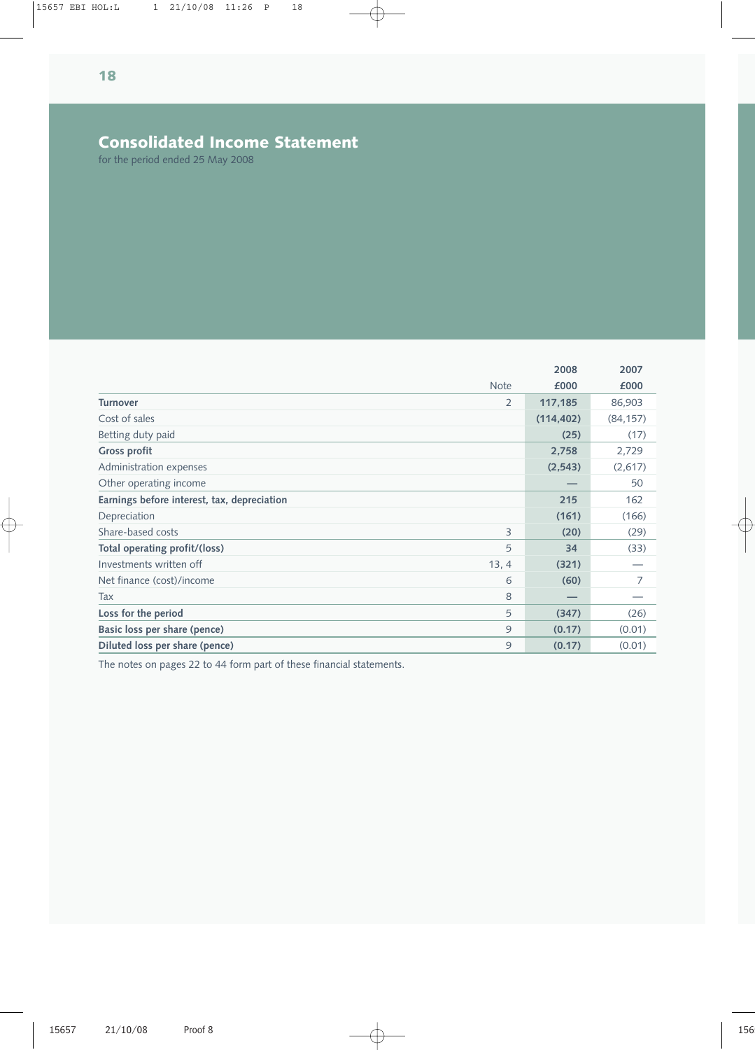# Consolidated Income Statement

for the period ended 25 May 2008

| | Note | 2008 £000 | 2007 £000 |
|---|---|---|---|
| **Turnover** | 2 | **117,185** | 86,903 |
| Cost of sales | | **(114,402)** | (84,157) |
| Betting duty paid | | **(25)** | (17) |
| **Gross profit** | | **2,758** | 2,729 |
| Administration expenses | | **(2,543)** | (2,617) |
| Other operating income | | **—** | 50 |
| **Earnings before interest, tax, depreciation** | | **215** | 162 |
| Depreciation | | **(161)** | (166) |
| Share-based costs | 3 | **(20)** | (29) |
| **Total operating profit/(loss)** | 5 | **34** | (33) |
| Investments written off | 13, 4 | **(321)** | — |
| Net finance (cost)/income | 6 | **(60)** | 7 |
| Tax | 8 | **—** | — |
| **Loss for the period** | 5 | **(347)** | (26) |
| **Basic loss per share (pence)** | 9 | **(0.17)** | (0.01) |
| **Diluted loss per share (pence)** | 9 | **(0.17)** | (0.01) |

The notes on pages 22 to 44 form part of these financial statements.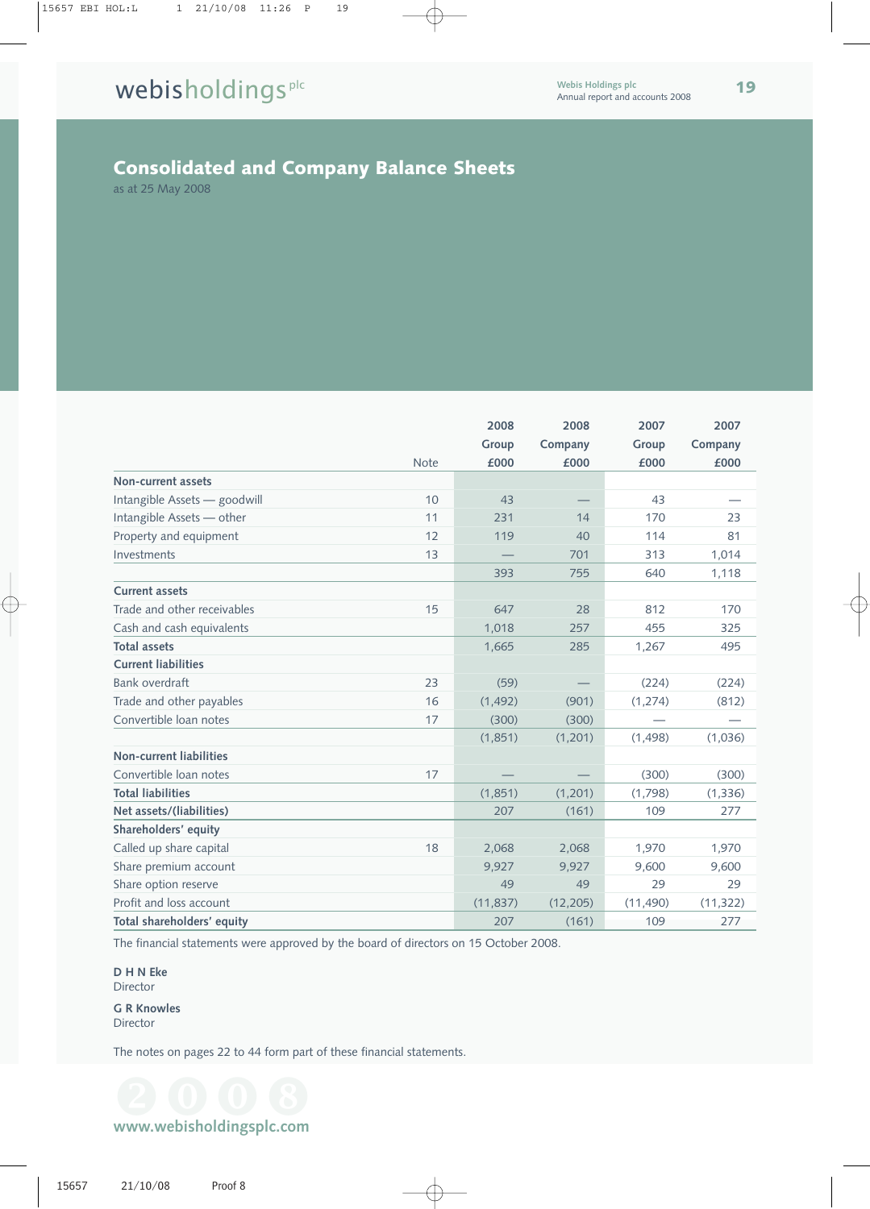# Consolidated and Company Balance Sheets

as at 25 May 2008

| | Note | 2008 Group £000 | 2008 Company £000 | 2007 Group £000 | 2007 Company £000 |
|---|---|---|---|---|---|
| **Non-current assets** | | | | | |
| Intangible Assets — goodwill | 10 | 43 | — | 43 | — |
| Intangible Assets — other | 11 | 231 | 14 | 170 | 23 |
| Property and equipment | 12 | 119 | 40 | 114 | 81 |
| Investments | 13 | — | 701 | 313 | 1,014 |
| | | 393 | 755 | 640 | 1,118 |
| **Current assets** | | | | | |
| Trade and other receivables | 15 | 647 | 28 | 812 | 170 |
| Cash and cash equivalents | | 1,018 | 257 | 455 | 325 |
| **Total assets** | | 1,665 | 285 | 1,267 | 495 |
| **Current liabilities** | | | | | |
| Bank overdraft | 23 | (59) | — | (224) | (224) |
| Trade and other payables | 16 | (1,492) | (901) | (1,274) | (812) |
| Convertible loan notes | 17 | (300) | (300) | — | — |
| | | (1,851) | (1,201) | (1,498) | (1,036) |
| **Non-current liabilities** | | | | | |
| Convertible loan notes | 17 | — | — | (300) | (300) |
| **Total liabilities** | | (1,851) | (1,201) | (1,798) | (1,336) |
| **Net assets/(liabilities)** | | 207 | (161) | 109 | 277 |
| **Shareholders' equity** | | | | | |
| Called up share capital | 18 | 2,068 | 2,068 | 1,970 | 1,970 |
| Share premium account | | 9,927 | 9,927 | 9,600 | 9,600 |
| Share option reserve | | 49 | 49 | 29 | 29 |
| Profit and loss account | | (11,837) | (12,205) | (11,490) | (11,322) |
| **Total shareholders' equity** | | 207 | (161) | 109 | 277 |

The financial statements were approved by the board of directors on 15 October 2008.

**D H N Eke**
Director

**G R Knowles**
Director

The notes on pages 22 to 44 form part of these financial statements.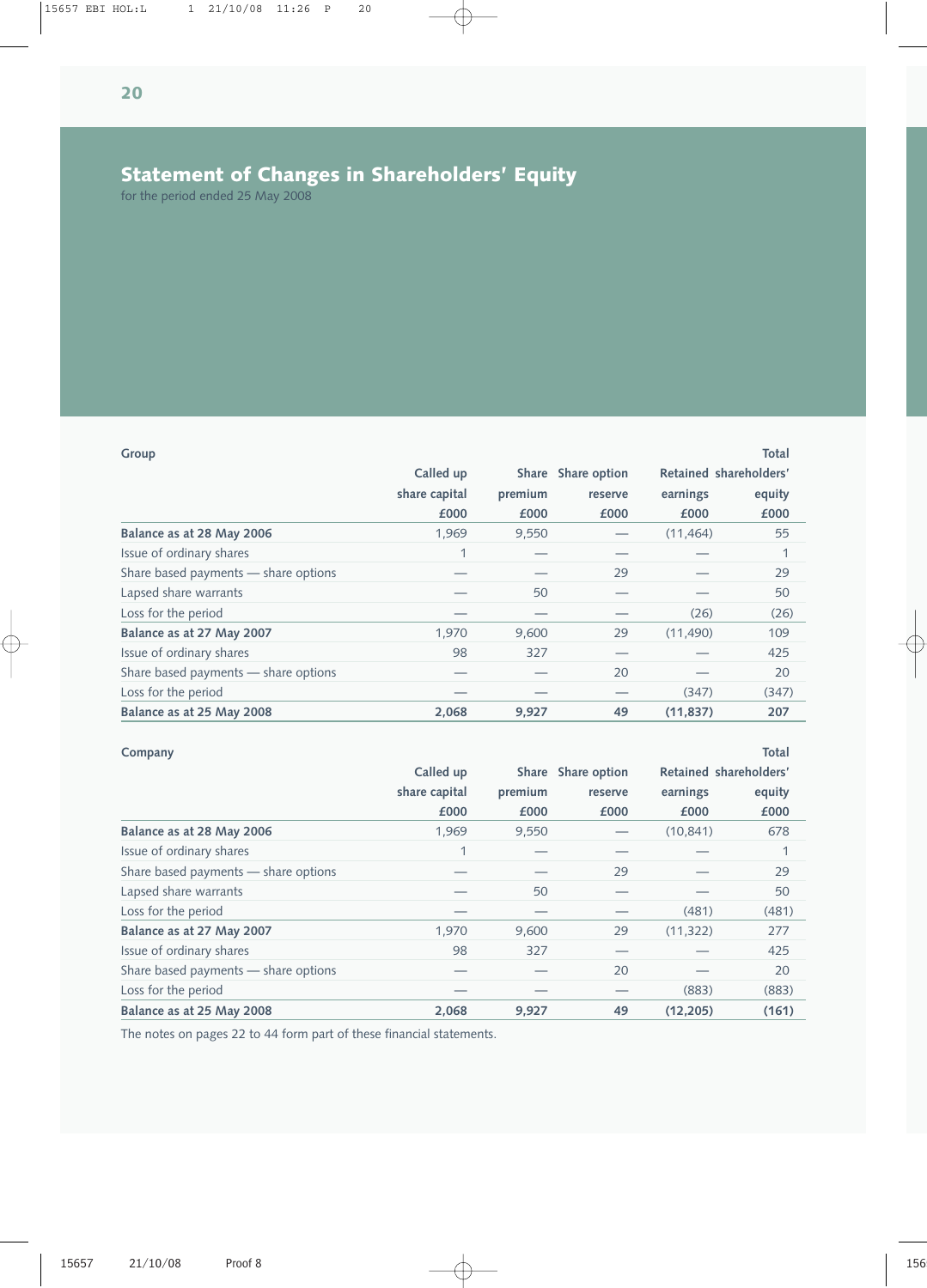# Statement of Changes in Shareholders' Equity

for the period ended 25 May 2008

**Group**

| | Called up share capital £000 | Share premium £000 | Share option reserve £000 | Retained earnings £000 | Total shareholders' equity £000 |
|---|---|---|---|---|---|
| **Balance as at 28 May 2006** | 1,969 | 9,550 | — | (11,464) | 55 |
| Issue of ordinary shares | 1 | — | — | — | 1 |
| Share based payments — share options | — | — | 29 | — | 29 |
| Lapsed share warrants | — | 50 | — | — | 50 |
| Loss for the period | — | — | — | (26) | (26) |
| **Balance as at 27 May 2007** | 1,970 | 9,600 | 29 | (11,490) | 109 |
| Issue of ordinary shares | 98 | 327 | — | — | 425 |
| Share based payments — share options | — | — | 20 | — | 20 |
| Loss for the period | — | — | — | (347) | (347) |
| **Balance as at 25 May 2008** | **2,068** | **9,927** | **49** | **(11,837)** | **207** |

**Company**

| | Called up share capital £000 | Share premium £000 | Share option reserve £000 | Retained earnings £000 | Total shareholders' equity £000 |
|---|---|---|---|---|---|
| **Balance as at 28 May 2006** | 1,969 | 9,550 | — | (10,841) | 678 |
| Issue of ordinary shares | 1 | — | — | — | 1 |
| Share based payments — share options | — | — | 29 | — | 29 |
| Lapsed share warrants | — | 50 | — | — | 50 |
| Loss for the period | — | — | — | (481) | (481) |
| **Balance as at 27 May 2007** | 1,970 | 9,600 | 29 | (11,322) | 277 |
| Issue of ordinary shares | 98 | 327 | — | — | 425 |
| Share based payments — share options | — | — | 20 | — | 20 |
| Loss for the period | — | — | — | (883) | (883) |
| **Balance as at 25 May 2008** | **2,068** | **9,927** | **49** | **(12,205)** | **(161)** |

The notes on pages 22 to 44 form part of these financial statements.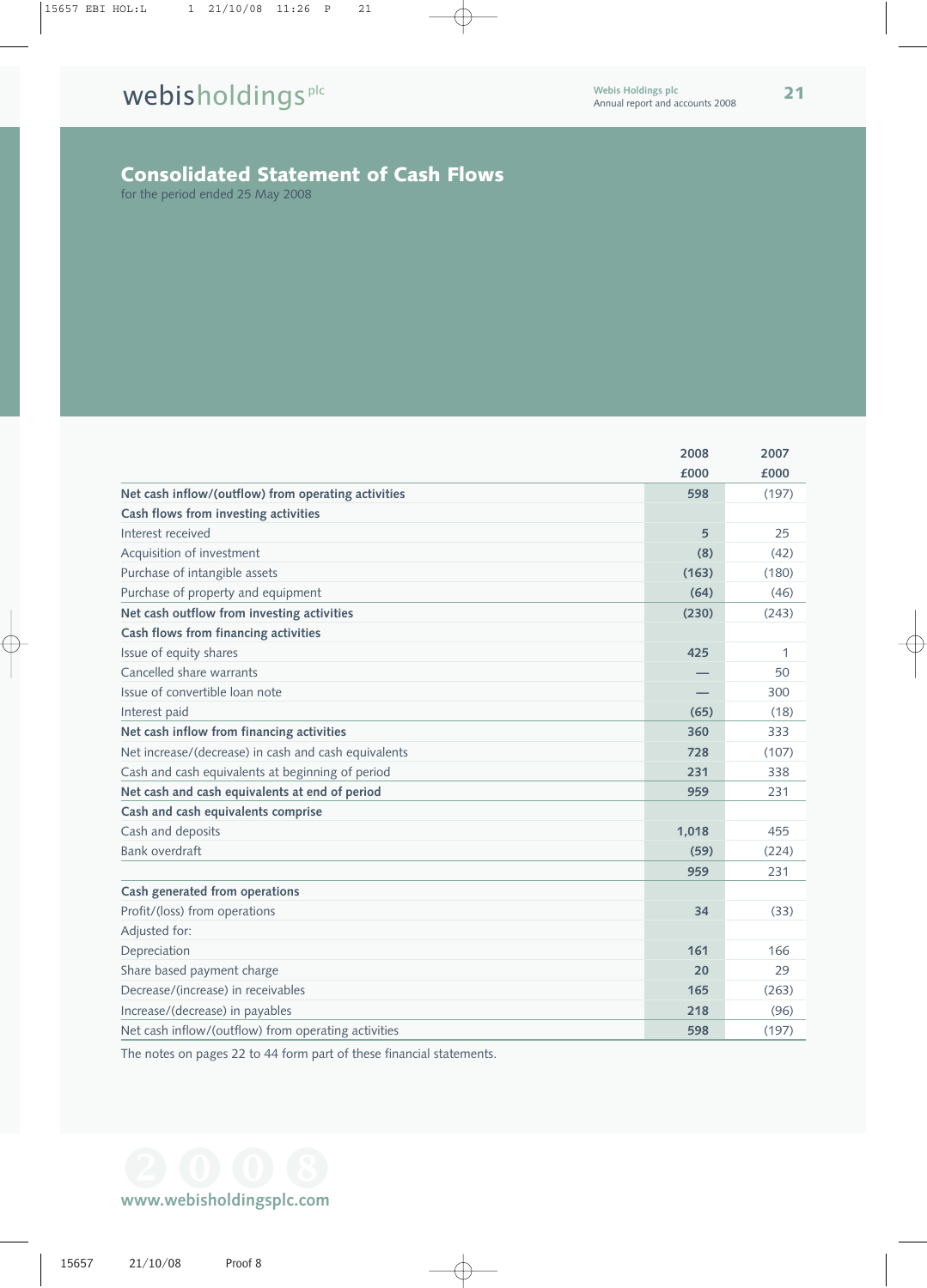# Consolidated Statement of Cash Flows

for the period ended 25 May 2008

| | 2008 £000 | 2007 £000 |
|---|---|---|
| **Net cash inflow/(outflow) from operating activities** | **598** | (197) |
| **Cash flows from investing activities** | | |
| Interest received | **5** | 25 |
| Acquisition of investment | **(8)** | (42) |
| Purchase of intangible assets | **(163)** | (180) |
| Purchase of property and equipment | **(64)** | (46) |
| **Net cash outflow from investing activities** | **(230)** | (243) |
| **Cash flows from financing activities** | | |
| Issue of equity shares | **425** | 1 |
| Cancelled share warrants | **—** | 50 |
| Issue of convertible loan note | **—** | 300 |
| Interest paid | **(65)** | (18) |
| **Net cash inflow from financing activities** | **360** | 333 |
| Net increase/(decrease) in cash and cash equivalents | **728** | (107) |
| Cash and cash equivalents at beginning of period | **231** | 338 |
| **Net cash and cash equivalents at end of period** | **959** | 231 |
| **Cash and cash equivalents comprise** | | |
| Cash and deposits | **1,018** | 455 |
| Bank overdraft | **(59)** | (224) |
| | **959** | 231 |
| **Cash generated from operations** | | |
| Profit/(loss) from operations | **34** | (33) |
| Adjusted for: | | |
| Depreciation | **161** | 166 |
| Share based payment charge | **20** | 29 |
| Decrease/(increase) in receivables | **165** | (263) |
| Increase/(decrease) in payables | **218** | (96) |
| Net cash inflow/(outflow) from operating activities | **598** | (197) |

The notes on pages 22 to 44 form part of these financial statements.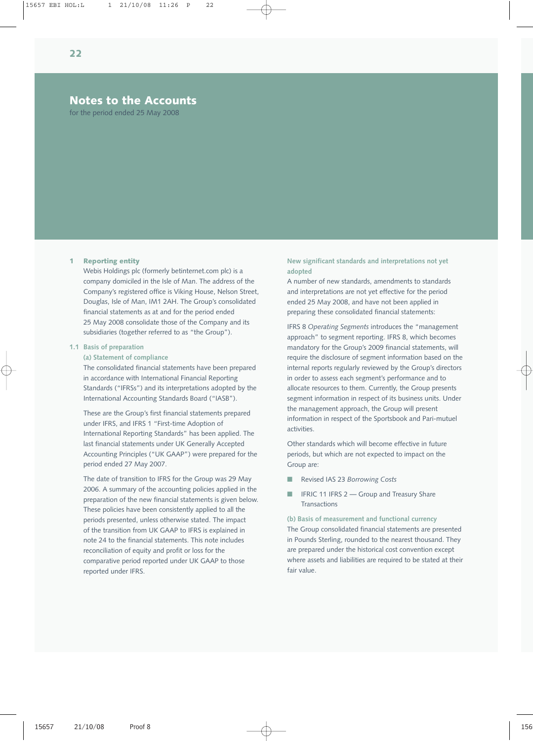# Notes to the Accounts

for the period ended 25 May 2008

## 1 Reporting entity

Webis Holdings plc (formerly betinternet.com plc) is a company domiciled in the Isle of Man. The address of the Company's registered office is Viking House, Nelson Street, Douglas, Isle of Man, IM1 2AH. The Group's consolidated financial statements as at and for the period ended 25 May 2008 consolidate those of the Company and its subsidiaries (together referred to as "the Group").

### 1.1 Basis of preparation

#### (a) Statement of compliance

The consolidated financial statements have been prepared in accordance with International Financial Reporting Standards ("IFRSs") and its interpretations adopted by the International Accounting Standards Board ("IASB").

These are the Group's first financial statements prepared under IFRS, and IFRS 1 "First-time Adoption of International Reporting Standards" has been applied. The last financial statements under UK Generally Accepted Accounting Principles ("UK GAAP") were prepared for the period ended 27 May 2007.

The date of transition to IFRS for the Group was 29 May 2006. A summary of the accounting policies applied in the preparation of the new financial statements is given below. These policies have been consistently applied to all the periods presented, unless otherwise stated. The impact of the transition from UK GAAP to IFRS is explained in note 24 to the financial statements. This note includes reconciliation of equity and profit or loss for the comparative period reported under UK GAAP to those reported under IFRS.

#### New significant standards and interpretations not yet adopted

A number of new standards, amendments to standards and interpretations are not yet effective for the period ended 25 May 2008, and have not been applied in preparing these consolidated financial statements:

IFRS 8 *Operating Segments* introduces the "management approach" to segment reporting. IFRS 8, which becomes mandatory for the Group's 2009 financial statements, will require the disclosure of segment information based on the internal reports regularly reviewed by the Group's directors in order to assess each segment's performance and to allocate resources to them. Currently, the Group presents segment information in respect of its business units. Under the management approach, the Group will present information in respect of the Sportsbook and Pari-mutuel activities.

Other standards which will become effective in future periods, but which are not expected to impact on the Group are:

- Revised IAS 23 *Borrowing Costs*
- IFRIC 11 IFRS 2 — Group and Treasury Share Transactions

#### (b) Basis of measurement and functional currency

The Group consolidated financial statements are presented in Pounds Sterling, rounded to the nearest thousand. They are prepared under the historical cost convention except where assets and liabilities are required to be stated at their fair value.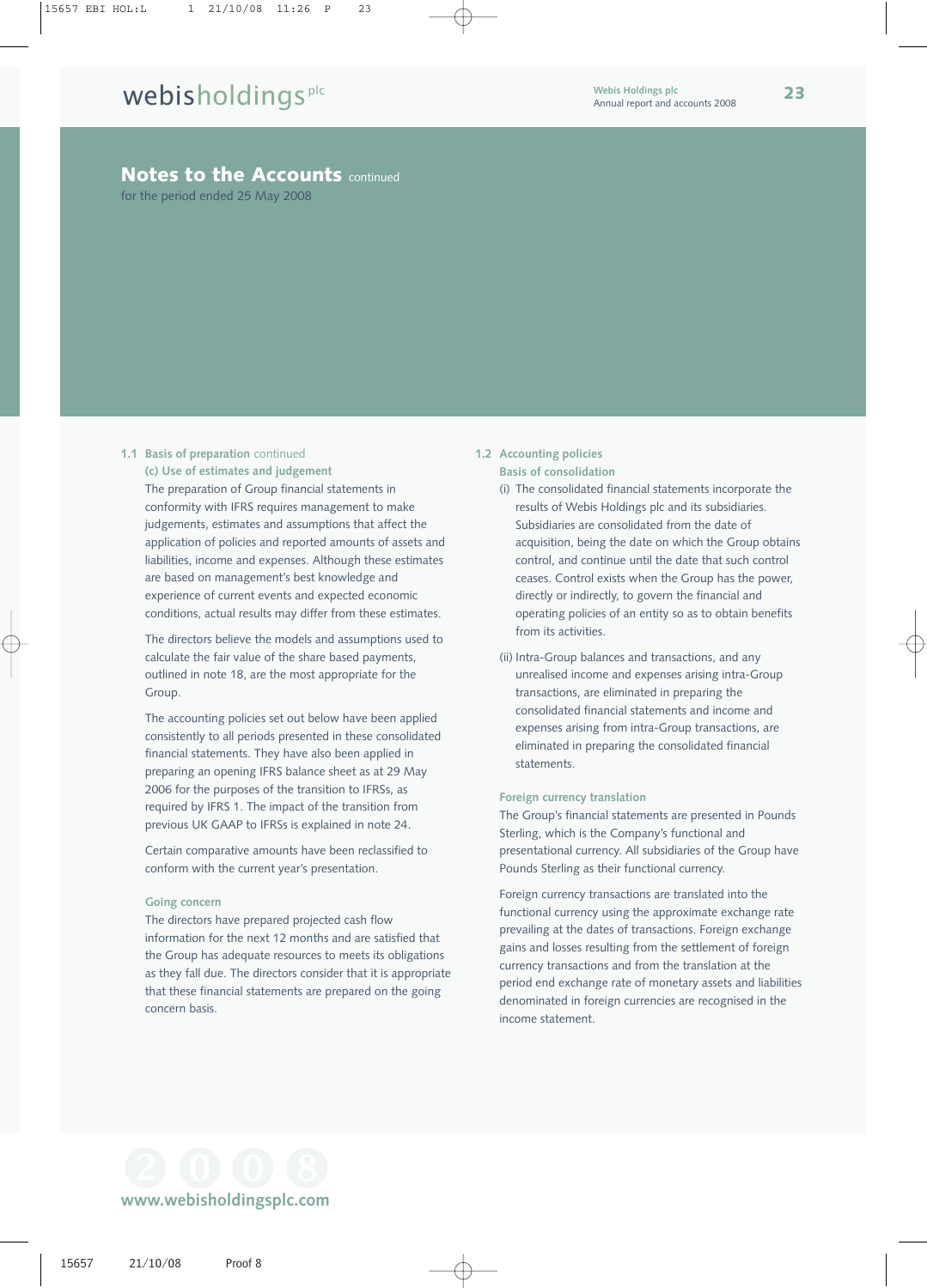## Notes to the Accounts continued

for the period ended 25 May 2008

### 1.1 Basis of preparation continued

#### (c) Use of estimates and judgement

The preparation of Group financial statements in conformity with IFRS requires management to make judgements, estimates and assumptions that affect the application of policies and reported amounts of assets and liabilities, income and expenses. Although these estimates are based on management's best knowledge and experience of current events and expected economic conditions, actual results may differ from these estimates.

The directors believe the models and assumptions used to calculate the fair value of the share based payments, outlined in note 18, are the most appropriate for the Group.

The accounting policies set out below have been applied consistently to all periods presented in these consolidated financial statements. They have also been applied in preparing an opening IFRS balance sheet as at 29 May 2006 for the purposes of the transition to IFRSs, as required by IFRS 1. The impact of the transition from previous UK GAAP to IFRSs is explained in note 24.

Certain comparative amounts have been reclassified to conform with the current year's presentation.

#### Going concern

The directors have prepared projected cash flow information for the next 12 months and are satisfied that the Group has adequate resources to meets its obligations as they fall due. The directors consider that it is appropriate that these financial statements are prepared on the going concern basis.

### 1.2 Accounting policies

#### Basis of consolidation

(i) The consolidated financial statements incorporate the results of Webis Holdings plc and its subsidiaries. Subsidiaries are consolidated from the date of acquisition, being the date on which the Group obtains control, and continue until the date that such control ceases. Control exists when the Group has the power, directly or indirectly, to govern the financial and operating policies of an entity so as to obtain benefits from its activities.

(ii) Intra-Group balances and transactions, and any unrealised income and expenses arising intra-Group transactions, are eliminated in preparing the consolidated financial statements and income and expenses arising from intra-Group transactions, are eliminated in preparing the consolidated financial statements.

#### Foreign currency translation

The Group's financial statements are presented in Pounds Sterling, which is the Company's functional and presentational currency. All subsidiaries of the Group have Pounds Sterling as their functional currency.

Foreign currency transactions are translated into the functional currency using the approximate exchange rate prevailing at the dates of transactions. Foreign exchange gains and losses resulting from the settlement of foreign currency transactions and from the translation at the period end exchange rate of monetary assets and liabilities denominated in foreign currencies are recognised in the income statement.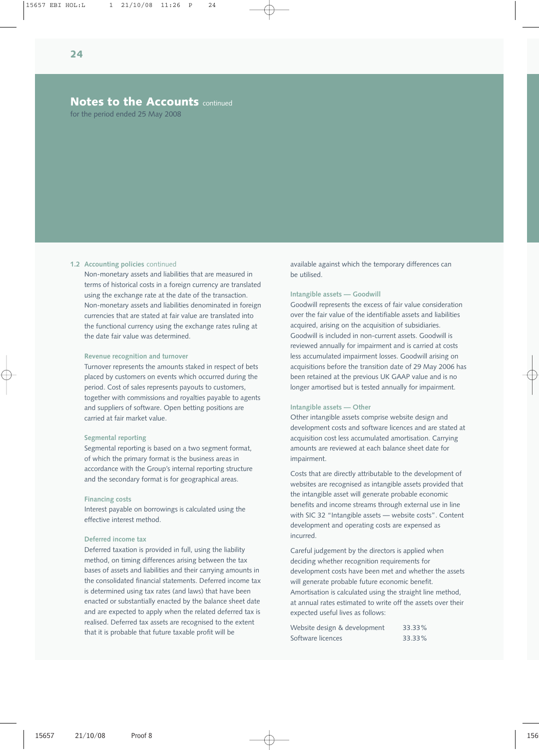## Notes to the Accounts continued

for the period ended 25 May 2008

### 1.2 Accounting policies continued

Non-monetary assets and liabilities that are measured in terms of historical costs in a foreign currency are translated using the exchange rate at the date of the transaction. Non-monetary assets and liabilities denominated in foreign currencies that are stated at fair value are translated into the functional currency using the exchange rates ruling at the date fair value was determined.

#### Revenue recognition and turnover

Turnover represents the amounts staked in respect of bets placed by customers on events which occurred during the period. Cost of sales represents payouts to customers, together with commissions and royalties payable to agents and suppliers of software. Open betting positions are carried at fair market value.

#### Segmental reporting

Segmental reporting is based on a two segment format, of which the primary format is the business areas in accordance with the Group's internal reporting structure and the secondary format is for geographical areas.

#### Financing costs

Interest payable on borrowings is calculated using the effective interest method.

#### Deferred income tax

Deferred taxation is provided in full, using the liability method, on timing differences arising between the tax bases of assets and liabilities and their carrying amounts in the consolidated financial statements. Deferred income tax is determined using tax rates (and laws) that have been enacted or substantially enacted by the balance sheet date and are expected to apply when the related deferred tax is realised. Deferred tax assets are recognised to the extent that it is probable that future taxable profit will be available against which the temporary differences can be utilised.

#### Intangible assets — Goodwill

Goodwill represents the excess of fair value consideration over the fair value of the identifiable assets and liabilities acquired, arising on the acquisition of subsidiaries. Goodwill is included in non-current assets. Goodwill is reviewed annually for impairment and is carried at costs less accumulated impairment losses. Goodwill arising on acquisitions before the transition date of 29 May 2006 has been retained at the previous UK GAAP value and is no longer amortised but is tested annually for impairment.

#### Intangible assets — Other

Other intangible assets comprise website design and development costs and software licences and are stated at acquisition cost less accumulated amortisation. Carrying amounts are reviewed at each balance sheet date for impairment.

Costs that are directly attributable to the development of websites are recognised as intangible assets provided that the intangible asset will generate probable economic benefits and income streams through external use in line with SIC 32 "Intangible assets — website costs". Content development and operating costs are expensed as incurred.

Careful judgement by the directors is applied when deciding whether recognition requirements for development costs have been met and whether the assets will generate probable future economic benefit. Amortisation is calculated using the straight line method, at annual rates estimated to write off the assets over their expected useful lives as follows:

| | |
|---|---|
| Website design & development | 33.33% |
| Software licences | 33.33% |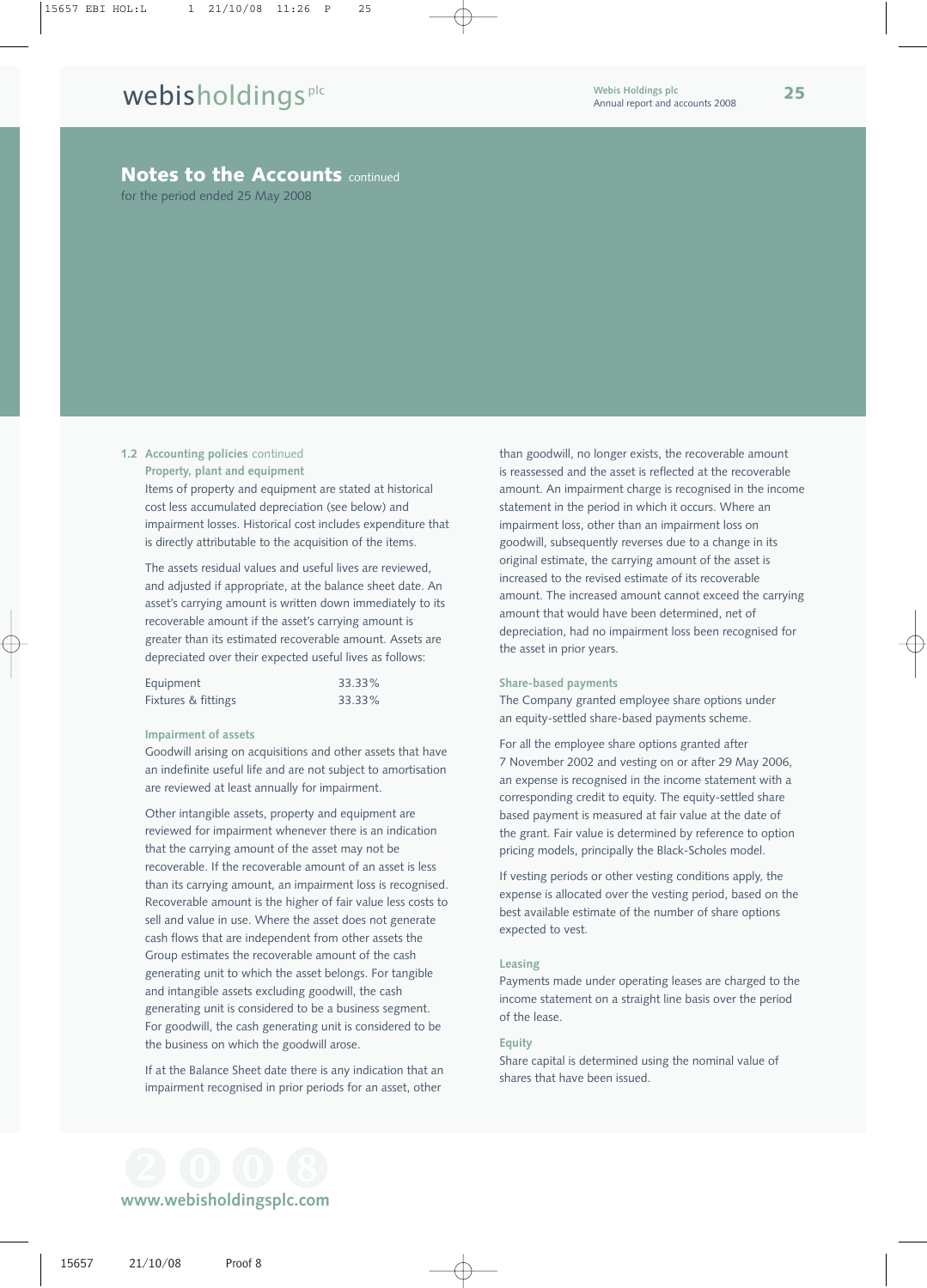## Notes to the Accounts continued

for the period ended 25 May 2008

### 1.2 Accounting policies continued

#### Property, plant and equipment

Items of property and equipment are stated at historical cost less accumulated depreciation (see below) and impairment losses. Historical cost includes expenditure that is directly attributable to the acquisition of the items.

The assets residual values and useful lives are reviewed, and adjusted if appropriate, at the balance sheet date. An asset's carrying amount is written down immediately to its recoverable amount if the asset's carrying amount is greater than its estimated recoverable amount. Assets are depreciated over their expected useful lives as follows:

| | |
|---|---|
| Equipment | 33.33% |
| Fixtures & fittings | 33.33% |

#### Impairment of assets

Goodwill arising on acquisitions and other assets that have an indefinite useful life and are not subject to amortisation are reviewed at least annually for impairment.

Other intangible assets, property and equipment are reviewed for impairment whenever there is an indication that the carrying amount of the asset may not be recoverable. If the recoverable amount of an asset is less than its carrying amount, an impairment loss is recognised. Recoverable amount is the higher of fair value less costs to sell and value in use. Where the asset does not generate cash flows that are independent from other assets the Group estimates the recoverable amount of the cash generating unit to which the asset belongs. For tangible and intangible assets excluding goodwill, the cash generating unit is considered to be a business segment. For goodwill, the cash generating unit is considered to be the business on which the goodwill arose.

If at the Balance Sheet date there is any indication that an impairment recognised in prior periods for an asset, other than goodwill, no longer exists, the recoverable amount is reassessed and the asset is reflected at the recoverable amount. An impairment charge is recognised in the income statement in the period in which it occurs. Where an impairment loss, other than an impairment loss on goodwill, subsequently reverses due to a change in its original estimate, the carrying amount of the asset is increased to the revised estimate of its recoverable amount. The increased amount cannot exceed the carrying amount that would have been determined, net of depreciation, had no impairment loss been recognised for the asset in prior years.

#### Share-based payments

The Company granted employee share options under an equity-settled share-based payments scheme.

For all the employee share options granted after 7 November 2002 and vesting on or after 29 May 2006, an expense is recognised in the income statement with a corresponding credit to equity. The equity-settled share based payment is measured at fair value at the date of the grant. Fair value is determined by reference to option pricing models, principally the Black-Scholes model.

If vesting periods or other vesting conditions apply, the expense is allocated over the vesting period, based on the best available estimate of the number of share options expected to vest.

#### Leasing

Payments made under operating leases are charged to the income statement on a straight line basis over the period of the lease.

#### Equity

Share capital is determined using the nominal value of shares that have been issued.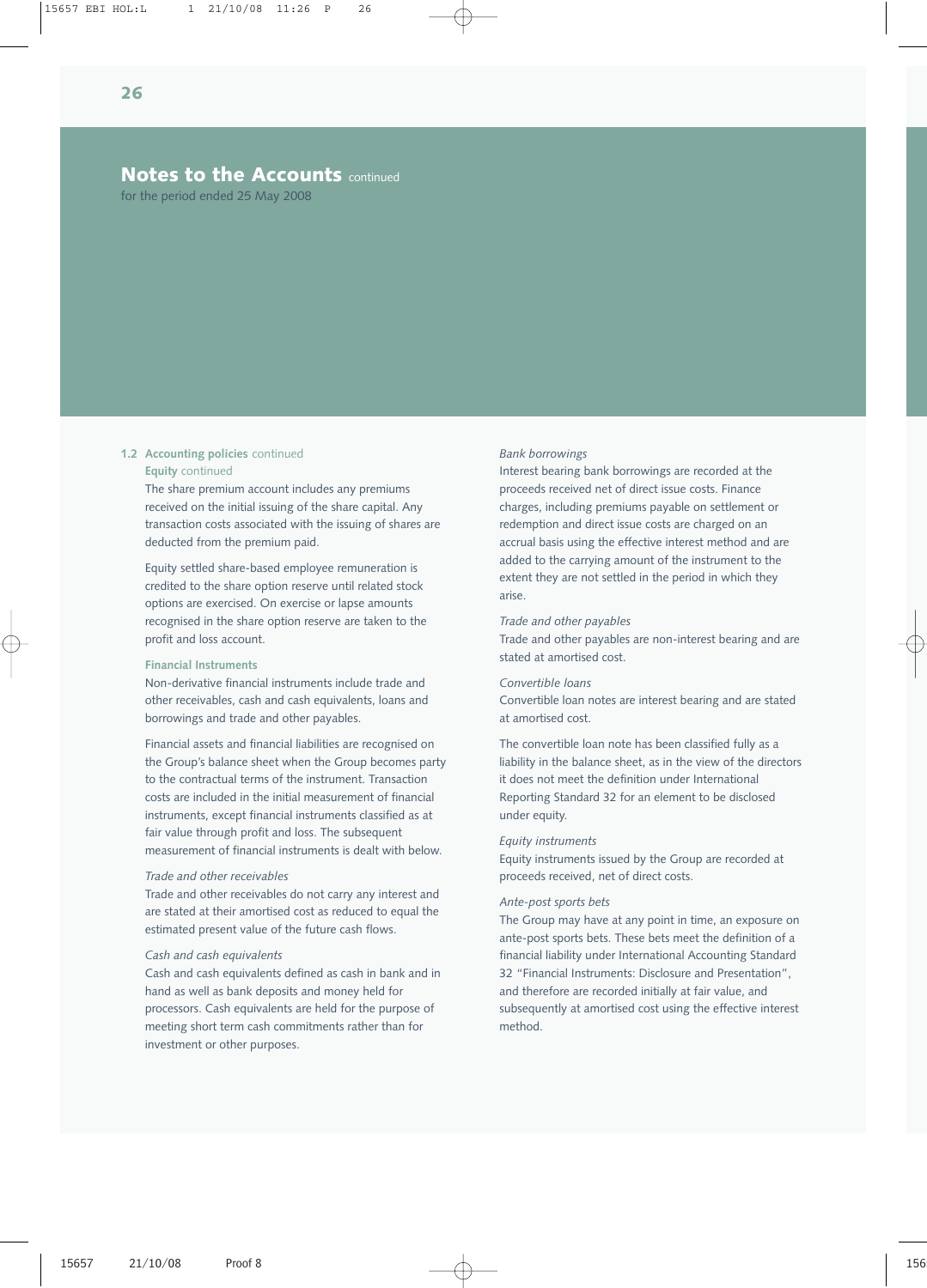## Notes to the Accounts continued

for the period ended 25 May 2008

**1.2 Accounting policies** continued

**Equity** continued

The share premium account includes any premiums received on the initial issuing of the share capital. Any transaction costs associated with the issuing of shares are deducted from the premium paid.

Equity settled share-based employee remuneration is credited to the share option reserve until related stock options are exercised. On exercise or lapse amounts recognised in the share option reserve are taken to the profit and loss account.

**Financial Instruments**

Non-derivative financial instruments include trade and other receivables, cash and cash equivalents, loans and borrowings and trade and other payables.

Financial assets and financial liabilities are recognised on the Group's balance sheet when the Group becomes party to the contractual terms of the instrument. Transaction costs are included in the initial measurement of financial instruments, except financial instruments classified as at fair value through profit and loss. The subsequent measurement of financial instruments is dealt with below.

*Trade and other receivables*

Trade and other receivables do not carry any interest and are stated at their amortised cost as reduced to equal the estimated present value of the future cash flows.

*Cash and cash equivalents*

Cash and cash equivalents defined as cash in bank and in hand as well as bank deposits and money held for processors. Cash equivalents are held for the purpose of meeting short term cash commitments rather than for investment or other purposes.

*Bank borrowings*

Interest bearing bank borrowings are recorded at the proceeds received net of direct issue costs. Finance charges, including premiums payable on settlement or redemption and direct issue costs are charged on an accrual basis using the effective interest method and are added to the carrying amount of the instrument to the extent they are not settled in the period in which they arise.

*Trade and other payables*

Trade and other payables are non-interest bearing and are stated at amortised cost.

*Convertible loans*

Convertible loan notes are interest bearing and are stated at amortised cost.

The convertible loan note has been classified fully as a liability in the balance sheet, as in the view of the directors it does not meet the definition under International Reporting Standard 32 for an element to be disclosed under equity.

*Equity instruments*

Equity instruments issued by the Group are recorded at proceeds received, net of direct costs.

*Ante-post sports bets*

The Group may have at any point in time, an exposure on ante-post sports bets. These bets meet the definition of a financial liability under International Accounting Standard 32 "Financial Instruments: Disclosure and Presentation", and therefore are recorded initially at fair value, and subsequently at amortised cost using the effective interest method.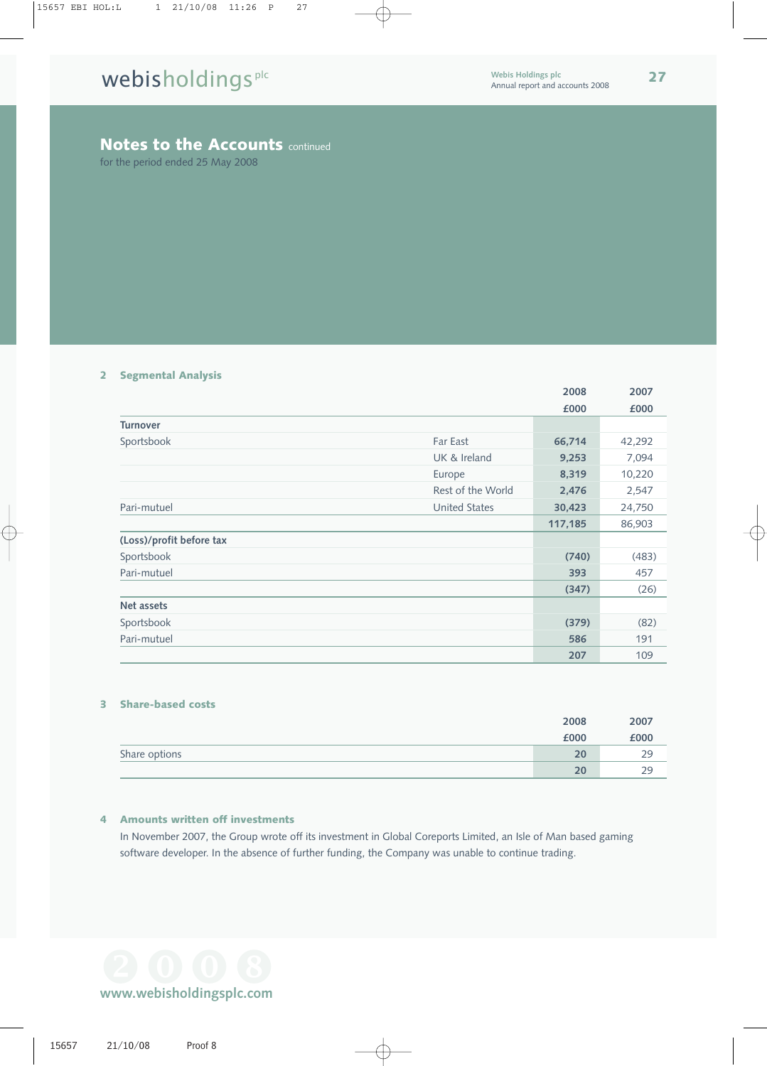## Notes to the Accounts continued

for the period ended 25 May 2008

### 2 Segmental Analysis

| | | 2008 £000 | 2007 £000 |
|---|---|---|---|
| **Turnover** | | | |
| Sportsbook | Far East | **66,714** | 42,292 |
| | UK & Ireland | **9,253** | 7,094 |
| | Europe | **8,319** | 10,220 |
| | Rest of the World | **2,476** | 2,547 |
| Pari-mutuel | United States | **30,423** | 24,750 |
| | | **117,185** | 86,903 |
| **(Loss)/profit before tax** | | | |
| Sportsbook | | **(740)** | (483) |
| Pari-mutuel | | **393** | 457 |
| | | **(347)** | (26) |
| **Net assets** | | | |
| Sportsbook | | **(379)** | (82) |
| Pari-mutuel | | **586** | 191 |
| | | **207** | 109 |

### 3 Share-based costs

| | 2008 £000 | 2007 £000 |
|---|---|---|
| Share options | **20** | 29 |
| | **20** | 29 |

### 4 Amounts written off investments

In November 2007, the Group wrote off its investment in Global Coreports Limited, an Isle of Man based gaming software developer. In the absence of further funding, the Company was unable to continue trading.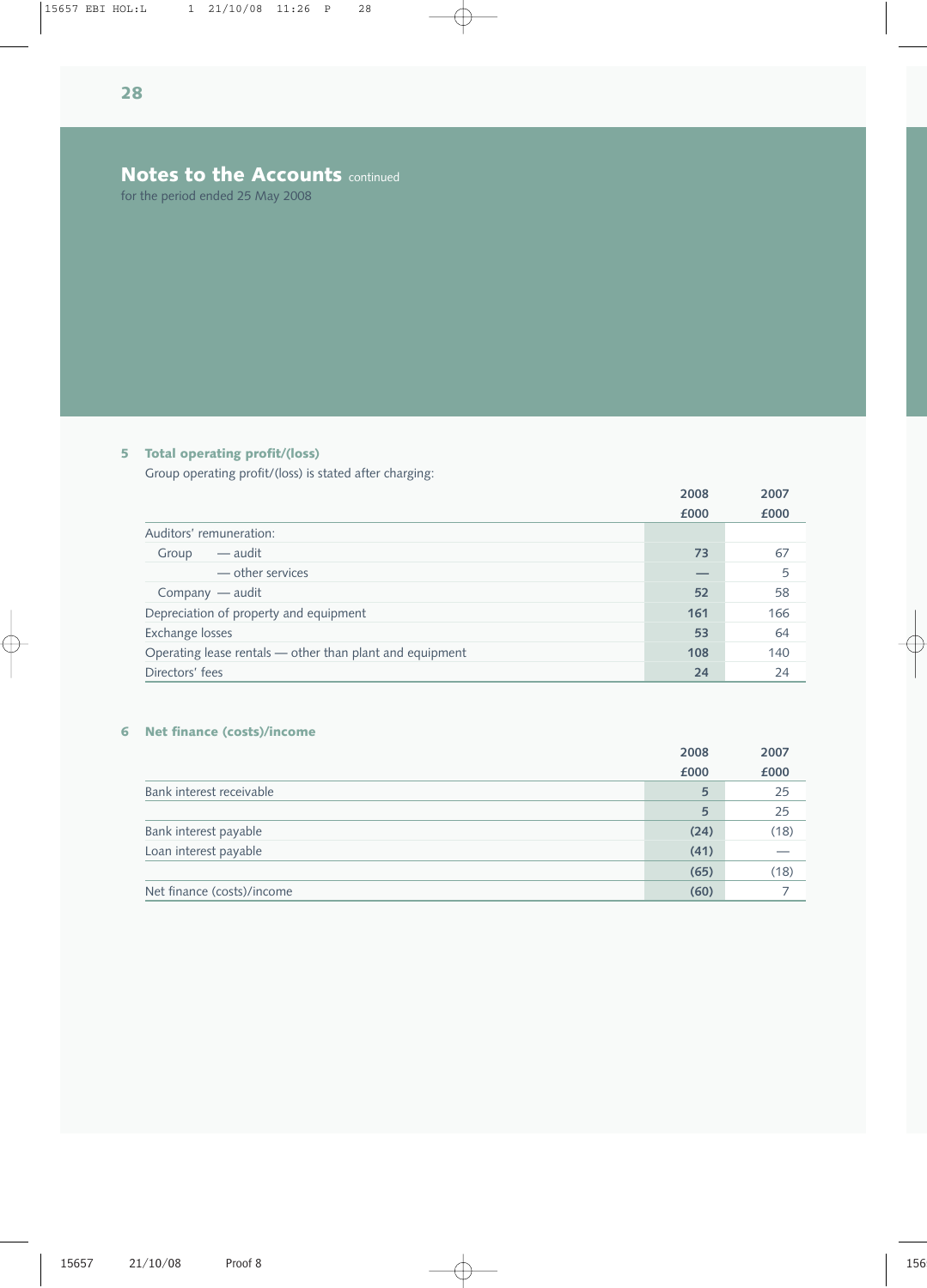## Notes to the Accounts continued

for the period ended 25 May 2008

### 5 Total operating profit/(loss)

Group operating profit/(loss) is stated after charging:

| | 2008 £000 | 2007 £000 |
|---|---|---|
| Auditors' remuneration: | | |
| Group — audit | 73 | 67 |
| — other services | — | 5 |
| Company — audit | 52 | 58 |
| Depreciation of property and equipment | 161 | 166 |
| Exchange losses | 53 | 64 |
| Operating lease rentals — other than plant and equipment | 108 | 140 |
| Directors' fees | 24 | 24 |

### 6 Net finance (costs)/income

| | 2008 £000 | 2007 £000 |
|---|---|---|
| Bank interest receivable | 5 | 25 |
| | 5 | 25 |
| Bank interest payable | (24) | (18) |
| Loan interest payable | (41) | — |
| | (65) | (18) |
| Net finance (costs)/income | (60) | 7 |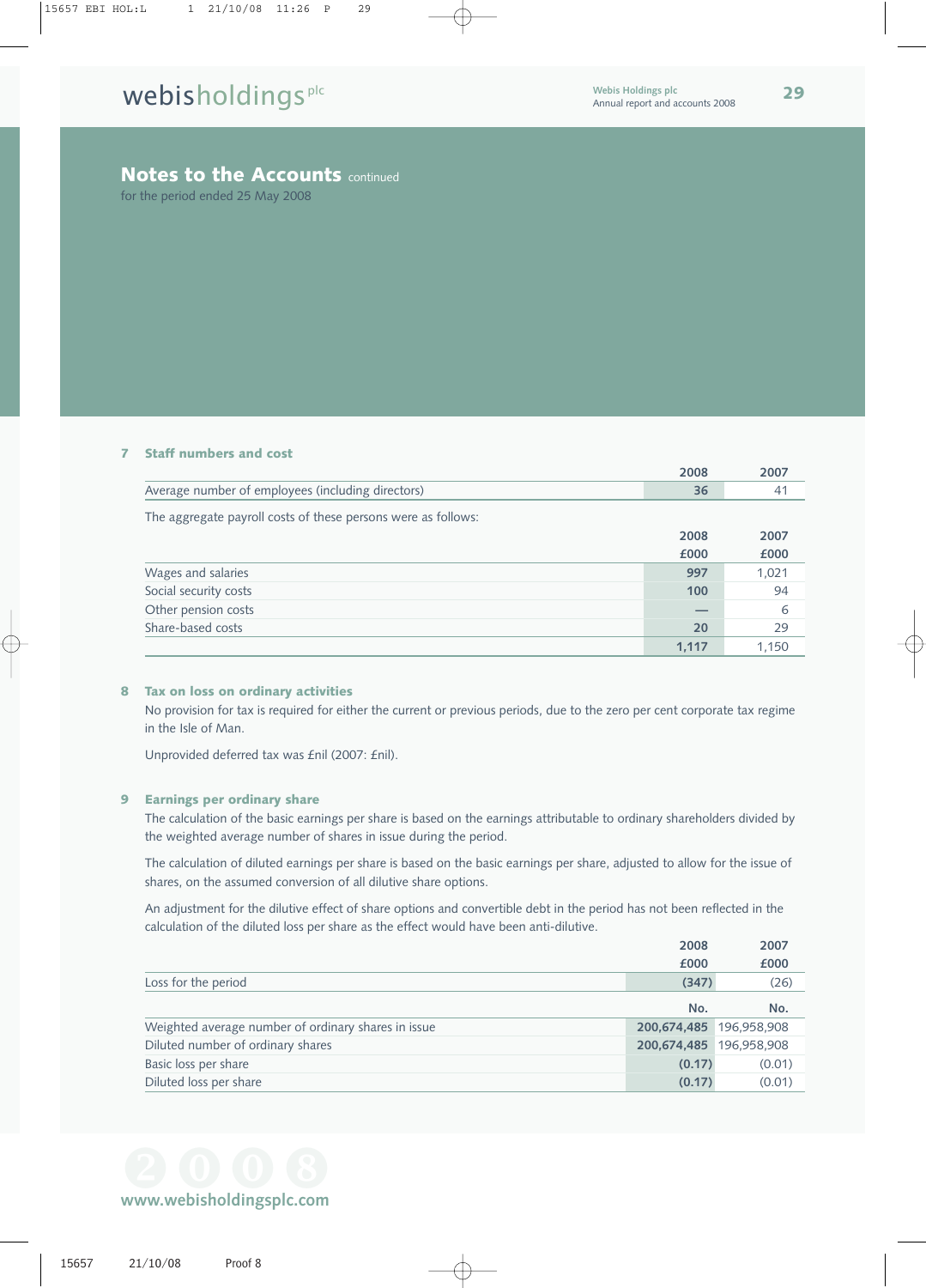# Notes to the Accounts continued

for the period ended 25 May 2008

## 7 Staff numbers and cost

| | 2008 | 2007 |
|---|---|---|
| Average number of employees (including directors) | **36** | 41 |

The aggregate payroll costs of these persons were as follows:

| | 2008 £000 | 2007 £000 |
|---|---|---|
| Wages and salaries | **997** | 1,021 |
| Social security costs | **100** | 94 |
| Other pension costs | **—** | 6 |
| Share-based costs | **20** | 29 |
| | **1,117** | 1,150 |

## 8 Tax on loss on ordinary activities

No provision for tax is required for either the current or previous periods, due to the zero per cent corporate tax regime in the Isle of Man.

Unprovided deferred tax was £nil (2007: £nil).

## 9 Earnings per ordinary share

The calculation of the basic earnings per share is based on the earnings attributable to ordinary shareholders divided by the weighted average number of shares in issue during the period.

The calculation of diluted earnings per share is based on the basic earnings per share, adjusted to allow for the issue of shares, on the assumed conversion of all dilutive share options.

An adjustment for the dilutive effect of share options and convertible debt in the period has not been reflected in the calculation of the diluted loss per share as the effect would have been anti-dilutive.

| | 2008 £000 | 2007 £000 |
|---|---|---|
| Loss for the period | **(347)** | (26) |
| | **No.** | **No.** |
| Weighted average number of ordinary shares in issue | **200,674,485** | 196,958,908 |
| Diluted number of ordinary shares | **200,674,485** | 196,958,908 |
| Basic loss per share | **(0.17)** | (0.01) |
| Diluted loss per share | **(0.17)** | (0.01) |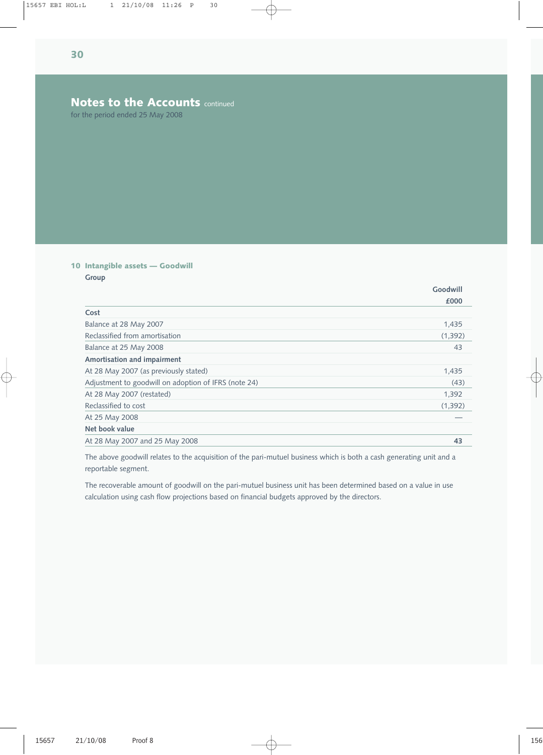## Notes to the Accounts continued

for the period ended 25 May 2008

### 10 Intangible assets — Goodwill

**Group**

| | Goodwill £000 |
|---|---|
| **Cost** | |
| Balance at 28 May 2007 | 1,435 |
| Reclassified from amortisation | (1,392) |
| Balance at 25 May 2008 | 43 |
| **Amortisation and impairment** | |
| At 28 May 2007 (as previously stated) | 1,435 |
| Adjustment to goodwill on adoption of IFRS (note 24) | (43) |
| At 28 May 2007 (restated) | 1,392 |
| Reclassified to cost | (1,392) |
| At 25 May 2008 | — |
| **Net book value** | |
| At 28 May 2007 and 25 May 2008 | **43** |

The above goodwill relates to the acquisition of the pari-mutuel business which is both a cash generating unit and a reportable segment.

The recoverable amount of goodwill on the pari-mutuel business unit has been determined based on a value in use calculation using cash flow projections based on financial budgets approved by the directors.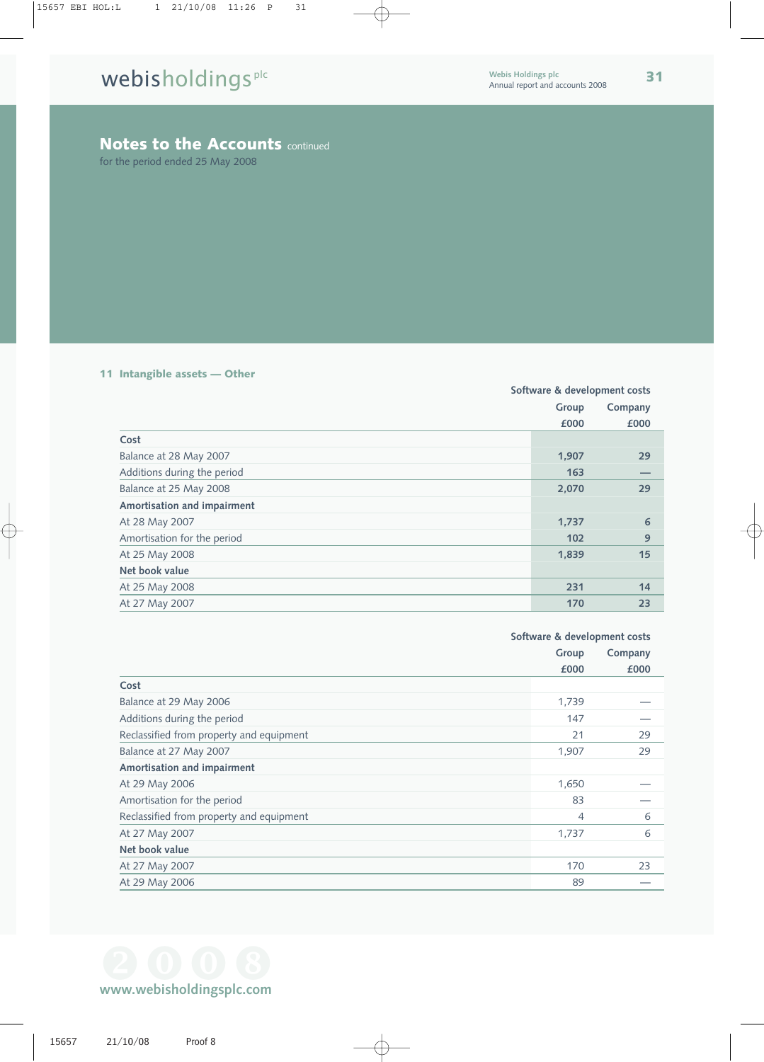## Notes to the Accounts continued

for the period ended 25 May 2008

### 11 Intangible assets — Other

| | Software & development costs | |
|---|---|---|
| | Group | Company |
| | £000 | £000 |
| **Cost** | | |
| Balance at 28 May 2007 | **1,907** | **29** |
| Additions during the period | **163** | **—** |
| Balance at 25 May 2008 | **2,070** | **29** |
| **Amortisation and impairment** | | |
| At 28 May 2007 | **1,737** | **6** |
| Amortisation for the period | **102** | **9** |
| At 25 May 2008 | **1,839** | **15** |
| **Net book value** | | |
| At 25 May 2008 | **231** | **14** |
| At 27 May 2007 | **170** | **23** |

| | Software & development costs | |
|---|---|---|
| | Group | Company |
| | £000 | £000 |
| **Cost** | | |
| Balance at 29 May 2006 | 1,739 | — |
| Additions during the period | 147 | — |
| Reclassified from property and equipment | 21 | 29 |
| Balance at 27 May 2007 | 1,907 | 29 |
| **Amortisation and impairment** | | |
| At 29 May 2006 | 1,650 | — |
| Amortisation for the period | 83 | — |
| Reclassified from property and equipment | 4 | 6 |
| At 27 May 2007 | 1,737 | 6 |
| **Net book value** | | |
| At 27 May 2007 | 170 | 23 |
| At 29 May 2006 | 89 | — |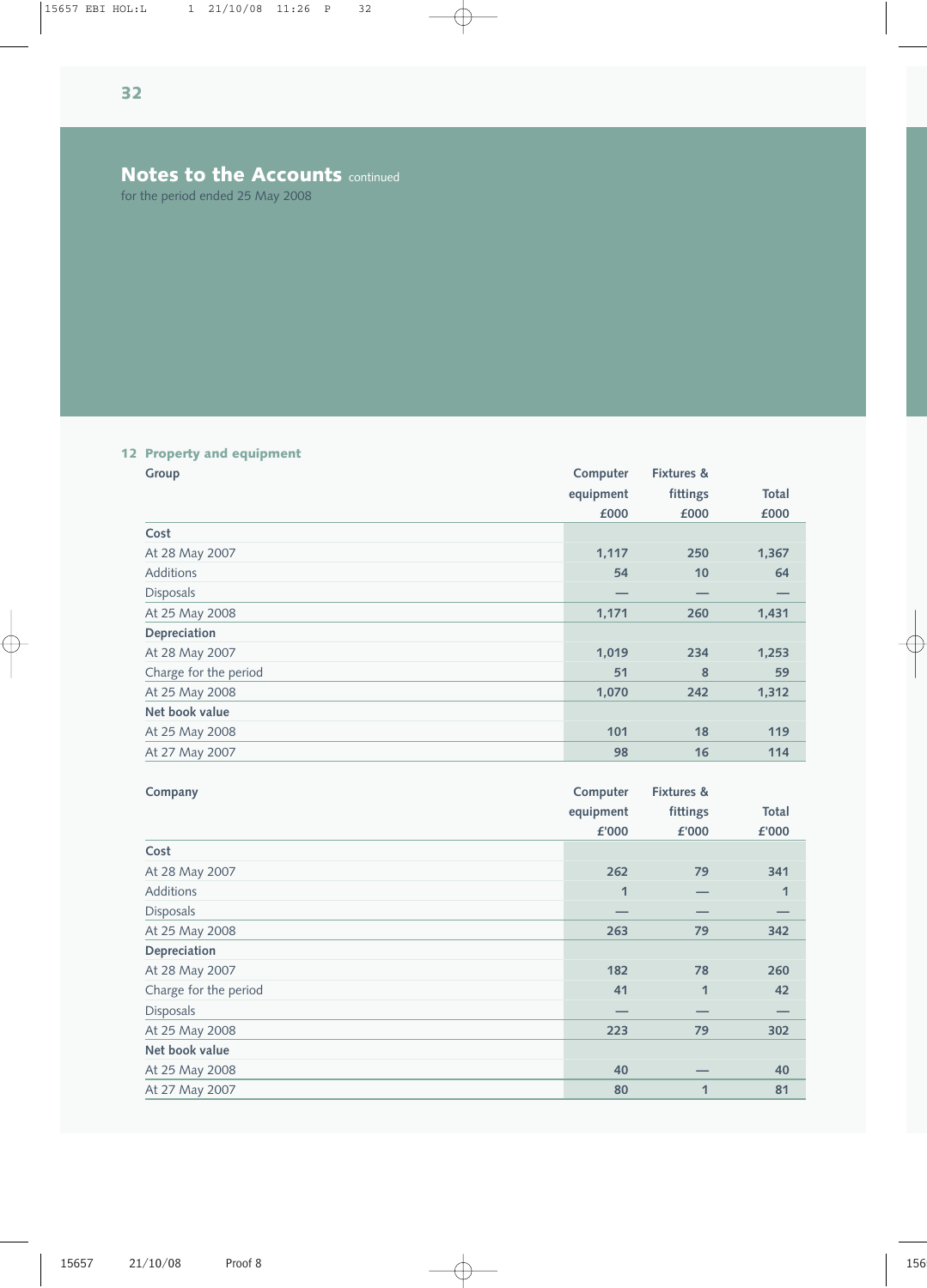## Notes to the Accounts continued

for the period ended 25 May 2008

### 12 Property and equipment

**Group**

| | Computer equipment £000 | Fixtures & fittings £000 | Total £000 |
|---|---|---|---|
| **Cost** | | | |
| At 28 May 2007 | 1,117 | 250 | 1,367 |
| Additions | 54 | 10 | 64 |
| Disposals | — | — | — |
| At 25 May 2008 | 1,171 | 260 | 1,431 |
| **Depreciation** | | | |
| At 28 May 2007 | 1,019 | 234 | 1,253 |
| Charge for the period | 51 | 8 | 59 |
| At 25 May 2008 | 1,070 | 242 | 1,312 |
| **Net book value** | | | |
| At 25 May 2008 | 101 | 18 | 119 |
| At 27 May 2007 | 98 | 16 | 114 |

**Company**

| | Computer equipment £'000 | Fixtures & fittings £'000 | Total £'000 |
|---|---|---|---|
| **Cost** | | | |
| At 28 May 2007 | 262 | 79 | 341 |
| Additions | 1 | — | 1 |
| Disposals | — | — | — |
| At 25 May 2008 | 263 | 79 | 342 |
| **Depreciation** | | | |
| At 28 May 2007 | 182 | 78 | 260 |
| Charge for the period | 41 | 1 | 42 |
| Disposals | — | — | — |
| At 25 May 2008 | 223 | 79 | 302 |
| **Net book value** | | | |
| At 25 May 2008 | 40 | — | 40 |
| At 27 May 2007 | 80 | 1 | 81 |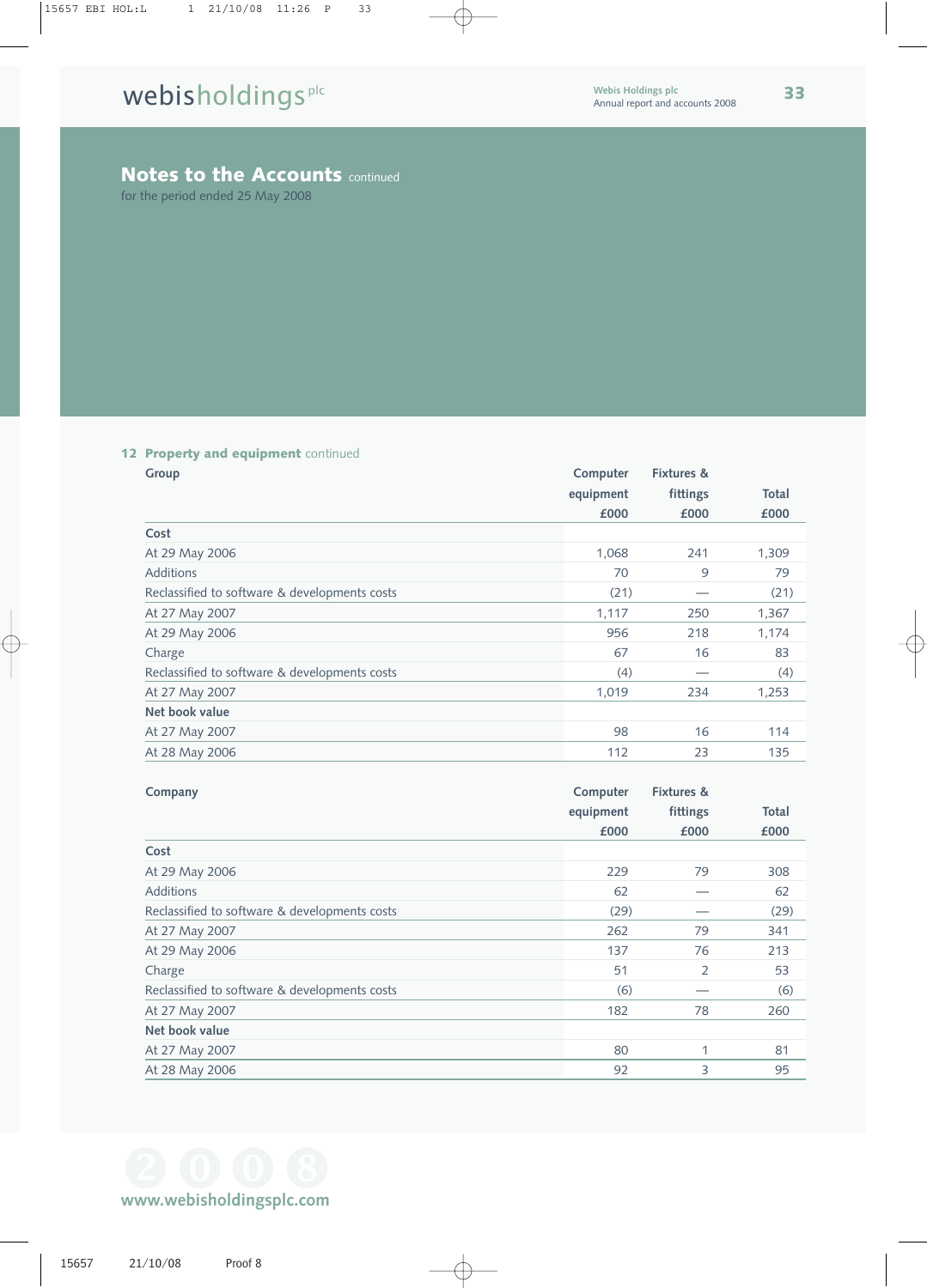## Notes to the Accounts continued

for the period ended 25 May 2008

### 12 Property and equipment continued

| Group | Computer equipment £000 | Fixtures & fittings £000 | Total £000 |
|---|---|---|---|
| **Cost** | | | |
| At 29 May 2006 | 1,068 | 241 | 1,309 |
| Additions | 70 | 9 | 79 |
| Reclassified to software & developments costs | (21) | — | (21) |
| At 27 May 2007 | 1,117 | 250 | 1,367 |
| At 29 May 2006 | 956 | 218 | 1,174 |
| Charge | 67 | 16 | 83 |
| Reclassified to software & developments costs | (4) | — | (4) |
| At 27 May 2007 | 1,019 | 234 | 1,253 |
| **Net book value** | | | |
| At 27 May 2007 | 98 | 16 | 114 |
| At 28 May 2006 | 112 | 23 | 135 |

| Company | Computer equipment £000 | Fixtures & fittings £000 | Total £000 |
|---|---|---|---|
| **Cost** | | | |
| At 29 May 2006 | 229 | 79 | 308 |
| Additions | 62 | — | 62 |
| Reclassified to software & developments costs | (29) | — | (29) |
| At 27 May 2007 | 262 | 79 | 341 |
| At 29 May 2006 | 137 | 76 | 213 |
| Charge | 51 | 2 | 53 |
| Reclassified to software & developments costs | (6) | — | (6) |
| At 27 May 2007 | 182 | 78 | 260 |
| **Net book value** | | | |
| At 27 May 2007 | 80 | 1 | 81 |
| At 28 May 2006 | 92 | 3 | 95 |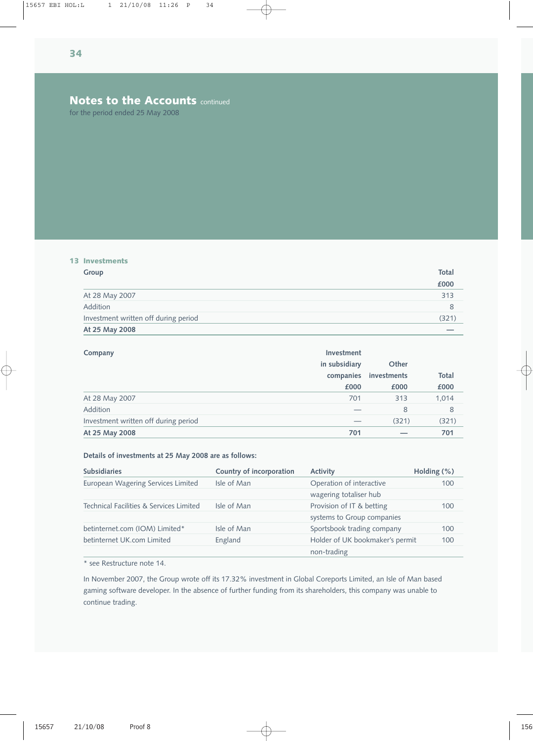## Notes to the Accounts continued

for the period ended 25 May 2008

### 13 Investments

| Group | Total |
|---|---|
| | £000 |
| At 28 May 2007 | 313 |
| Addition | 8 |
| Investment written off during period | (321) |
| **At 25 May 2008** | **—** |

| Company | Investment in subsidiary companies | Other investments | Total |
|---|---|---|---|
| | £000 | £000 | £000 |
| At 28 May 2007 | 701 | 313 | 1,014 |
| Addition | — | 8 | 8 |
| Investment written off during period | — | (321) | (321) |
| **At 25 May 2008** | **701** | **—** | **701** |

**Details of investments at 25 May 2008 are as follows:**

| Subsidiaries | Country of incorporation | Activity | Holding (%) |
|---|---|---|---|
| European Wagering Services Limited | Isle of Man | Operation of interactive wagering totaliser hub | 100 |
| Technical Facilities & Services Limited | Isle of Man | Provision of IT & betting systems to Group companies | 100 |
| betinternet.com (IOM) Limited* | Isle of Man | Sportsbook trading company | 100 |
| betinternet UK.com Limited | England | Holder of UK bookmaker's permit non-trading | 100 |

\* see Restructure note 14.

In November 2007, the Group wrote off its 17.32% investment in Global Coreports Limited, an Isle of Man based gaming software developer. In the absence of further funding from its shareholders, this company was unable to continue trading.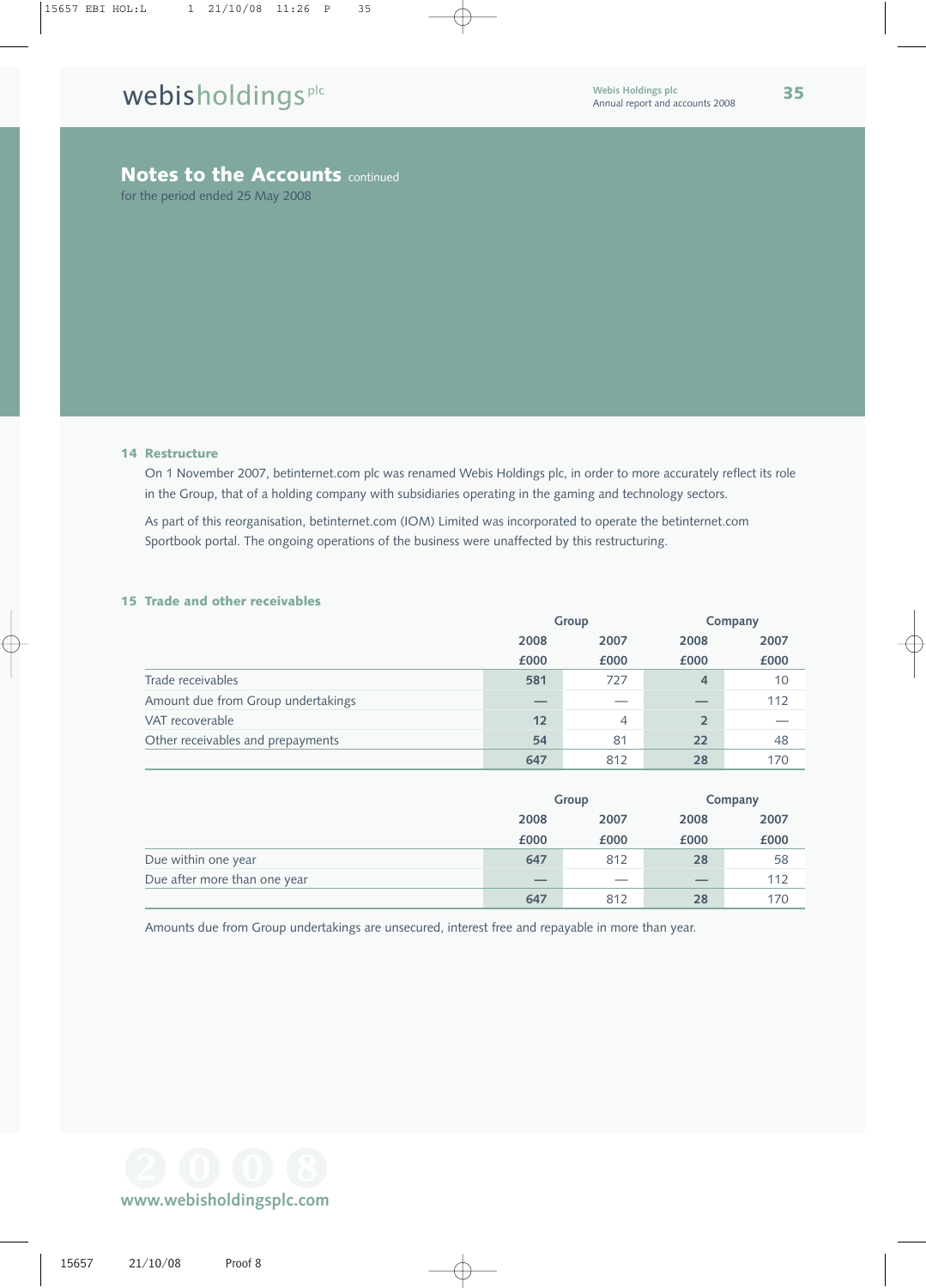## Notes to the Accounts continued

for the period ended 25 May 2008

### 14 Restructure

On 1 November 2007, betinternet.com plc was renamed Webis Holdings plc, in order to more accurately reflect its role in the Group, that of a holding company with subsidiaries operating in the gaming and technology sectors.

As part of this reorganisation, betinternet.com (IOM) Limited was incorporated to operate the betinternet.com Sportbook portal. The ongoing operations of the business were unaffected by this restructuring.

### 15 Trade and other receivables

| | Group | | Company | |
|---|---|---|---|---|
| | 2008 | 2007 | 2008 | 2007 |
| | £000 | £000 | £000 | £000 |
| Trade receivables | **581** | 727 | **4** | 10 |
| Amount due from Group undertakings | **—** | — | **—** | 112 |
| VAT recoverable | **12** | 4 | **2** | — |
| Other receivables and prepayments | **54** | 81 | **22** | 48 |
| | **647** | 812 | **28** | 170 |

| | Group | | Company | |
|---|---|---|---|---|
| | 2008 | 2007 | 2008 | 2007 |
| | £000 | £000 | £000 | £000 |
| Due within one year | **647** | 812 | **28** | 58 |
| Due after more than one year | **—** | — | **—** | 112 |
| | **647** | 812 | **28** | 170 |

Amounts due from Group undertakings are unsecured, interest free and repayable in more than year.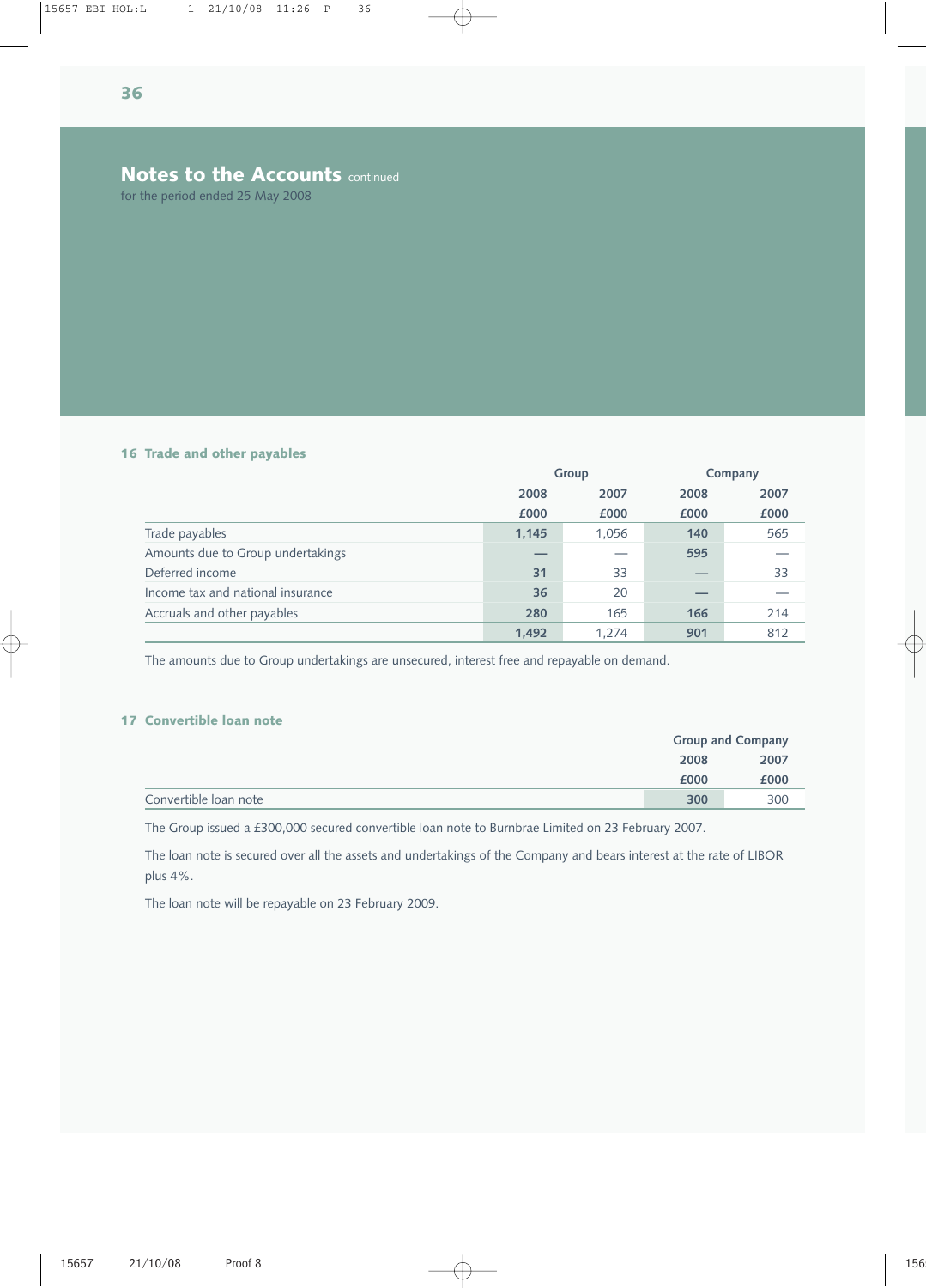## Notes to the Accounts continued

for the period ended 25 May 2008

### 16 Trade and other payables

| | Group | | Company | |
|---|---|---|---|---|
| | 2008 | 2007 | 2008 | 2007 |
| | £000 | £000 | £000 | £000 |
| Trade payables | **1,145** | 1,056 | **140** | 565 |
| Amounts due to Group undertakings | **—** | — | **595** | — |
| Deferred income | **31** | 33 | **—** | 33 |
| Income tax and national insurance | **36** | 20 | **—** | — |
| Accruals and other payables | **280** | 165 | **166** | 214 |
| | **1,492** | 1,274 | **901** | 812 |

The amounts due to Group undertakings are unsecured, interest free and repayable on demand.

### 17 Convertible loan note

| | Group and Company | |
|---|---|---|
| | 2008 | 2007 |
| | £000 | £000 |
| Convertible loan note | **300** | 300 |

The Group issued a £300,000 secured convertible loan note to Burnbrae Limited on 23 February 2007.

The loan note is secured over all the assets and undertakings of the Company and bears interest at the rate of LIBOR plus 4%.

The loan note will be repayable on 23 February 2009.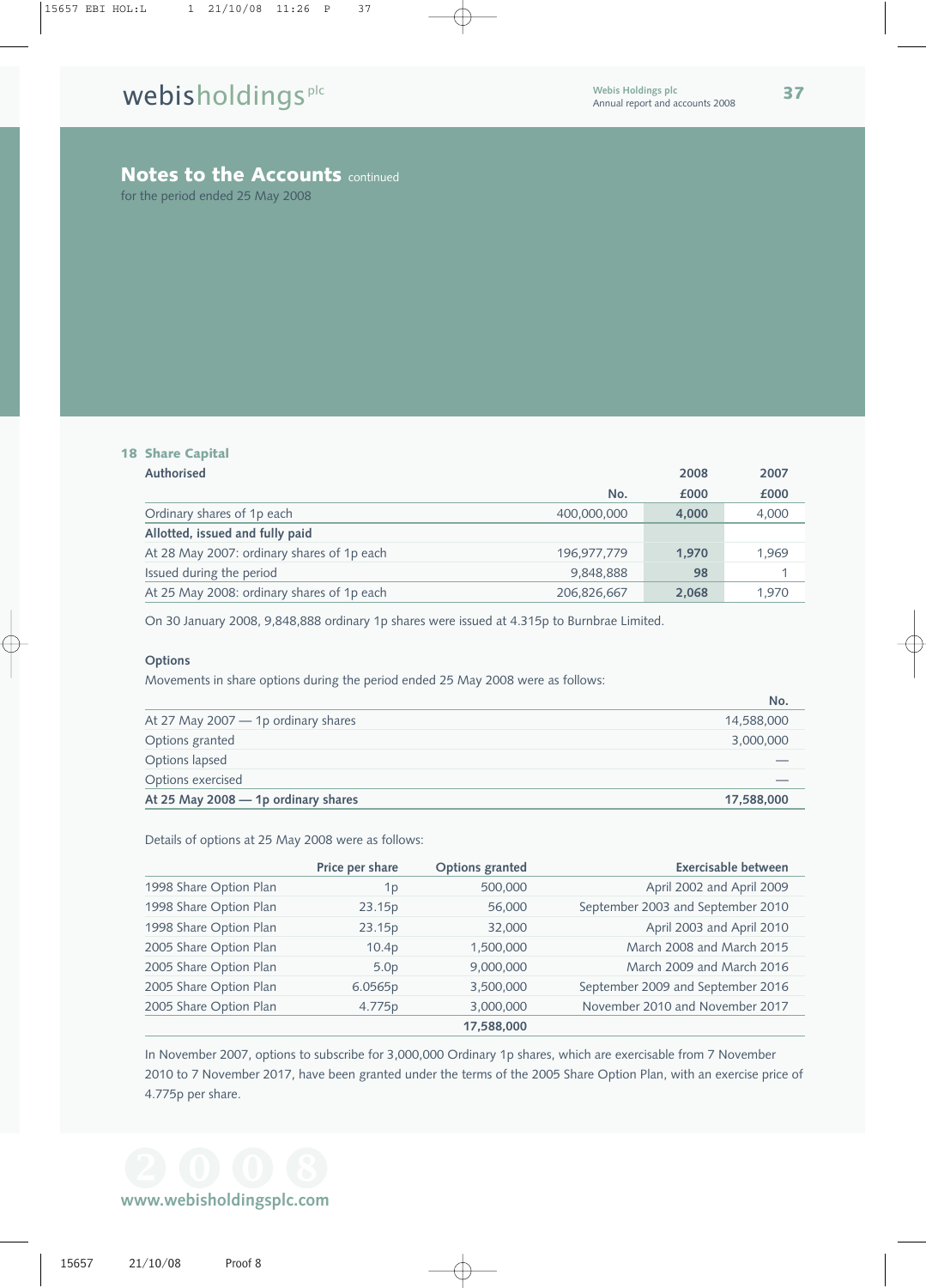## Notes to the Accounts continued

for the period ended 25 May 2008

### 18 Share Capital

| Authorised | No. | 2008 £000 | 2007 £000 |
|---|---|---|---|
| Ordinary shares of 1p each | 400,000,000 | **4,000** | 4,000 |
| **Allotted, issued and fully paid** | | | |
| At 28 May 2007: ordinary shares of 1p each | 196,977,779 | **1,970** | 1,969 |
| Issued during the period | 9,848,888 | **98** | 1 |
| At 25 May 2008: ordinary shares of 1p each | 206,826,667 | **2,068** | 1,970 |

On 30 January 2008, 9,848,888 ordinary 1p shares were issued at 4.315p to Burnbrae Limited.

**Options**

Movements in share options during the period ended 25 May 2008 were as follows:

| | No. |
|---|---|
| At 27 May 2007 — 1p ordinary shares | 14,588,000 |
| Options granted | 3,000,000 |
| Options lapsed | — |
| Options exercised | — |
| **At 25 May 2008 — 1p ordinary shares** | **17,588,000** |

Details of options at 25 May 2008 were as follows:

| | Price per share | Options granted | Exercisable between |
|---|---|---|---|
| 1998 Share Option Plan | 1p | 500,000 | April 2002 and April 2009 |
| 1998 Share Option Plan | 23.15p | 56,000 | September 2003 and September 2010 |
| 1998 Share Option Plan | 23.15p | 32,000 | April 2003 and April 2010 |
| 2005 Share Option Plan | 10.4p | 1,500,000 | March 2008 and March 2015 |
| 2005 Share Option Plan | 5.0p | 9,000,000 | March 2009 and March 2016 |
| 2005 Share Option Plan | 6.0565p | 3,500,000 | September 2009 and September 2016 |
| 2005 Share Option Plan | 4.775p | 3,000,000 | November 2010 and November 2017 |
| | | **17,588,000** | |

In November 2007, options to subscribe for 3,000,000 Ordinary 1p shares, which are exercisable from 7 November 2010 to 7 November 2017, have been granted under the terms of the 2005 Share Option Plan, with an exercise price of 4.775p per share.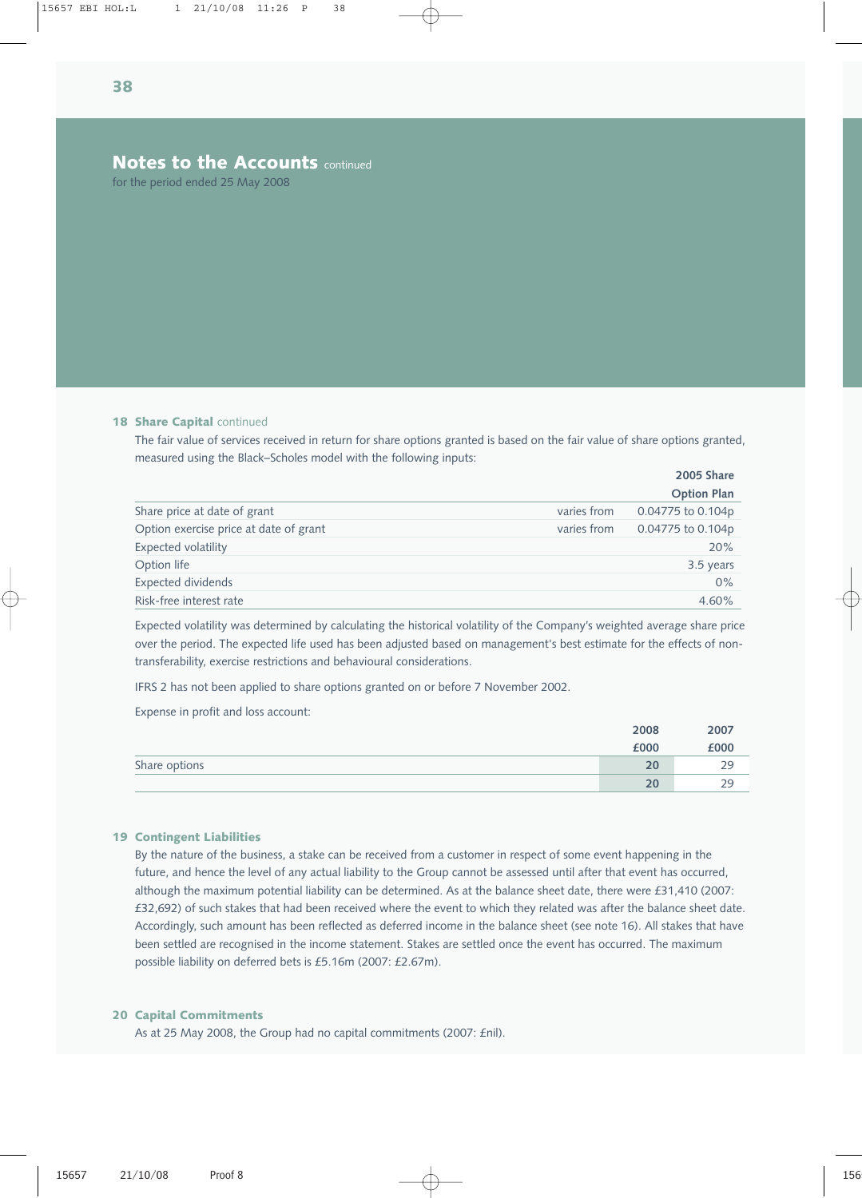## Notes to the Accounts continued

for the period ended 25 May 2008

### 18 Share Capital continued

The fair value of services received in return for share options granted is based on the fair value of share options granted, measured using the Black–Scholes model with the following inputs:

| | | 2005 Share Option Plan |
|---|---|---|
| Share price at date of grant | varies from | 0.04775 to 0.104p |
| Option exercise price at date of grant | varies from | 0.04775 to 0.104p |
| Expected volatility | | 20% |
| Option life | | 3.5 years |
| Expected dividends | | 0% |
| Risk-free interest rate | | 4.60% |

Expected volatility was determined by calculating the historical volatility of the Company's weighted average share price over the period. The expected life used has been adjusted based on management's best estimate for the effects of non-transferability, exercise restrictions and behavioural considerations.

IFRS 2 has not been applied to share options granted on or before 7 November 2002.

Expense in profit and loss account:

| | 2008 £000 | 2007 £000 |
|---|---|---|
| Share options | **20** | 29 |
| | **20** | 29 |

### 19 Contingent Liabilities

By the nature of the business, a stake can be received from a customer in respect of some event happening in the future, and hence the level of any actual liability to the Group cannot be assessed until after that event has occurred, although the maximum potential liability can be determined. As at the balance sheet date, there were £31,410 (2007: £32,692) of such stakes that had been received where the event to which they related was after the balance sheet date. Accordingly, such amount has been reflected as deferred income in the balance sheet (see note 16). All stakes that have been settled are recognised in the income statement. Stakes are settled once the event has occurred. The maximum possible liability on deferred bets is £5.16m (2007: £2.67m).

### 20 Capital Commitments

As at 25 May 2008, the Group had no capital commitments (2007: £nil).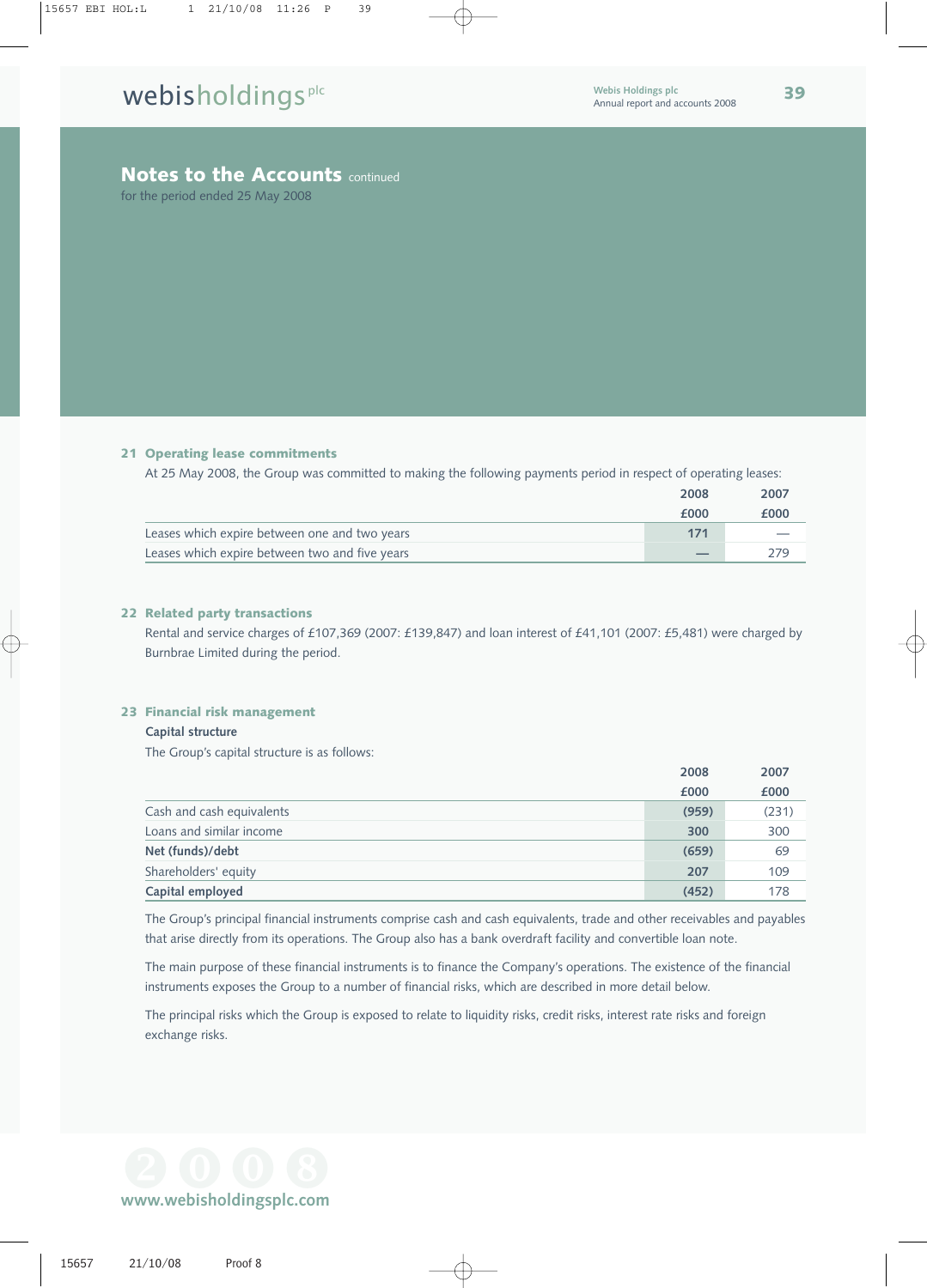## Notes to the Accounts continued

for the period ended 25 May 2008

### 21 Operating lease commitments

At 25 May 2008, the Group was committed to making the following payments period in respect of operating leases:

| | 2008 £000 | 2007 £000 |
|---|---|---|
| Leases which expire between one and two years | 171 | — |
| Leases which expire between two and five years | — | 279 |

### 22 Related party transactions

Rental and service charges of £107,369 (2007: £139,847) and loan interest of £41,101 (2007: £5,481) were charged by Burnbrae Limited during the period.

### 23 Financial risk management

**Capital structure**

The Group's capital structure is as follows:

| | 2008 £000 | 2007 £000 |
|---|---|---|
| Cash and cash equivalents | (959) | (231) |
| Loans and similar income | 300 | 300 |
| **Net (funds)/debt** | **(659)** | **69** |
| Shareholders' equity | 207 | 109 |
| **Capital employed** | **(452)** | **178** |

The Group's principal financial instruments comprise cash and cash equivalents, trade and other receivables and payables that arise directly from its operations. The Group also has a bank overdraft facility and convertible loan note.

The main purpose of these financial instruments is to finance the Company's operations. The existence of the financial instruments exposes the Group to a number of financial risks, which are described in more detail below.

The principal risks which the Group is exposed to relate to liquidity risks, credit risks, interest rate risks and foreign exchange risks.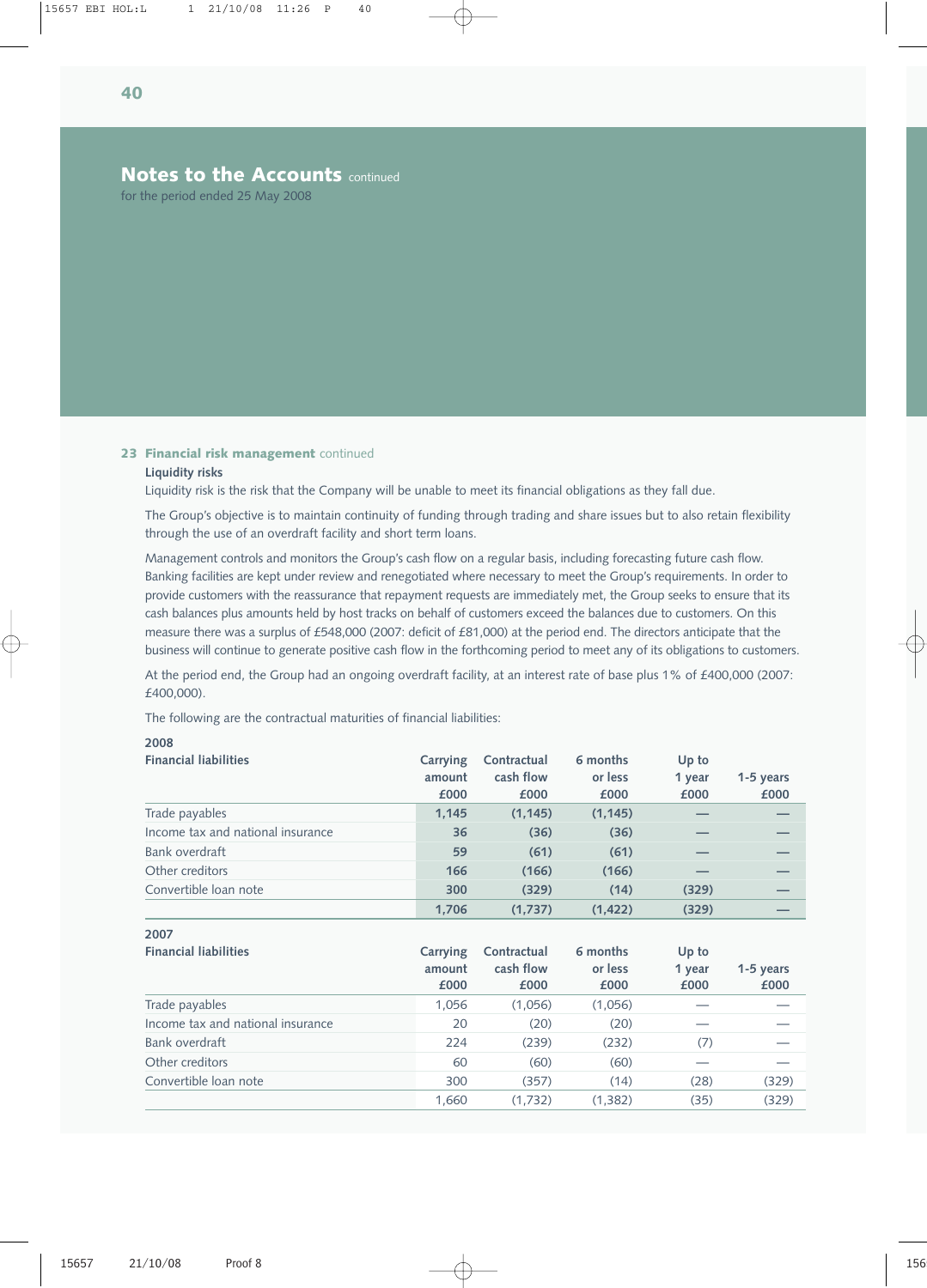## Notes to the Accounts continued

for the period ended 25 May 2008

### 23 Financial risk management continued

**Liquidity risks**

Liquidity risk is the risk that the Company will be unable to meet its financial obligations as they fall due.

The Group's objective is to maintain continuity of funding through trading and share issues but to also retain flexibility through the use of an overdraft facility and short term loans.

Management controls and monitors the Group's cash flow on a regular basis, including forecasting future cash flow. Banking facilities are kept under review and renegotiated where necessary to meet the Group's requirements. In order to provide customers with the reassurance that repayment requests are immediately met, the Group seeks to ensure that its cash balances plus amounts held by host tracks on behalf of customers exceed the balances due to customers. On this measure there was a surplus of £548,000 (2007: deficit of £81,000) at the period end. The directors anticipate that the business will continue to generate positive cash flow in the forthcoming period to meet any of its obligations to customers.

At the period end, the Group had an ongoing overdraft facility, at an interest rate of base plus 1% of £400,000 (2007: £400,000).

The following are the contractual maturities of financial liabilities:

**2008**

| Financial liabilities | Carrying amount £000 | Contractual cash flow £000 | 6 months or less £000 | Up to 1 year £000 | 1-5 years £000 |
|---|---|---|---|---|---|
| Trade payables | 1,145 | (1,145) | (1,145) | — | — |
| Income tax and national insurance | 36 | (36) | (36) | — | — |
| Bank overdraft | 59 | (61) | (61) | — | — |
| Other creditors | 166 | (166) | (166) | — | — |
| Convertible loan note | 300 | (329) | (14) | (329) | — |
| | 1,706 | (1,737) | (1,422) | (329) | — |

**2007**

| Financial liabilities | Carrying amount £000 | Contractual cash flow £000 | 6 months or less £000 | Up to 1 year £000 | 1-5 years £000 |
|---|---|---|---|---|---|
| Trade payables | 1,056 | (1,056) | (1,056) | — | — |
| Income tax and national insurance | 20 | (20) | (20) | — | — |
| Bank overdraft | 224 | (239) | (232) | (7) | — |
| Other creditors | 60 | (60) | (60) | — | — |
| Convertible loan note | 300 | (357) | (14) | (28) | (329) |
| | 1,660 | (1,732) | (1,382) | (35) | (329) |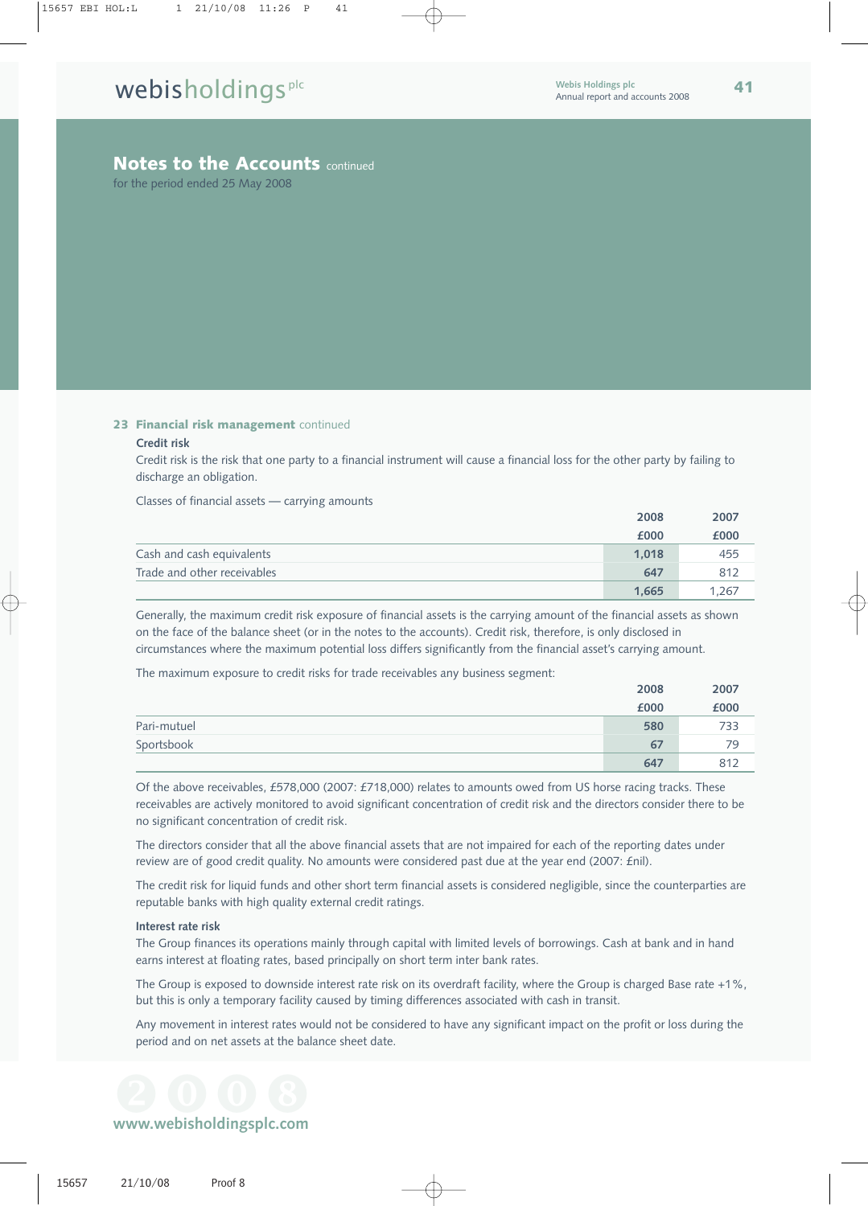## Notes to the Accounts continued

for the period ended 25 May 2008

### 23 Financial risk management continued

**Credit risk**

Credit risk is the risk that one party to a financial instrument will cause a financial loss for the other party by failing to discharge an obligation.

Classes of financial assets — carrying amounts

| | 2008 £000 | 2007 £000 |
|---|---|---|
| Cash and cash equivalents | 1,018 | 455 |
| Trade and other receivables | 647 | 812 |
| | 1,665 | 1,267 |

Generally, the maximum credit risk exposure of financial assets is the carrying amount of the financial assets as shown on the face of the balance sheet (or in the notes to the accounts). Credit risk, therefore, is only disclosed in circumstances where the maximum potential loss differs significantly from the financial asset's carrying amount.

The maximum exposure to credit risks for trade receivables any business segment:

| | 2008 £000 | 2007 £000 |
|---|---|---|
| Pari-mutuel | 580 | 733 |
| Sportsbook | 67 | 79 |
| | 647 | 812 |

Of the above receivables, £578,000 (2007: £718,000) relates to amounts owed from US horse racing tracks. These receivables are actively monitored to avoid significant concentration of credit risk and the directors consider there to be no significant concentration of credit risk.

The directors consider that all the above financial assets that are not impaired for each of the reporting dates under review are of good credit quality. No amounts were considered past due at the year end (2007: £nil).

The credit risk for liquid funds and other short term financial assets is considered negligible, since the counterparties are reputable banks with high quality external credit ratings.

**Interest rate risk**

The Group finances its operations mainly through capital with limited levels of borrowings. Cash at bank and in hand earns interest at floating rates, based principally on short term inter bank rates.

The Group is exposed to downside interest rate risk on its overdraft facility, where the Group is charged Base rate +1%, but this is only a temporary facility caused by timing differences associated with cash in transit.

Any movement in interest rates would not be considered to have any significant impact on the profit or loss during the period and on net assets at the balance sheet date.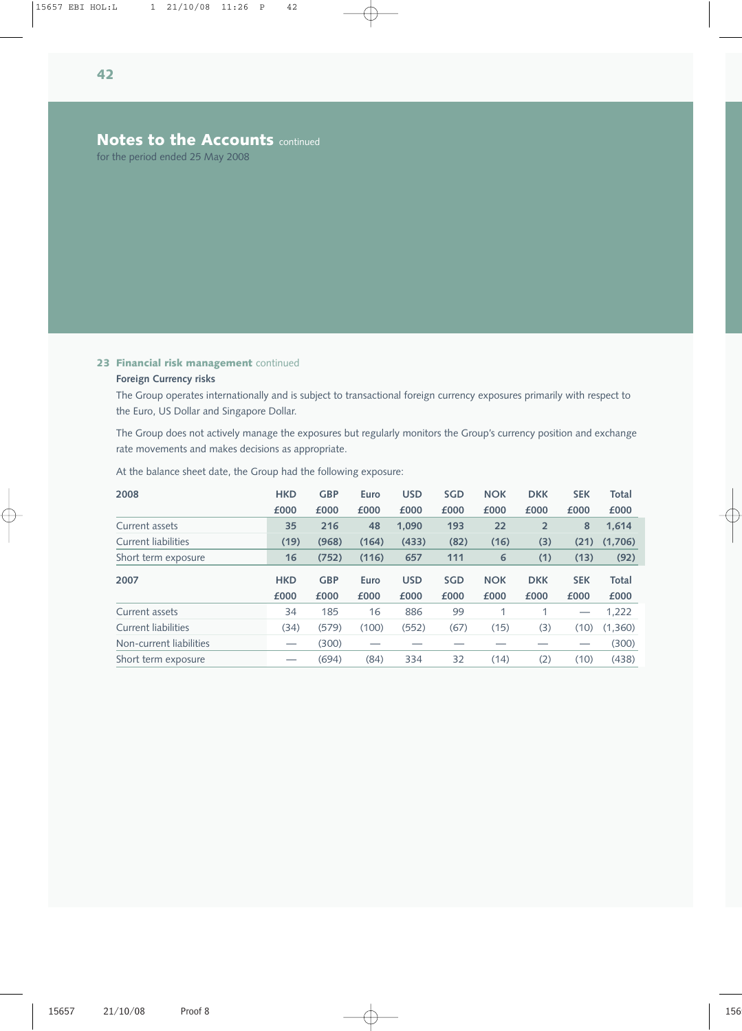## Notes to the Accounts continued

for the period ended 25 May 2008

### 23 Financial risk management continued

**Foreign Currency risks**

The Group operates internationally and is subject to transactional foreign currency exposures primarily with respect to the Euro, US Dollar and Singapore Dollar.

The Group does not actively manage the exposures but regularly monitors the Group's currency position and exchange rate movements and makes decisions as appropriate.

At the balance sheet date, the Group had the following exposure:

| 2008 | HKD £000 | GBP £000 | Euro £000 | USD £000 | SGD £000 | NOK £000 | DKK £000 | SEK £000 | Total £000 |
|---|---|---|---|---|---|---|---|---|---|
| Current assets | 35 | 216 | 48 | 1,090 | 193 | 22 | 2 | 8 | 1,614 |
| Current liabilities | (19) | (968) | (164) | (433) | (82) | (16) | (3) | (21) | (1,706) |
| Short term exposure | 16 | (752) | (116) | 657 | 111 | 6 | (1) | (13) | (92) |

| 2007 | HKD £000 | GBP £000 | Euro £000 | USD £000 | SGD £000 | NOK £000 | DKK £000 | SEK £000 | Total £000 |
|---|---|---|---|---|---|---|---|---|---|
| Current assets | 34 | 185 | 16 | 886 | 99 | 1 | 1 | — | 1,222 |
| Current liabilities | (34) | (579) | (100) | (552) | (67) | (15) | (3) | (10) | (1,360) |
| Non-current liabilities | — | (300) | — | — | — | — | — | — | (300) |
| Short term exposure | — | (694) | (84) | 334 | 32 | (14) | (2) | (10) | (438) |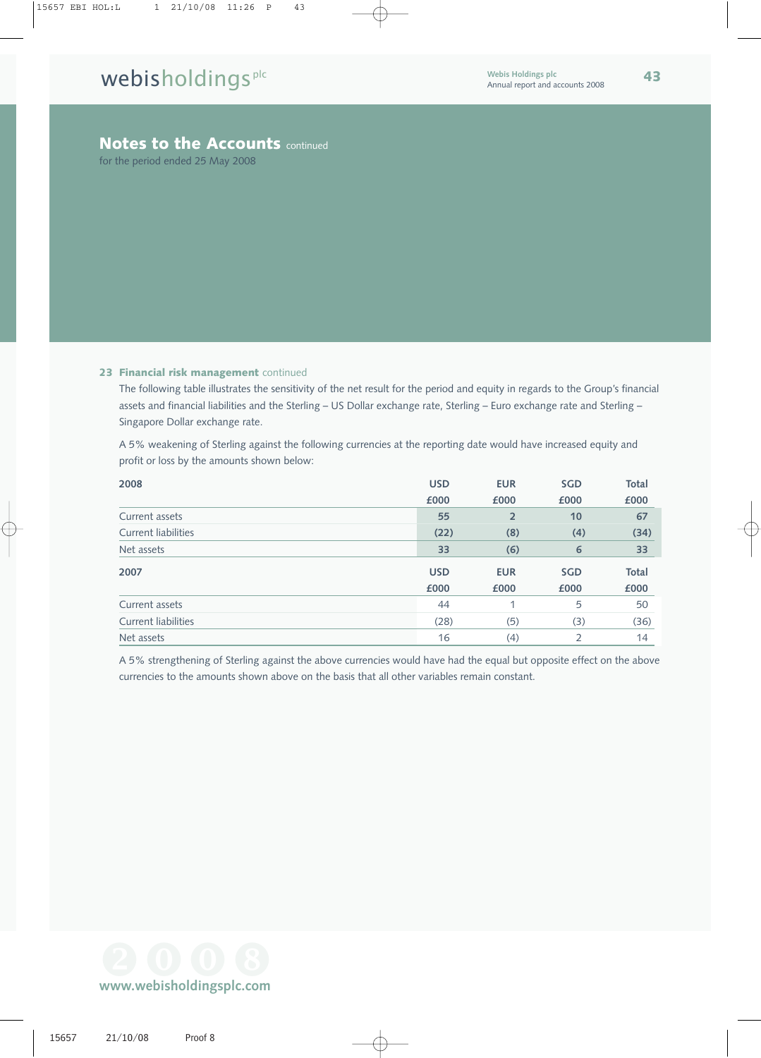## Notes to the Accounts continued

for the period ended 25 May 2008

### 23 Financial risk management continued

The following table illustrates the sensitivity of the net result for the period and equity in regards to the Group's financial assets and financial liabilities and the Sterling – US Dollar exchange rate, Sterling – Euro exchange rate and Sterling – Singapore Dollar exchange rate.

A 5% weakening of Sterling against the following currencies at the reporting date would have increased equity and profit or loss by the amounts shown below:

| **2008** | **USD** | **EUR** | **SGD** | **Total** |
|---|---|---|---|---|
| | **£000** | **£000** | **£000** | **£000** |
| Current assets | **55** | **2** | **10** | **67** |
| Current liabilities | **(22)** | **(8)** | **(4)** | **(34)** |
| Net assets | **33** | **(6)** | **6** | **33** |

| **2007** | **USD** | **EUR** | **SGD** | **Total** |
|---|---|---|---|---|
| | **£000** | **£000** | **£000** | **£000** |
| Current assets | 44 | 1 | 5 | 50 |
| Current liabilities | (28) | (5) | (3) | (36) |
| Net assets | 16 | (4) | 2 | 14 |

A 5% strengthening of Sterling against the above currencies would have had the equal but opposite effect on the above currencies to the amounts shown above on the basis that all other variables remain constant.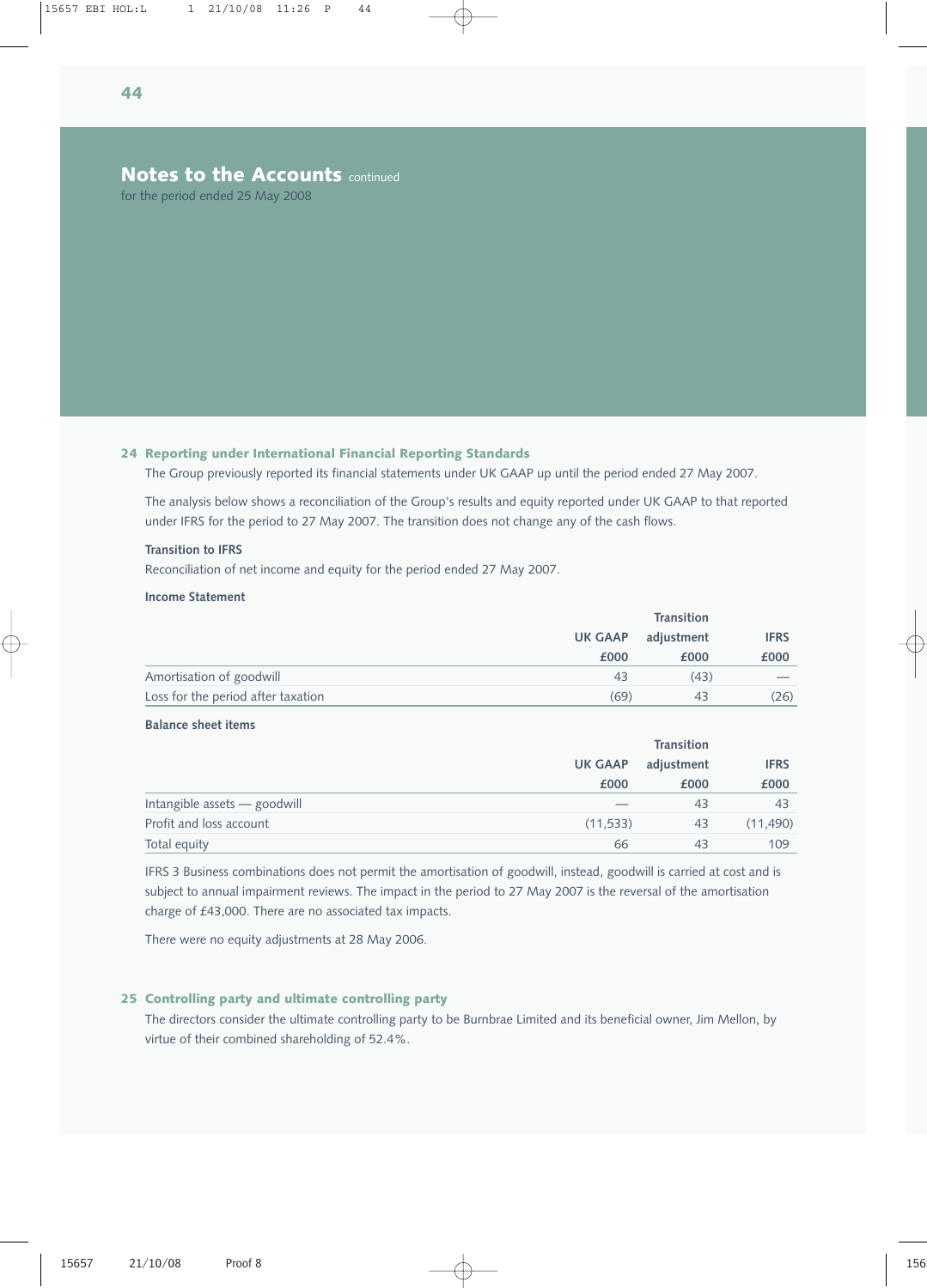## Notes to the Accounts continued

for the period ended 25 May 2008

### 24 Reporting under International Financial Reporting Standards

The Group previously reported its financial statements under UK GAAP up until the period ended 27 May 2007.

The analysis below shows a reconciliation of the Group's results and equity reported under UK GAAP to that reported under IFRS for the period to 27 May 2007. The transition does not change any of the cash flows.

**Transition to IFRS**

Reconciliation of net income and equity for the period ended 27 May 2007.

**Income Statement**

| | UK GAAP £000 | Transition adjustment £000 | IFRS £000 |
|---|---|---|---|
| Amortisation of goodwill | 43 | (43) | — |
| Loss for the period after taxation | (69) | 43 | (26) |

**Balance sheet items**

| | UK GAAP £000 | Transition adjustment £000 | IFRS £000 |
|---|---|---|---|
| Intangible assets — goodwill | — | 43 | 43 |
| Profit and loss account | (11,533) | 43 | (11,490) |
| Total equity | 66 | 43 | 109 |

IFRS 3 Business combinations does not permit the amortisation of goodwill, instead, goodwill is carried at cost and is subject to annual impairment reviews. The impact in the period to 27 May 2007 is the reversal of the amortisation charge of £43,000. There are no associated tax impacts.

There were no equity adjustments at 28 May 2006.

### 25 Controlling party and ultimate controlling party

The directors consider the ultimate controlling party to be Burnbrae Limited and its beneficial owner, Jim Mellon, by virtue of their combined shareholding of 52.4%.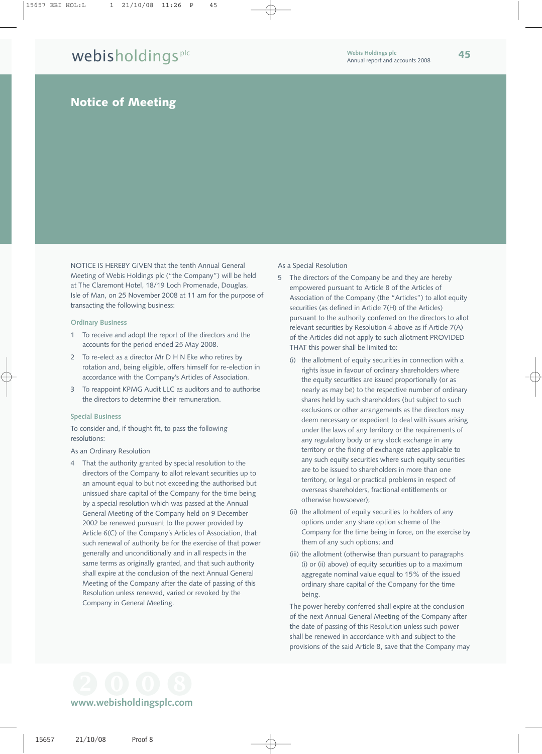# Notice of Meeting

NOTICE IS HEREBY GIVEN that the tenth Annual General Meeting of Webis Holdings plc ("the Company") will be held at The Claremont Hotel, 18/19 Loch Promenade, Douglas, Isle of Man, on 25 November 2008 at 11 am for the purpose of transacting the following business:

### Ordinary Business

1. To receive and adopt the report of the directors and the accounts for the period ended 25 May 2008.
2. To re-elect as a director Mr D H N Eke who retires by rotation and, being eligible, offers himself for re-election in accordance with the Company's Articles of Association.
3. To reappoint KPMG Audit LLC as auditors and to authorise the directors to determine their remuneration.

### Special Business

To consider and, if thought fit, to pass the following resolutions:

As an Ordinary Resolution

4. That the authority granted by special resolution to the directors of the Company to allot relevant securities up to an amount equal to but not exceeding the authorised but unissued share capital of the Company for the time being by a special resolution which was passed at the Annual General Meeting of the Company held on 9 December 2002 be renewed pursuant to the power provided by Article 6(C) of the Company's Articles of Association, that such renewal of authority be for the exercise of that power generally and unconditionally and in all respects in the same terms as originally granted, and that such authority shall expire at the conclusion of the next Annual General Meeting of the Company after the date of passing of this Resolution unless renewed, varied or revoked by the Company in General Meeting.

As a Special Resolution

5. The directors of the Company be and they are hereby empowered pursuant to Article 8 of the Articles of Association of the Company (the "Articles") to allot equity securities (as defined in Article 7(H) of the Articles) pursuant to the authority conferred on the directors to allot relevant securities by Resolution 4 above as if Article 7(A) of the Articles did not apply to such allotment PROVIDED THAT this power shall be limited to:

   (i) the allotment of equity securities in connection with a rights issue in favour of ordinary shareholders where the equity securities are issued proportionally (or as nearly as may be) to the respective number of ordinary shares held by such shareholders (but subject to such exclusions or other arrangements as the directors may deem necessary or expedient to deal with issues arising under the laws of any territory or the requirements of any regulatory body or any stock exchange in any territory or the fixing of exchange rates applicable to any such equity securities where such equity securities are to be issued to shareholders in more than one territory, or legal or practical problems in respect of overseas shareholders, fractional entitlements or otherwise howsoever);

   (ii) the allotment of equity securities to holders of any options under any share option scheme of the Company for the time being in force, on the exercise by them of any such options; and

   (iii) the allotment (otherwise than pursuant to paragraphs (i) or (ii) above) of equity securities up to a maximum aggregate nominal value equal to 15% of the issued ordinary share capital of the Company for the time being.

   The power hereby conferred shall expire at the conclusion of the next Annual General Meeting of the Company after the date of passing of this Resolution unless such power shall be renewed in accordance with and subject to the provisions of the said Article 8, save that the Company may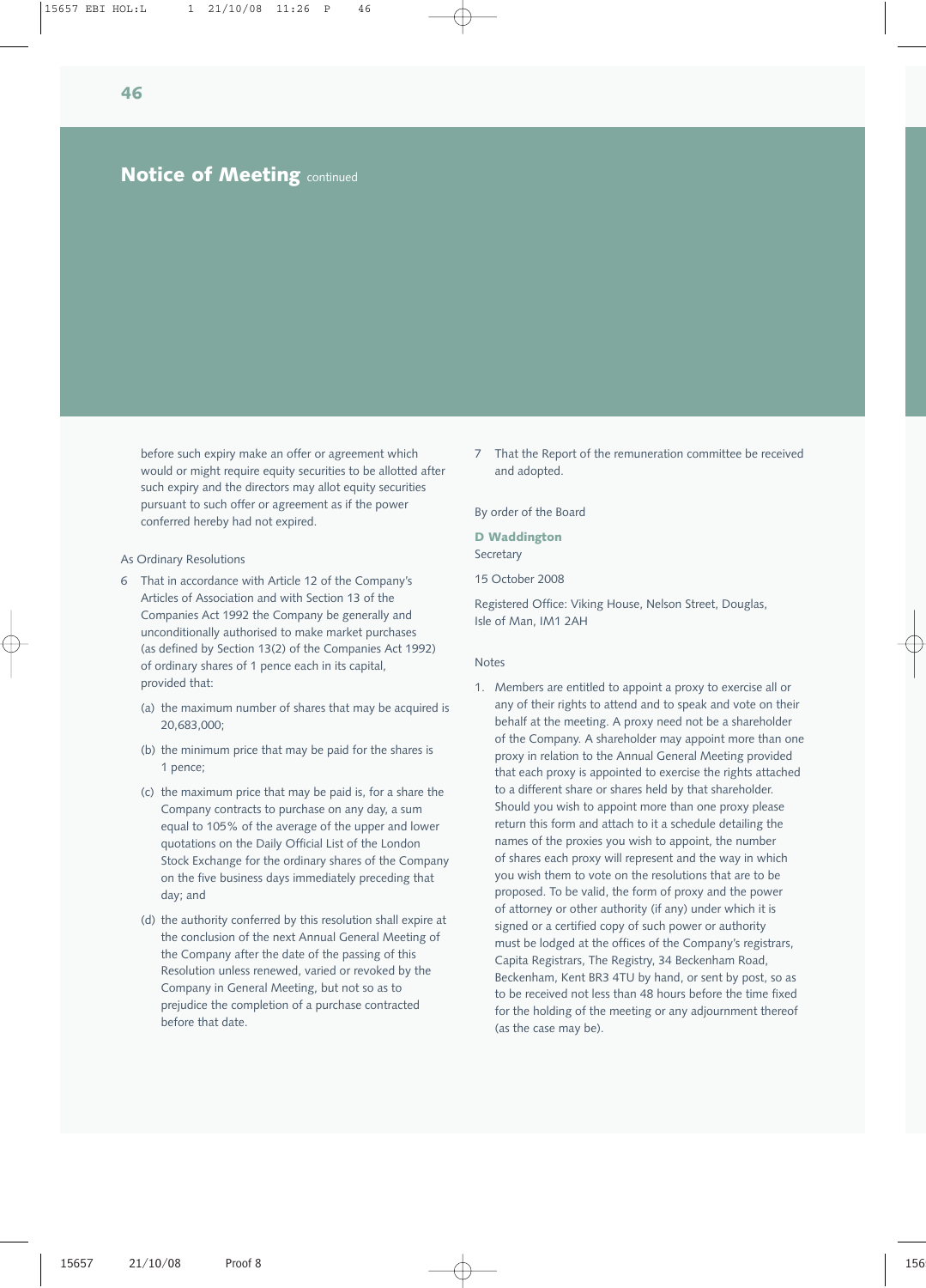## Notice of Meeting continued

before such expiry make an offer or agreement which would or might require equity securities to be allotted after such expiry and the directors may allot equity securities pursuant to such offer or agreement as if the power conferred hereby had not expired.

As Ordinary Resolutions

6 That in accordance with Article 12 of the Company's Articles of Association and with Section 13 of the Companies Act 1992 the Company be generally and unconditionally authorised to make market purchases (as defined by Section 13(2) of the Companies Act 1992) of ordinary shares of 1 pence each in its capital, provided that:

(a) the maximum number of shares that may be acquired is 20,683,000;

(b) the minimum price that may be paid for the shares is 1 pence;

(c) the maximum price that may be paid is, for a share the Company contracts to purchase on any day, a sum equal to 105% of the average of the upper and lower quotations on the Daily Official List of the London Stock Exchange for the ordinary shares of the Company on the five business days immediately preceding that day; and

(d) the authority conferred by this resolution shall expire at the conclusion of the next Annual General Meeting of the Company after the date of the passing of this Resolution unless renewed, varied or revoked by the Company in General Meeting, but not so as to prejudice the completion of a purchase contracted before that date.

7 That the Report of the remuneration committee be received and adopted.

By order of the Board

**D Waddington**
Secretary

15 October 2008

Registered Office: Viking House, Nelson Street, Douglas, Isle of Man, IM1 2AH

Notes

1. Members are entitled to appoint a proxy to exercise all or any of their rights to attend and to speak and vote on their behalf at the meeting. A proxy need not be a shareholder of the Company. A shareholder may appoint more than one proxy in relation to the Annual General Meeting provided that each proxy is appointed to exercise the rights attached to a different share or shares held by that shareholder. Should you wish to appoint more than one proxy please return this form and attach to it a schedule detailing the names of the proxies you wish to appoint, the number of shares each proxy will represent and the way in which you wish them to vote on the resolutions that are to be proposed. To be valid, the form of proxy and the power of attorney or other authority (if any) under which it is signed or a certified copy of such power or authority must be lodged at the offices of the Company's registrars, Capita Registrars, The Registry, 34 Beckenham Road, Beckenham, Kent BR3 4TU by hand, or sent by post, so as to be received not less than 48 hours before the time fixed for the holding of the meeting or any adjournment thereof (as the case may be).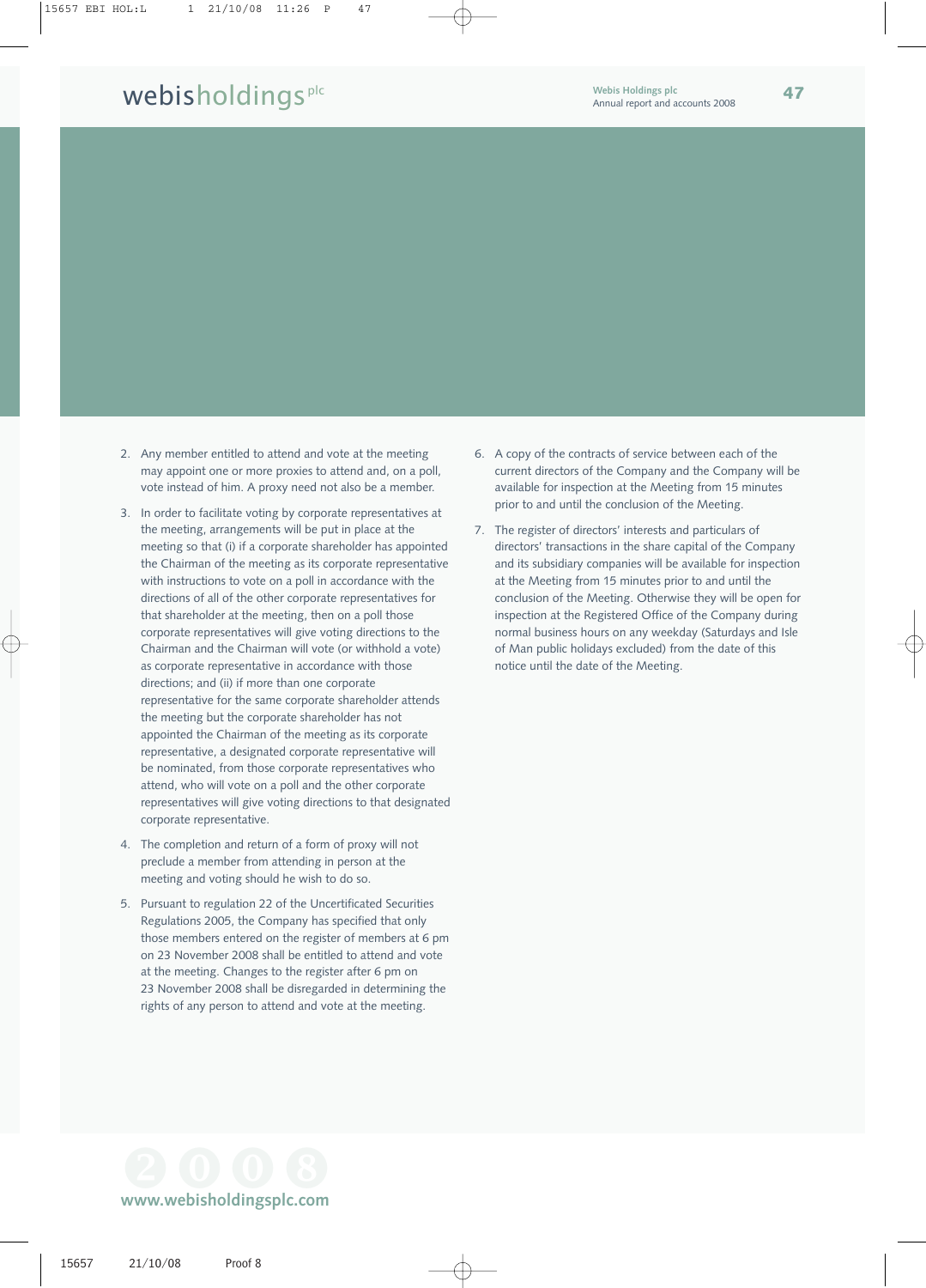2. Any member entitled to attend and vote at the meeting may appoint one or more proxies to attend and, on a poll, vote instead of him. A proxy need not also be a member.

3. In order to facilitate voting by corporate representatives at the meeting, arrangements will be put in place at the meeting so that (i) if a corporate shareholder has appointed the Chairman of the meeting as its corporate representative with instructions to vote on a poll in accordance with the directions of all of the other corporate representatives for that shareholder at the meeting, then on a poll those corporate representatives will give voting directions to the Chairman and the Chairman will vote (or withhold a vote) as corporate representative in accordance with those directions; and (ii) if more than one corporate representative for the same corporate shareholder attends the meeting but the corporate shareholder has not appointed the Chairman of the meeting as its corporate representative, a designated corporate representative will be nominated, from those corporate representatives who attend, who will vote on a poll and the other corporate representatives will give voting directions to that designated corporate representative.

4. The completion and return of a form of proxy will not preclude a member from attending in person at the meeting and voting should he wish to do so.

5. Pursuant to regulation 22 of the Uncertificated Securities Regulations 2005, the Company has specified that only those members entered on the register of members at 6 pm on 23 November 2008 shall be entitled to attend and vote at the meeting. Changes to the register after 6 pm on 23 November 2008 shall be disregarded in determining the rights of any person to attend and vote at the meeting.

6. A copy of the contracts of service between each of the current directors of the Company and the Company will be available for inspection at the Meeting from 15 minutes prior to and until the conclusion of the Meeting.

7. The register of directors' interests and particulars of directors' transactions in the share capital of the Company and its subsidiary companies will be available for inspection at the Meeting from 15 minutes prior to and until the conclusion of the Meeting. Otherwise they will be open for inspection at the Registered Office of the Company during normal business hours on any weekday (Saturdays and Isle of Man public holidays excluded) from the date of this notice until the date of the Meeting.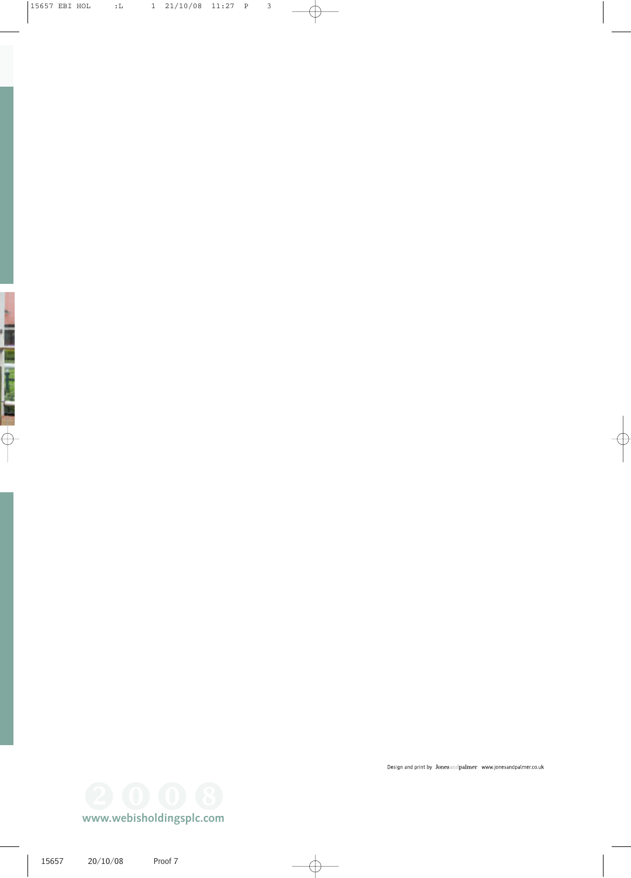Design and print by Jonesandpalmer www.jonesandpalmer.co.uk

2008

www.webisholdingsplc.com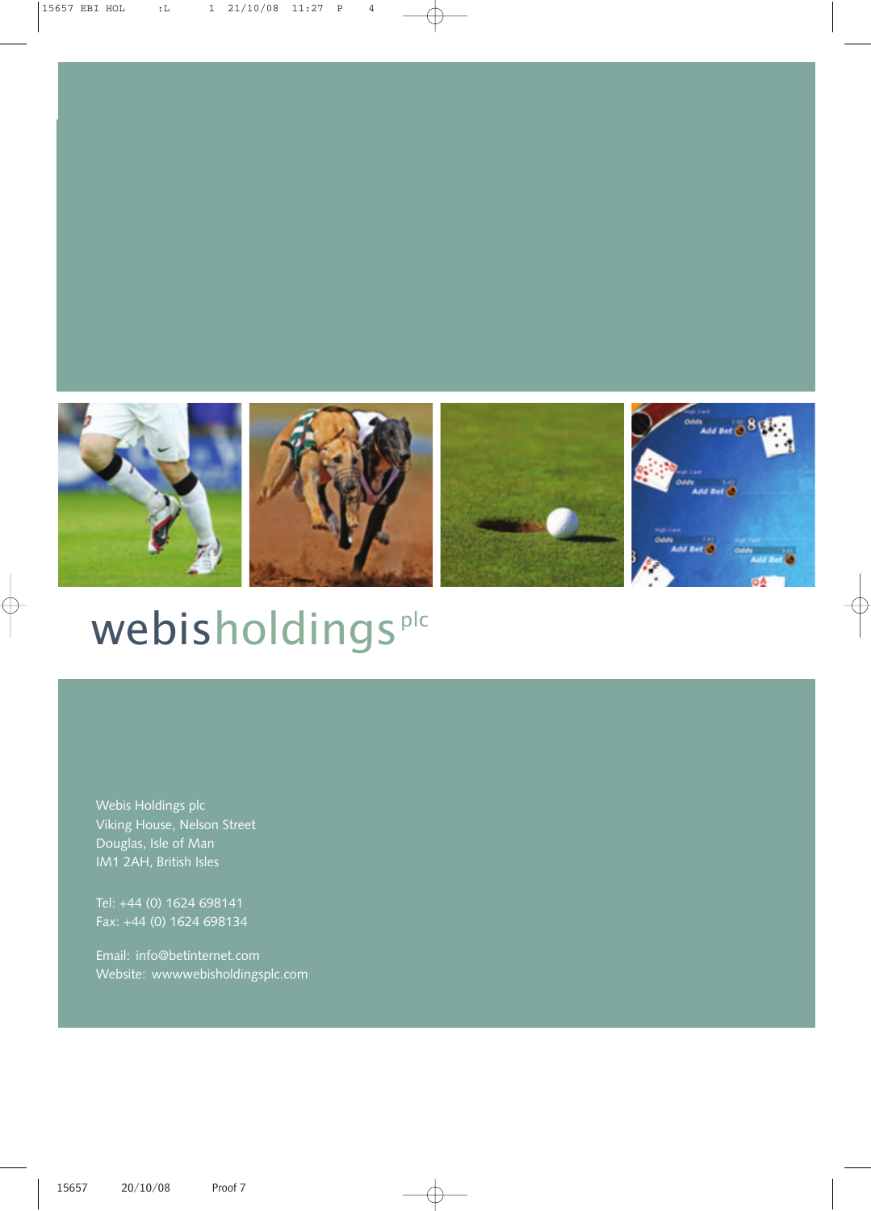# webisholdings plc

Webis Holdings plc
Viking House, Nelson Street
Douglas, Isle of Man
IM1 2AH, British Isles

Tel: +44 (0) 1624 698141
Fax: +44 (0) 1624 698134

Email: info@betinternet.com
Website: wwwwebisholdingsplc.com